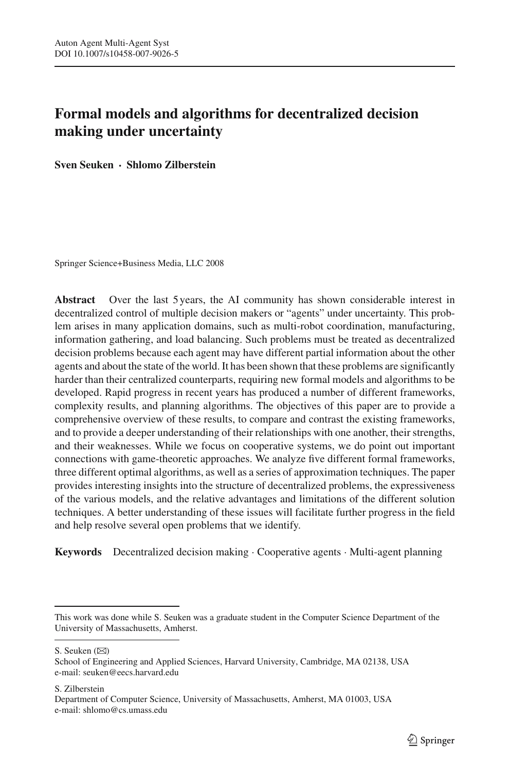# Formal models and algorithms for decentralized decision making under uncertainty

**Sven Seuken · Shlomo Zilberstein**

Springer Science+Business Media, LLC 2008

**Abstract** Over the last 5 years, the AI community has shown considerable interest in decentralized control of multiple decision makers or "agents" under uncertainty. This problem arises in many application domains, such as multi-robot coordination, manufacturing, information gathering, and load balancing. Such problems must be treated as decentralized decision problems because each agent may have different partial information about the other agents and about the state of the world. It has been shown that these problems are significantly harder than their centralized counterparts, requiring new formal models and algorithms to be developed. Rapid progress in recent years has produced a number of different frameworks, complexity results, and planning algorithms. The objectives of this paper are to provide a comprehensive overview of these results, to compare and contrast the existing frameworks, and to provide a deeper understanding of their relationships with one another, their strengths, and their weaknesses. While we focus on cooperative systems, we do point out important connections with game-theoretic approaches. We analyze five different formal frameworks, three different optimal algorithms, as well as a series of approximation techniques. The paper provides interesting insights into the structure of decentralized problems, the expressiveness of the various models, and the relative advantages and limitations of the different solution techniques. A better understanding of these issues will facilitate further progress in the field and help resolve several open problems that we identify.

**Keywords** Decentralized decision making · Cooperative agents · Multi-agent planning

---

This work was done while S. Seuken was a graduate student in the Computer Science Department of the University of Massachusetts, Amherst.

S. Seuken (✉)
School of Engineering and Applied Sciences, Harvard University, Cambridge, MA 02138, USA
e-mail: seuken@eecs.harvard.edu

S. Zilberstein
Department of Computer Science, University of Massachusetts, Amherst, MA 01003, USA
e-mail: shlomo@cs.umass.edu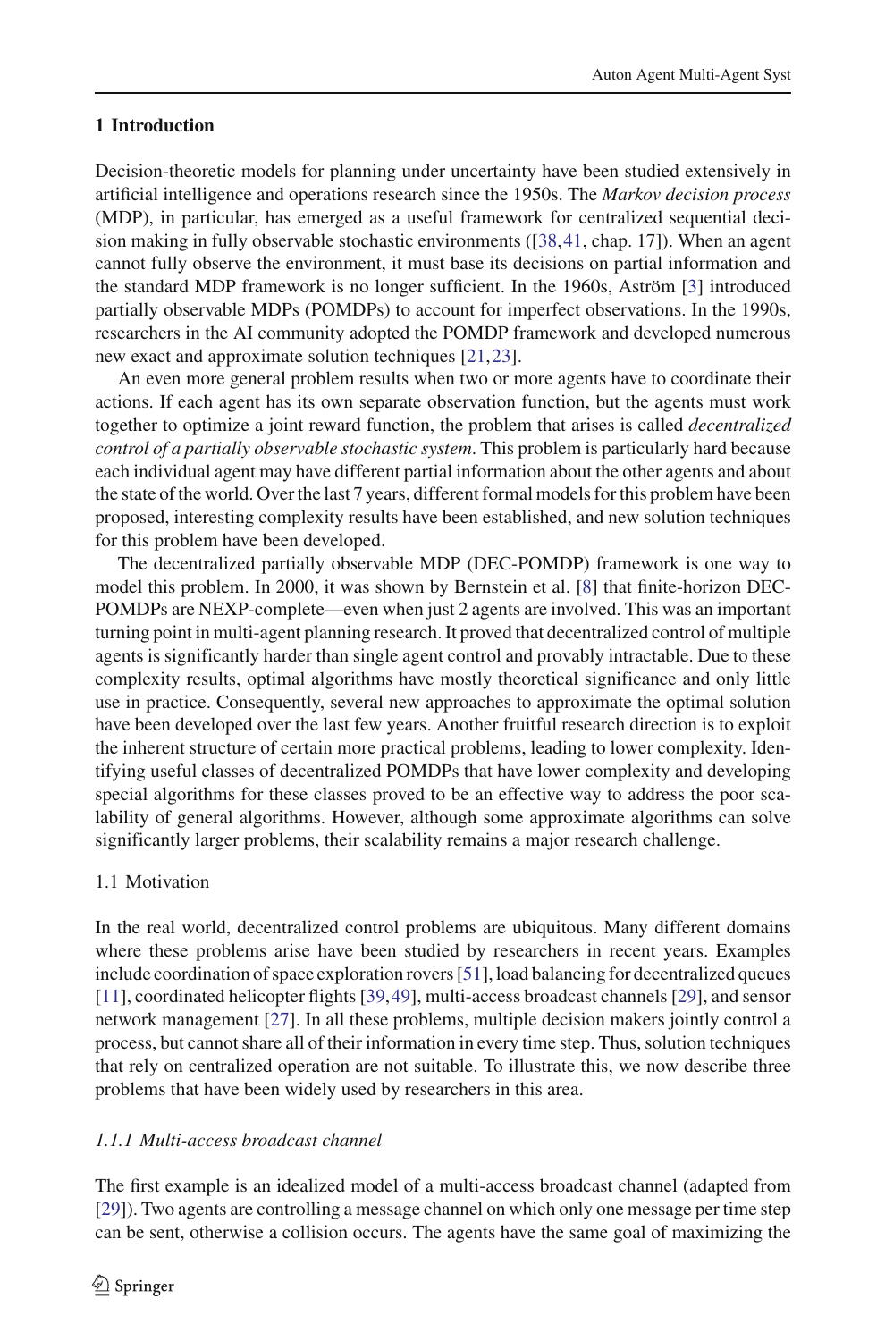## 1 Introduction

Decision-theoretic models for planning under uncertainty have been studied extensively in artificial intelligence and operations research since the 1950s. The *Markov decision process* (MDP), in particular, has emerged as a useful framework for centralized sequential decision making in fully observable stochastic environments ([38,41, chap. 17]). When an agent cannot fully observe the environment, it must base its decisions on partial information and the standard MDP framework is no longer sufficient. In the 1960s, Aström [3] introduced partially observable MDPs (POMDPs) to account for imperfect observations. In the 1990s, researchers in the AI community adopted the POMDP framework and developed numerous new exact and approximate solution techniques [21,23].

An even more general problem results when two or more agents have to coordinate their actions. If each agent has its own separate observation function, but the agents must work together to optimize a joint reward function, the problem that arises is called *decentralized control of a partially observable stochastic system*. This problem is particularly hard because each individual agent may have different partial information about the other agents and about the state of the world. Over the last 7 years, different formal models for this problem have been proposed, interesting complexity results have been established, and new solution techniques for this problem have been developed.

The decentralized partially observable MDP (DEC-POMDP) framework is one way to model this problem. In 2000, it was shown by Bernstein et al. [8] that finite-horizon DEC-POMDPs are NEXP-complete—even when just 2 agents are involved. This was an important turning point in multi-agent planning research. It proved that decentralized control of multiple agents is significantly harder than single agent control and provably intractable. Due to these complexity results, optimal algorithms have mostly theoretical significance and only little use in practice. Consequently, several new approaches to approximate the optimal solution have been developed over the last few years. Another fruitful research direction is to exploit the inherent structure of certain more practical problems, leading to lower complexity. Identifying useful classes of decentralized POMDPs that have lower complexity and developing special algorithms for these classes proved to be an effective way to address the poor scalability of general algorithms. However, although some approximate algorithms can solve significantly larger problems, their scalability remains a major research challenge.

### 1.1 Motivation

In the real world, decentralized control problems are ubiquitous. Many different domains where these problems arise have been studied by researchers in recent years. Examples include coordination of space exploration rovers [51], load balancing for decentralized queues [11], coordinated helicopter flights [39,49], multi-access broadcast channels [29], and sensor network management [27]. In all these problems, multiple decision makers jointly control a process, but cannot share all of their information in every time step. Thus, solution techniques that rely on centralized operation are not suitable. To illustrate this, we now describe three problems that have been widely used by researchers in this area.

#### *1.1.1 Multi-access broadcast channel*

The first example is an idealized model of a multi-access broadcast channel (adapted from [29]). Two agents are controlling a message channel on which only one message per time step can be sent, otherwise a collision occurs. The agents have the same goal of maximizing the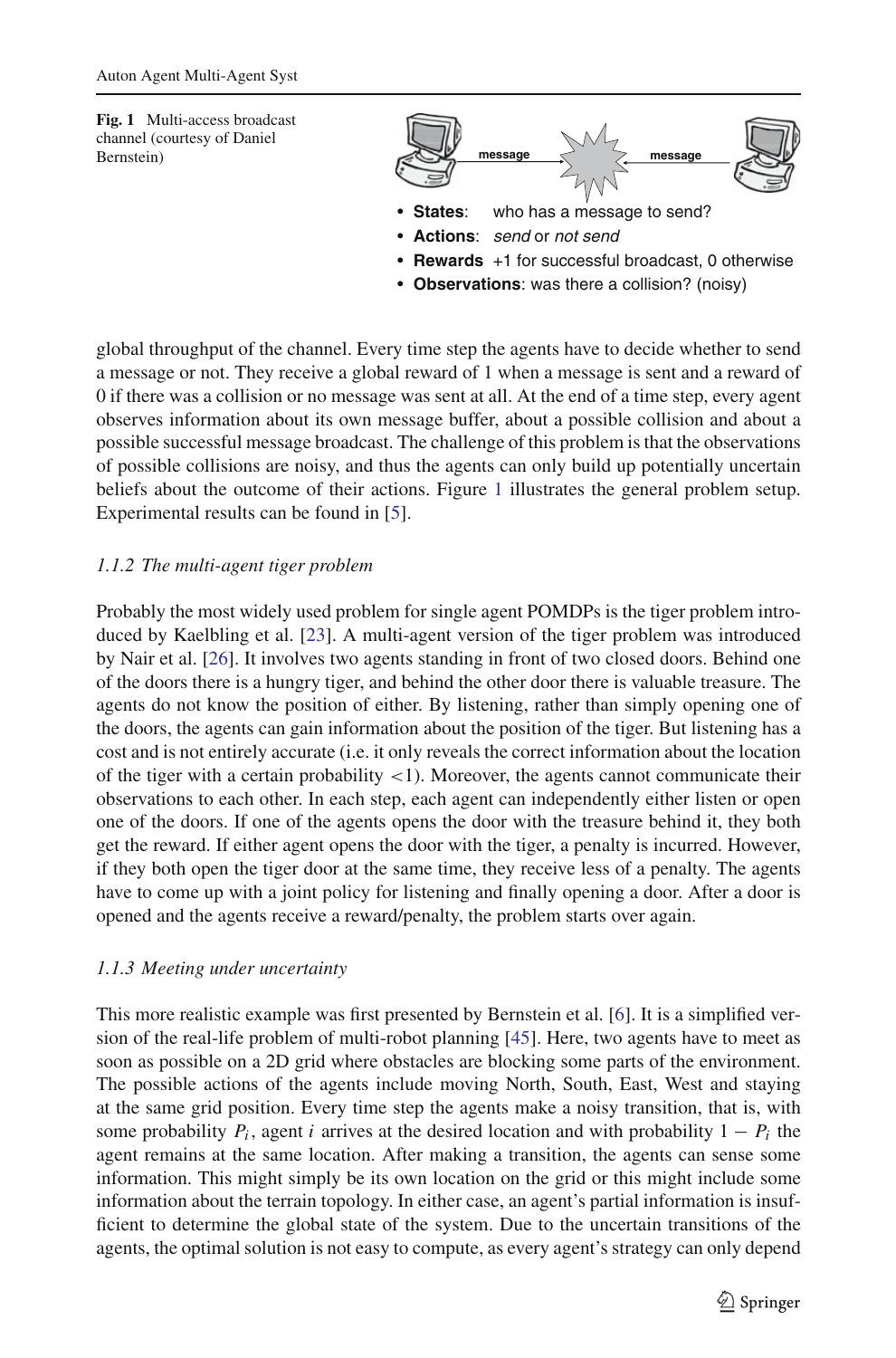**Fig. 1** Multi-access broadcast channel (courtesy of Daniel Bernstein)

- **States**: who has a message to send?
- **Actions**: *send* or *not send*
- **Rewards** +1 for successful broadcast, 0 otherwise
- **Observations**: was there a collision? (noisy)

global throughput of the channel. Every time step the agents have to decide whether to send a message or not. They receive a global reward of 1 when a message is sent and a reward of 0 if there was a collision or no message was sent at all. At the end of a time step, every agent observes information about its own message buffer, about a possible collision and about a possible successful message broadcast. The challenge of this problem is that the observations of possible collisions are noisy, and thus the agents can only build up potentially uncertain beliefs about the outcome of their actions. Figure 1 illustrates the general problem setup. Experimental results can be found in [5].

### *1.1.2 The multi-agent tiger problem*

Probably the most widely used problem for single agent POMDPs is the tiger problem introduced by Kaelbling et al. [23]. A multi-agent version of the tiger problem was introduced by Nair et al. [26]. It involves two agents standing in front of two closed doors. Behind one of the doors there is a hungry tiger, and behind the other door there is valuable treasure. The agents do not know the position of either. By listening, rather than simply opening one of the doors, the agents can gain information about the position of the tiger. But listening has a cost and is not entirely accurate (i.e. it only reveals the correct information about the location of the tiger with a certain probability $<1$). Moreover, the agents cannot communicate their observations to each other. In each step, each agent can independently either listen or open one of the doors. If one of the agents opens the door with the treasure behind it, they both get the reward. If either agent opens the door with the tiger, a penalty is incurred. However, if they both open the tiger door at the same time, they receive less of a penalty. The agents have to come up with a joint policy for listening and finally opening a door. After a door is opened and the agents receive a reward/penalty, the problem starts over again.

### *1.1.3 Meeting under uncertainty*

This more realistic example was first presented by Bernstein et al. [6]. It is a simplified version of the real-life problem of multi-robot planning [45]. Here, two agents have to meet as soon as possible on a 2D grid where obstacles are blocking some parts of the environment. The possible actions of the agents include moving North, South, East, West and staying at the same grid position. Every time step the agents make a noisy transition, that is, with some probability $P_i$, agent $i$ arrives at the desired location and with probability $1 - P_i$ the agent remains at the same location. After making a transition, the agents can sense some information. This might simply be its own location on the grid or this might include some information about the terrain topology. In either case, an agent's partial information is insufficient to determine the global state of the system. Due to the uncertain transitions of the agents, the optimal solution is not easy to compute, as every agent's strategy can only depend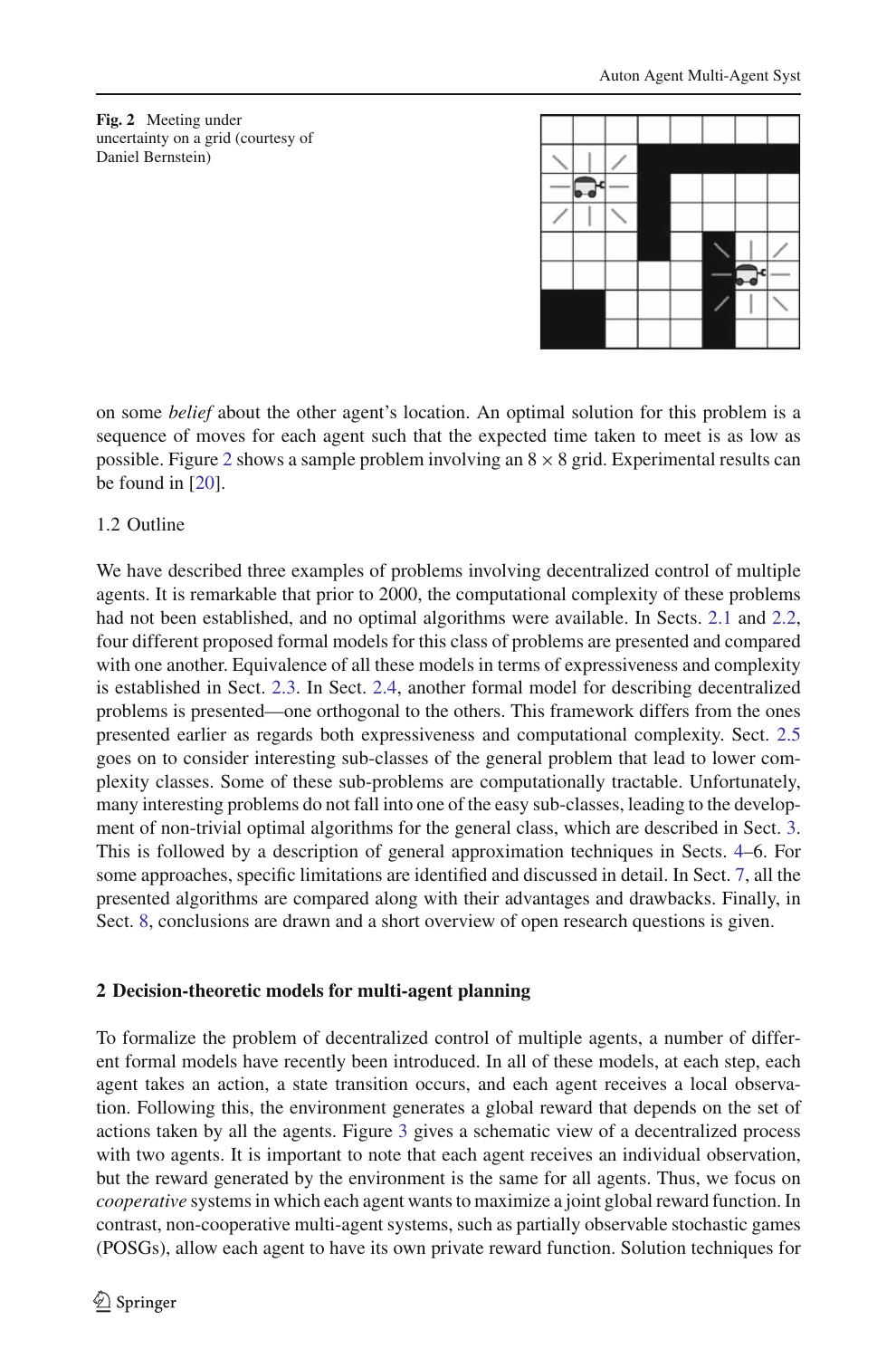**Fig. 2** Meeting under uncertainty on a grid (courtesy of Daniel Bernstein)

on some *belief* about the other agent's location. An optimal solution for this problem is a sequence of moves for each agent such that the expected time taken to meet is as low as possible. Figure 2 shows a sample problem involving an $8 \times 8$ grid. Experimental results can be found in [20].

### 1.2 Outline

We have described three examples of problems involving decentralized control of multiple agents. It is remarkable that prior to 2000, the computational complexity of these problems had not been established, and no optimal algorithms were available. In Sects. 2.1 and 2.2, four different proposed formal models for this class of problems are presented and compared with one another. Equivalence of all these models in terms of expressiveness and complexity is established in Sect. 2.3. In Sect. 2.4, another formal model for describing decentralized problems is presented—one orthogonal to the others. This framework differs from the ones presented earlier as regards both expressiveness and computational complexity. Sect. 2.5 goes on to consider interesting sub-classes of the general problem that lead to lower complexity classes. Some of these sub-problems are computationally tractable. Unfortunately, many interesting problems do not fall into one of the easy sub-classes, leading to the development of non-trivial optimal algorithms for the general class, which are described in Sect. 3. This is followed by a description of general approximation techniques in Sects. 4–6. For some approaches, specific limitations are identified and discussed in detail. In Sect. 7, all the presented algorithms are compared along with their advantages and drawbacks. Finally, in Sect. 8, conclusions are drawn and a short overview of open research questions is given.

## 2 Decision-theoretic models for multi-agent planning

To formalize the problem of decentralized control of multiple agents, a number of different formal models have recently been introduced. In all of these models, at each step, each agent takes an action, a state transition occurs, and each agent receives a local observation. Following this, the environment generates a global reward that depends on the set of actions taken by all the agents. Figure 3 gives a schematic view of a decentralized process with two agents. It is important to note that each agent receives an individual observation, but the reward generated by the environment is the same for all agents. Thus, we focus on *cooperative* systems in which each agent wants to maximize a joint global reward function. In contrast, non-cooperative multi-agent systems, such as partially observable stochastic games (POSGs), allow each agent to have its own private reward function. Solution techniques for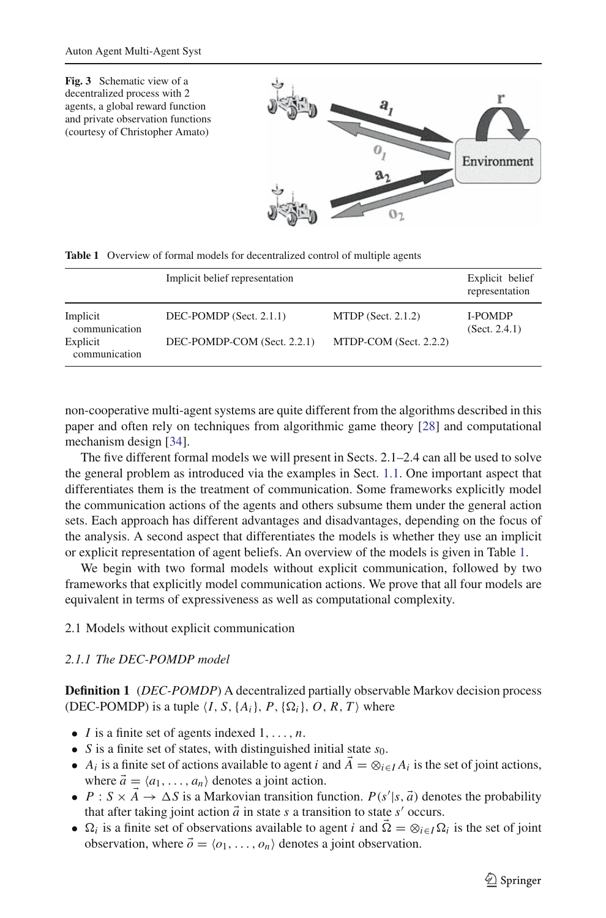**Fig. 3** Schematic view of a decentralized process with 2 agents, a global reward function and private observation functions (courtesy of Christopher Amato)

**Table 1** Overview of formal models for decentralized control of multiple agents

| | Implicit belief representation | | Explicit belief representation |
|---|---|---|---|
| Implicit communication | DEC-POMDP (Sect. 2.1.1) | MTDP (Sect. 2.1.2) | I-POMDP (Sect. 2.4.1) |
| Explicit communication | DEC-POMDP-COM (Sect. 2.2.1) | MTDP-COM (Sect. 2.2.2) | |

non-cooperative multi-agent systems are quite different from the algorithms described in this paper and often rely on techniques from algorithmic game theory [28] and computational mechanism design [34].

The five different formal models we will present in Sects. 2.1–2.4 can all be used to solve the general problem as introduced via the examples in Sect. 1.1. One important aspect that differentiates them is the treatment of communication. Some frameworks explicitly model the communication actions of the agents and others subsume them under the general action sets. Each approach has different advantages and disadvantages, depending on the focus of the analysis. A second aspect that differentiates the models is whether they use an implicit or explicit representation of agent beliefs. An overview of the models is given in Table 1.

We begin with two formal models without explicit communication, followed by two frameworks that explicitly model communication actions. We prove that all four models are equivalent in terms of expressiveness as well as computational complexity.

## 2.1 Models without explicit communication

### *2.1.1 The DEC-POMDP model*

**Definition 1** (*DEC-POMDP*) A decentralized partially observable Markov decision process (DEC-POMDP) is a tuple $\langle I, S, \{A_i\}, P, \{\Omega_i\}, O, R, T\rangle$ where

- $I$ is a finite set of agents indexed $1, \ldots, n$.
- $S$ is a finite set of states, with distinguished initial state $s_0$.
- $A_i$ is a finite set of actions available to agent $i$ and $\vec{A} = \otimes_{i \in I} A_i$ is the set of joint actions, where $\vec{a} = \langle a_1, \ldots, a_n\rangle$ denotes a joint action.
- $P : S \times \vec{A} \rightarrow \Delta S$ is a Markovian transition function. $P(s'|s, \vec{a})$ denotes the probability that after taking joint action $\vec{a}$ in state $s$ a transition to state $s'$ occurs.
- $\Omega_i$ is a finite set of observations available to agent $i$ and $\vec{\Omega} = \otimes_{i \in I} \Omega_i$ is the set of joint observation, where $\vec{o} = \langle o_1, \ldots, o_n\rangle$ denotes a joint observation.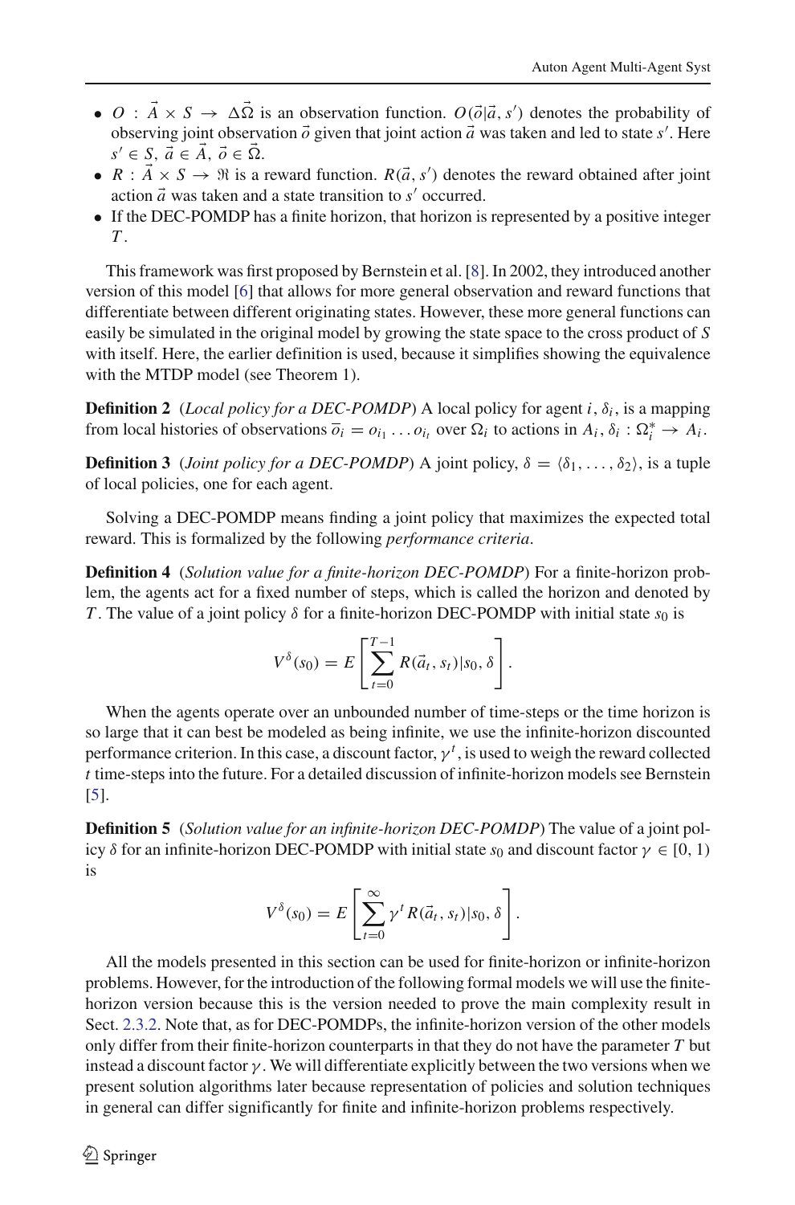- $O : \vec{A} \times S \rightarrow \Delta\vec{\Omega}$ is an observation function. $O(\vec{o}|\vec{a}, s')$ denotes the probability of observing joint observation $\vec{o}$ given that joint action $\vec{a}$ was taken and led to state $s'$. Here $s' \in S$, $\vec{a} \in \vec{A}$, $\vec{o} \in \vec{\Omega}$.
- $R : \vec{A} \times S \rightarrow \Re$ is a reward function. $R(\vec{a}, s')$ denotes the reward obtained after joint action $\vec{a}$ was taken and a state transition to $s'$ occurred.
- If the DEC-POMDP has a finite horizon, that horizon is represented by a positive integer $T$.

This framework was first proposed by Bernstein et al. [8]. In 2002, they introduced another version of this model [6] that allows for more general observation and reward functions that differentiate between different originating states. However, these more general functions can easily be simulated in the original model by growing the state space to the cross product of $S$ with itself. Here, the earlier definition is used, because it simplifies showing the equivalence with the MTDP model (see Theorem 1).

**Definition 2** (*Local policy for a DEC-POMDP*) A local policy for agent $i$, $\delta_i$, is a mapping from local histories of observations $\overline{o}_i = o_{i_1} \ldots o_{i_t}$ over $\Omega_i$ to actions in $A_i$, $\delta_i : \Omega_i^* \rightarrow A_i$.

**Definition 3** (*Joint policy for a DEC-POMDP*) A joint policy, $\delta = \langle \delta_1, \ldots, \delta_2 \rangle$, is a tuple of local policies, one for each agent.

Solving a DEC-POMDP means finding a joint policy that maximizes the expected total reward. This is formalized by the following *performance criteria*.

**Definition 4** (*Solution value for a finite-horizon DEC-POMDP*) For a finite-horizon problem, the agents act for a fixed number of steps, which is called the horizon and denoted by $T$. The value of a joint policy $\delta$ for a finite-horizon DEC-POMDP with initial state $s_0$ is

$$V^{\delta}(s_0) = E\left[\sum_{t=0}^{T-1} R(\vec{a}_t, s_t)|s_0, \delta\right].$$

When the agents operate over an unbounded number of time-steps or the time horizon is so large that it can best be modeled as being infinite, we use the infinite-horizon discounted performance criterion. In this case, a discount factor, $\gamma^t$, is used to weigh the reward collected $t$ time-steps into the future. For a detailed discussion of infinite-horizon models see Bernstein [5].

**Definition 5** (*Solution value for an infinite-horizon DEC-POMDP*) The value of a joint policy $\delta$ for an infinite-horizon DEC-POMDP with initial state $s_0$ and discount factor $\gamma \in [0, 1)$ is

$$V^{\delta}(s_0) = E\left[\sum_{t=0}^{\infty} \gamma^t R(\vec{a}_t, s_t)|s_0, \delta\right].$$

All the models presented in this section can be used for finite-horizon or infinite-horizon problems. However, for the introduction of the following formal models we will use the finite-horizon version because this is the version needed to prove the main complexity result in Sect. 2.3.2. Note that, as for DEC-POMDPs, the infinite-horizon version of the other models only differ from their finite-horizon counterparts in that they do not have the parameter $T$ but instead a discount factor $\gamma$. We will differentiate explicitly between the two versions when we present solution algorithms later because representation of policies and solution techniques in general can differ significantly for finite and infinite-horizon problems respectively.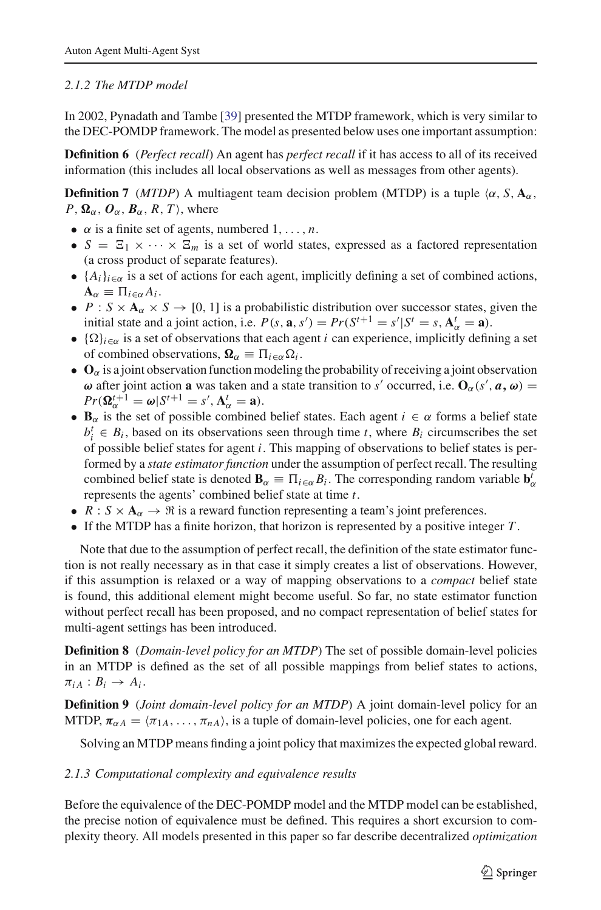### 2.1.2 The MTDP model

In 2002, Pynadath and Tambe [39] presented the MTDP framework, which is very similar to the DEC-POMDP framework. The model as presented below uses one important assumption:

**Definition 6** (*Perfect recall*) An agent has *perfect recall* if it has access to all of its received information (this includes all local observations as well as messages from other agents).

**Definition 7** (*MTDP*) A multiagent team decision problem (MTDP) is a tuple $\langle \alpha, S, \mathbf{A}_\alpha, P, \boldsymbol{\Omega}_\alpha, \boldsymbol{O}_\alpha, \boldsymbol{B}_\alpha, R, T \rangle$, where

- $\alpha$ is a finite set of agents, numbered $1, \ldots, n$.
- $S = \Xi_1 \times \cdots \times \Xi_m$ is a set of world states, expressed as a factored representation (a cross product of separate features).
- $\{A_i\}_{i \in \alpha}$ is a set of actions for each agent, implicitly defining a set of combined actions, $\mathbf{A}_\alpha \equiv \Pi_{i \in \alpha} A_i$.
- $P : S \times \mathbf{A}_\alpha \times S \to [0, 1]$ is a probabilistic distribution over successor states, given the initial state and a joint action, i.e. $P(s, \mathbf{a}, s') = Pr(S^{t+1} = s' | S^t = s, \mathbf{A}_\alpha^t = \mathbf{a})$.
- $\{\Omega\}_{i \in \alpha}$ is a set of observations that each agent $i$ can experience, implicitly defining a set of combined observations, $\boldsymbol{\Omega}_\alpha \equiv \Pi_{i \in \alpha} \Omega_i$.
- $\mathbf{O}_\alpha$ is a joint observation function modeling the probability of receiving a joint observation $\boldsymbol{\omega}$ after joint action $\mathbf{a}$ was taken and a state transition to $s'$ occurred, i.e. $\mathbf{O}_\alpha(s', \boldsymbol{a}, \boldsymbol{\omega}) = Pr(\boldsymbol{\Omega}_\alpha^{t+1} = \boldsymbol{\omega} | S^{t+1} = s', \mathbf{A}_\alpha^t = \mathbf{a})$.
- $\mathbf{B}_\alpha$ is the set of possible combined belief states. Each agent $i \in \alpha$ forms a belief state $b_i^t \in B_i$, based on its observations seen through time $t$, where $B_i$ circumscribes the set of possible belief states for agent $i$. This mapping of observations to belief states is performed by a *state estimator function* under the assumption of perfect recall. The resulting combined belief state is denoted $\mathbf{B}_\alpha \equiv \Pi_{i \in \alpha} B_i$. The corresponding random variable $\mathbf{b}_\alpha^t$ represents the agents' combined belief state at time $t$.
- $R : S \times \mathbf{A}_\alpha \to \Re$ is a reward function representing a team's joint preferences.
- If the MTDP has a finite horizon, that horizon is represented by a positive integer $T$.

Note that due to the assumption of perfect recall, the definition of the state estimator function is not really necessary as in that case it simply creates a list of observations. However, if this assumption is relaxed or a way of mapping observations to a *compact* belief state is found, this additional element might become useful. So far, no state estimator function without perfect recall has been proposed, and no compact representation of belief states for multi-agent settings has been introduced.

**Definition 8** (*Domain-level policy for an MTDP*) The set of possible domain-level policies in an MTDP is defined as the set of all possible mappings from belief states to actions, $\pi_{iA} : B_i \to A_i$.

**Definition 9** (*Joint domain-level policy for an MTDP*) A joint domain-level policy for an MTDP, $\boldsymbol{\pi}_{\alpha A} = \langle \pi_{1A}, \ldots, \pi_{nA} \rangle$, is a tuple of domain-level policies, one for each agent.

Solving an MTDP means finding a joint policy that maximizes the expected global reward.

### 2.1.3 Computational complexity and equivalence results

Before the equivalence of the DEC-POMDP model and the MTDP model can be established, the precise notion of equivalence must be defined. This requires a short excursion to complexity theory. All models presented in this paper so far describe decentralized *optimization*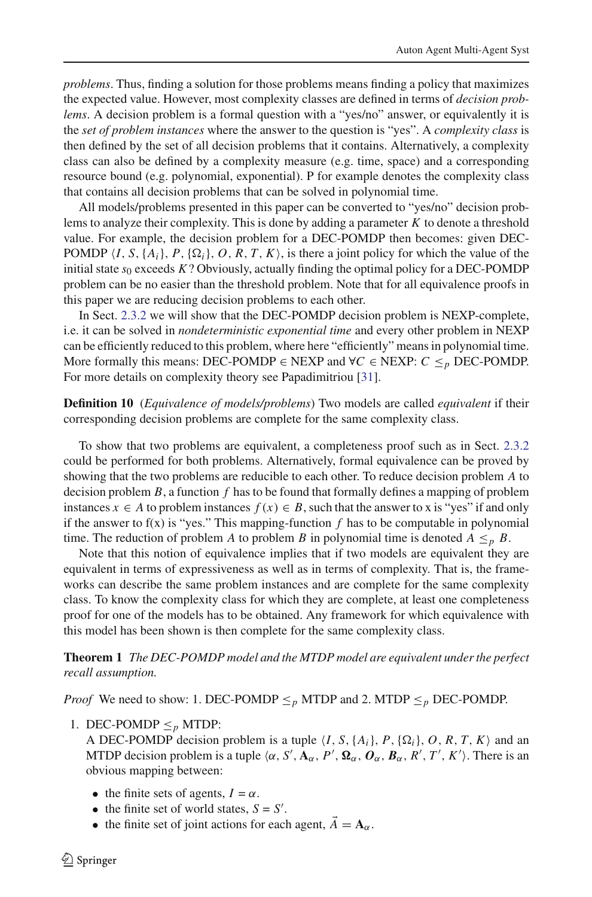*problems*. Thus, finding a solution for those problems means finding a policy that maximizes the expected value. However, most complexity classes are defined in terms of *decision problems*. A decision problem is a formal question with a "yes/no" answer, or equivalently it is the *set of problem instances* where the answer to the question is "yes". A *complexity class* is then defined by the set of all decision problems that it contains. Alternatively, a complexity class can also be defined by a complexity measure (e.g. time, space) and a corresponding resource bound (e.g. polynomial, exponential). P for example denotes the complexity class that contains all decision problems that can be solved in polynomial time.

All models/problems presented in this paper can be converted to "yes/no" decision problems to analyze their complexity. This is done by adding a parameter $K$ to denote a threshold value. For example, the decision problem for a DEC-POMDP then becomes: given DEC-POMDP $\langle I, S, \{A_i\}, P, \{\Omega_i\}, O, R, T, K\rangle$, is there a joint policy for which the value of the initial state $s_0$ exceeds $K$? Obviously, actually finding the optimal policy for a DEC-POMDP problem can be no easier than the threshold problem. Note that for all equivalence proofs in this paper we are reducing decision problems to each other.

In Sect. 2.3.2 we will show that the DEC-POMDP decision problem is NEXP-complete, i.e. it can be solved in *nondeterministic exponential time* and every other problem in NEXP can be efficiently reduced to this problem, where here "efficiently" means in polynomial time. More formally this means: DEC-POMDP $\in$ NEXP and $\forall C \in$ NEXP: $C \leq_p$ DEC-POMDP. For more details on complexity theory see Papadimitriou [31].

**Definition 10** (*Equivalence of models/problems*) Two models are called *equivalent* if their corresponding decision problems are complete for the same complexity class.

To show that two problems are equivalent, a completeness proof such as in Sect. 2.3.2 could be performed for both problems. Alternatively, formal equivalence can be proved by showing that the two problems are reducible to each other. To reduce decision problem $A$ to decision problem $B$, a function $f$ has to be found that formally defines a mapping of problem instances $x \in A$ to problem instances $f(x) \in B$, such that the answer to x is "yes" if and only if the answer to f(x) is "yes." This mapping-function $f$ has to be computable in polynomial time. The reduction of problem $A$ to problem $B$ in polynomial time is denoted $A \leq_p B$.

Note that this notion of equivalence implies that if two models are equivalent they are equivalent in terms of expressiveness as well as in terms of complexity. That is, the frameworks can describe the same problem instances and are complete for the same complexity class. To know the complexity class for which they are complete, at least one completeness proof for one of the models has to be obtained. Any framework for which equivalence with this model has been shown is then complete for the same complexity class.

**Theorem 1** *The DEC-POMDP model and the MTDP model are equivalent under the perfect recall assumption.*

*Proof* We need to show: 1. DEC-POMDP $\leq_p$ MTDP and 2. MTDP $\leq_p$ DEC-POMDP.

1. DEC-POMDP $\leq_p$ MTDP:
   A DEC-POMDP decision problem is a tuple $\langle I, S, \{A_i\}, P, \{\Omega_i\}, O, R, T, K\rangle$ and an MTDP decision problem is a tuple $\langle \alpha, S', \mathbf{A}_\alpha, P', \mathbf{\Omega}_\alpha, \mathbf{O}_\alpha, \mathbf{B}_\alpha, R', T', K'\rangle$. There is an obvious mapping between:
   - the finite sets of agents, $I = \alpha$.
   - the finite set of world states, $S = S'$.
   - the finite set of joint actions for each agent, $\vec{A} = \mathbf{A}_\alpha$.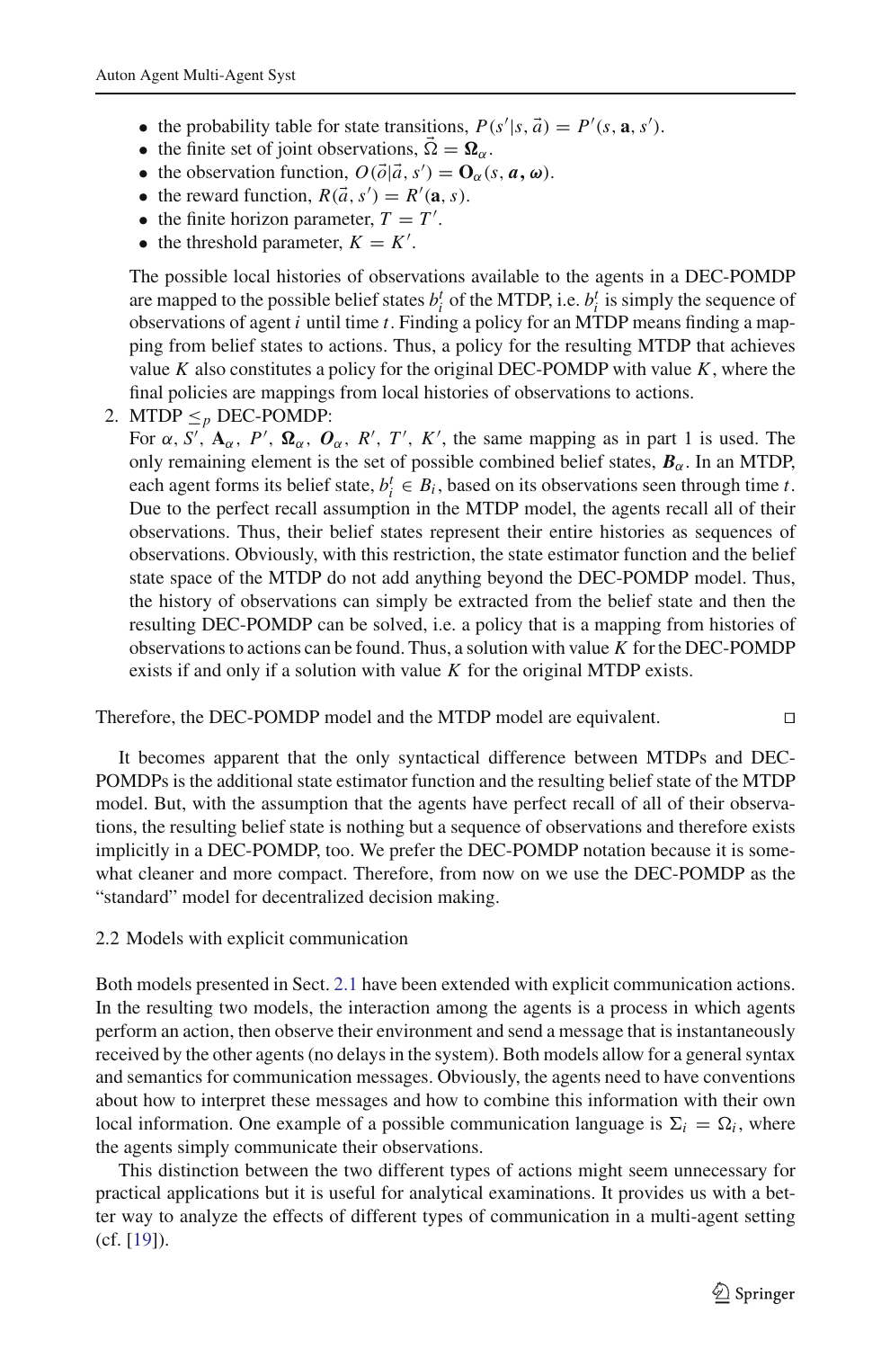- the probability table for state transitions, $P(s'|s, \vec{a}) = P'(s, \mathbf{a}, s')$.
- the finite set of joint observations, $\vec{\Omega} = \mathbf{\Omega}_\alpha$.
- the observation function, $O(\vec{o}|\vec{a}, s') = \mathbf{O}_\alpha(s, \boldsymbol{a}, \boldsymbol{\omega})$.
- the reward function, $R(\vec{a}, s') = R'(\mathbf{a}, s)$.
- the finite horizon parameter, $T = T'$.
- the threshold parameter, $K = K'$.

The possible local histories of observations available to the agents in a DEC-POMDP are mapped to the possible belief states $b_i^t$ of the MTDP, i.e. $b_i^t$ is simply the sequence of observations of agent $i$ until time $t$. Finding a policy for an MTDP means finding a mapping from belief states to actions. Thus, a policy for the resulting MTDP that achieves value $K$ also constitutes a policy for the original DEC-POMDP with value $K$, where the final policies are mappings from local histories of observations to actions.

2. MTDP $\leq_p$ DEC-POMDP:
For $\alpha$, $S'$, $\mathbf{A}_\alpha$, $P'$, $\mathbf{\Omega}_\alpha$, $\boldsymbol{O}_\alpha$, $R'$, $T'$, $K'$, the same mapping as in part 1 is used. The only remaining element is the set of possible combined belief states, $\boldsymbol{B}_\alpha$. In an MTDP, each agent forms its belief state, $b_i^t \in B_i$, based on its observations seen through time $t$. Due to the perfect recall assumption in the MTDP model, the agents recall all of their observations. Thus, their belief states represent their entire histories as sequences of observations. Obviously, with this restriction, the state estimator function and the belief state space of the MTDP do not add anything beyond the DEC-POMDP model. Thus, the history of observations can simply be extracted from the belief state and then the resulting DEC-POMDP can be solved, i.e. a policy that is a mapping from histories of observations to actions can be found. Thus, a solution with value $K$ for the DEC-POMDP exists if and only if a solution with value $K$ for the original MTDP exists.

Therefore, the DEC-POMDP model and the MTDP model are equivalent. □

It becomes apparent that the only syntactical difference between MTDPs and DEC-POMDPs is the additional state estimator function and the resulting belief state of the MTDP model. But, with the assumption that the agents have perfect recall of all of their observations, the resulting belief state is nothing but a sequence of observations and therefore exists implicitly in a DEC-POMDP, too. We prefer the DEC-POMDP notation because it is somewhat cleaner and more compact. Therefore, from now on we use the DEC-POMDP as the "standard" model for decentralized decision making.

## 2.2 Models with explicit communication

Both models presented in Sect. 2.1 have been extended with explicit communication actions. In the resulting two models, the interaction among the agents is a process in which agents perform an action, then observe their environment and send a message that is instantaneously received by the other agents (no delays in the system). Both models allow for a general syntax and semantics for communication messages. Obviously, the agents need to have conventions about how to interpret these messages and how to combine this information with their own local information. One example of a possible communication language is $\Sigma_i = \Omega_i$, where the agents simply communicate their observations.

This distinction between the two different types of actions might seem unnecessary for practical applications but it is useful for analytical examinations. It provides us with a better way to analyze the effects of different types of communication in a multi-agent setting (cf. [19]).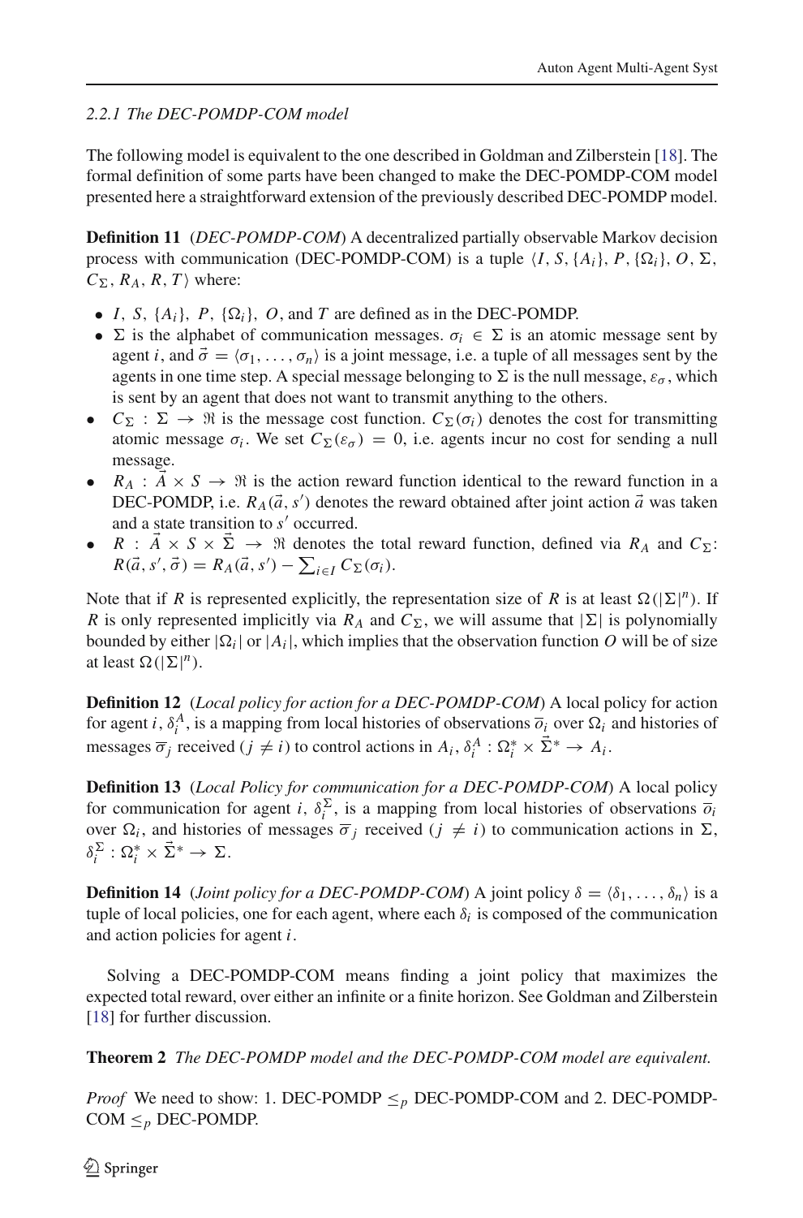#### 2.2.1 The DEC-POMDP-COM model

The following model is equivalent to the one described in Goldman and Zilberstein [18]. The formal definition of some parts have been changed to make the DEC-POMDP-COM model presented here a straightforward extension of the previously described DEC-POMDP model.

**Definition 11** (*DEC-POMDP-COM*) A decentralized partially observable Markov decision process with communication (DEC-POMDP-COM) is a tuple $\langle I, S, \{A_i\}, P, \{\Omega_i\}, O, \Sigma, C_\Sigma, R_A, R, T\rangle$ where:

- $I$, $S$, $\{A_i\}$, $P$, $\{\Omega_i\}$, $O$, and $T$ are defined as in the DEC-POMDP.
- $\Sigma$ is the alphabet of communication messages. $\sigma_i \in \Sigma$ is an atomic message sent by agent $i$, and $\vec{\sigma} = \langle \sigma_1, \ldots, \sigma_n \rangle$ is a joint message, i.e. a tuple of all messages sent by the agents in one time step. A special message belonging to $\Sigma$ is the null message, $\varepsilon_\sigma$, which is sent by an agent that does not want to transmit anything to the others.
- $C_\Sigma : \Sigma \to \Re$ is the message cost function. $C_\Sigma(\sigma_i)$ denotes the cost for transmitting atomic message $\sigma_i$. We set $C_\Sigma(\varepsilon_\sigma) = 0$, i.e. agents incur no cost for sending a null message.
- $R_A : \vec{A} \times S \to \Re$ is the action reward function identical to the reward function in a DEC-POMDP, i.e. $R_A(\vec{a}, s')$ denotes the reward obtained after joint action $\vec{a}$ was taken and a state transition to $s'$ occurred.
- $R : \vec{A} \times S \times \vec{\Sigma} \to \Re$ denotes the total reward function, defined via $R_A$ and $C_\Sigma$: $R(\vec{a}, s', \vec{\sigma}) = R_A(\vec{a}, s') - \sum_{i \in I} C_\Sigma(\sigma_i)$.

Note that if $R$ is represented explicitly, the representation size of $R$ is at least $\Omega(|\Sigma|^n)$. If $R$ is only represented implicitly via $R_A$ and $C_\Sigma$, we will assume that $|\Sigma|$ is polynomially bounded by either $|\Omega_i|$ or $|A_i|$, which implies that the observation function $O$ will be of size at least $\Omega(|\Sigma|^n)$.

**Definition 12** (*Local policy for action for a DEC-POMDP-COM*) A local policy for action for agent $i$, $\delta_i^A$, is a mapping from local histories of observations $\overline{o}_i$ over $\Omega_i$ and histories of messages $\overline{\sigma}_j$ received ($j \neq i$) to control actions in $A_i$, $\delta_i^A : \Omega_i^* \times \vec{\Sigma}^* \to A_i$.

**Definition 13** (*Local Policy for communication for a DEC-POMDP-COM*) A local policy for communication for agent $i$, $\delta_i^\Sigma$, is a mapping from local histories of observations $\overline{o}_i$ over $\Omega_i$, and histories of messages $\overline{\sigma}_j$ received ($j \neq i$) to communication actions in $\Sigma$, $\delta_i^\Sigma : \Omega_i^* \times \vec{\Sigma}^* \to \Sigma$.

**Definition 14** (*Joint policy for a DEC-POMDP-COM*) A joint policy $\delta = \langle \delta_1, \ldots, \delta_n \rangle$ is a tuple of local policies, one for each agent, where each $\delta_i$ is composed of the communication and action policies for agent $i$.

Solving a DEC-POMDP-COM means finding a joint policy that maximizes the expected total reward, over either an infinite or a finite horizon. See Goldman and Zilberstein [18] for further discussion.

**Theorem 2** *The DEC-POMDP model and the DEC-POMDP-COM model are equivalent.*

*Proof* We need to show: 1. DEC-POMDP $\leq_p$ DEC-POMDP-COM and 2. DEC-POMDP-COM $\leq_p$ DEC-POMDP.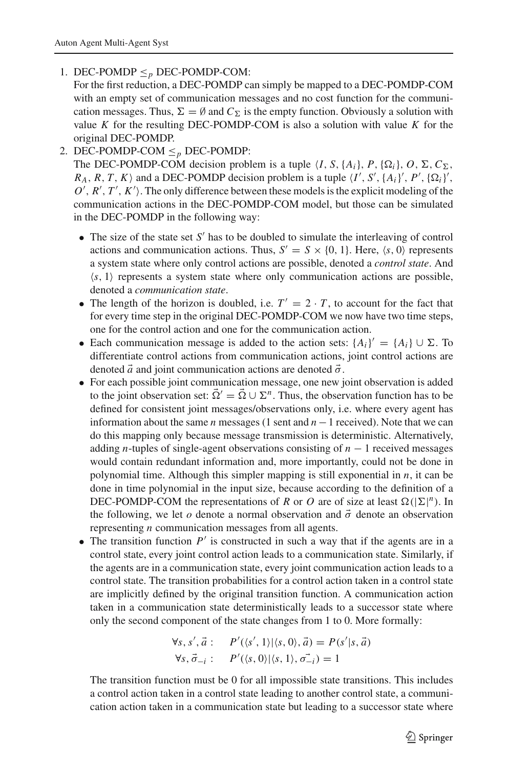1. DEC-POMDP $\leq_p$ DEC-POMDP-COM:
   For the first reduction, a DEC-POMDP can simply be mapped to a DEC-POMDP-COM with an empty set of communication messages and no cost function for the communication messages. Thus, $\Sigma = \emptyset$ and $C_\Sigma$ is the empty function. Obviously a solution with value $K$ for the resulting DEC-POMDP-COM is also a solution with value $K$ for the original DEC-POMDP.
2. DEC-POMDP-COM $\leq_p$ DEC-POMDP:
   The DEC-POMDP-COM decision problem is a tuple $\langle I, S, \{A_i\}, P, \{\Omega_i\}, O, \Sigma, C_\Sigma, R_A, R, T, K\rangle$ and a DEC-POMDP decision problem is a tuple $\langle I', S', \{A_i\}', P', \{\Omega_i\}', O', R', T', K'\rangle$. The only difference between these models is the explicit modeling of the communication actions in the DEC-POMDP-COM model, but those can be simulated in the DEC-POMDP in the following way:

   - The size of the state set $S'$ has to be doubled to simulate the interleaving of control actions and communication actions. Thus, $S' = S \times \{0, 1\}$. Here, $\langle s, 0\rangle$ represents a system state where only control actions are possible, denoted a *control state*. And $\langle s, 1\rangle$ represents a system state where only communication actions are possible, denoted a *communication state*.
   - The length of the horizon is doubled, i.e. $T' = 2 \cdot T$, to account for the fact that for every time step in the original DEC-POMDP-COM we now have two time steps, one for the control action and one for the communication action.
   - Each communication message is added to the action sets: $\{A_i\}' = \{A_i\} \cup \Sigma$. To differentiate control actions from communication actions, joint control actions are denoted $\vec{a}$ and joint communication actions are denoted $\vec{\sigma}$.
   - For each possible joint communication message, one new joint observation is added to the joint observation set: $\vec{\Omega}' = \vec{\Omega} \cup \Sigma^n$. Thus, the observation function has to be defined for consistent joint messages/observations only, i.e. where every agent has information about the same $n$ messages (1 sent and $n-1$ received). Note that we can do this mapping only because message transmission is deterministic. Alternatively, adding $n$-tuples of single-agent observations consisting of $n-1$ received messages would contain redundant information and, more importantly, could not be done in polynomial time. Although this simpler mapping is still exponential in $n$, it can be done in time polynomial in the input size, because according to the definition of a DEC-POMDP-COM the representations of $R$ or $O$ are of size at least $\Omega(|\Sigma|^n)$. In the following, we let $o$ denote a normal observation and $\vec{\sigma}$ denote an observation representing $n$ communication messages from all agents.
   - The transition function $P'$ is constructed in such a way that if the agents are in a control state, every joint control action leads to a communication state. Similarly, if the agents are in a communication state, every joint communication action leads to a control state. The transition probabilities for a control action taken in a control state are implicitly defined by the original transition function. A communication action taken in a communication state deterministically leads to a successor state where only the second component of the state changes from 1 to 0. More formally:

   $$\forall s, s', \vec{a}: \quad P'(\langle s', 1\rangle | \langle s, 0\rangle, \vec{a}) = P(s'|s, \vec{a})$$
   $$\forall s, \vec{\sigma}_{-i}: \quad P'(\langle s, 0\rangle | \langle s, 1\rangle, \vec{\sigma_{-i}}) = 1$$

   The transition function must be 0 for all impossible state transitions. This includes a control action taken in a control state leading to another control state, a communication action taken in a communication state but leading to a successor state where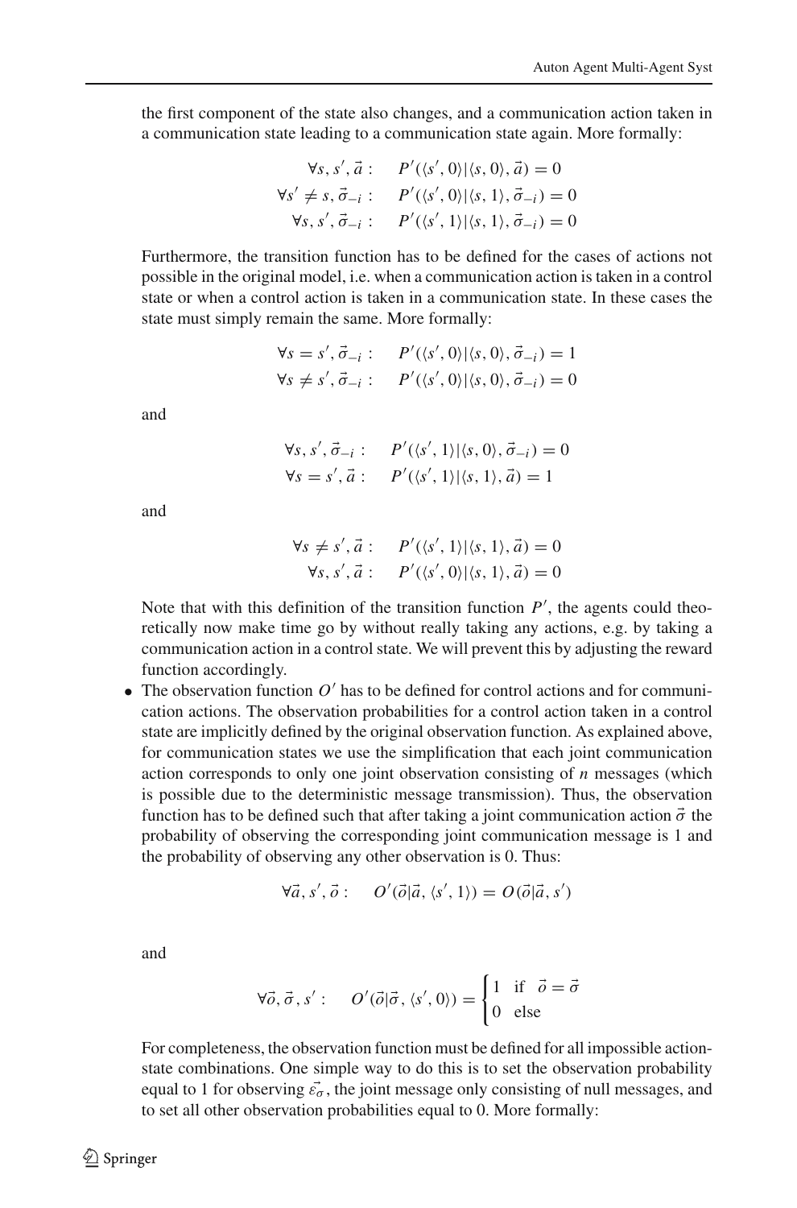the first component of the state also changes, and a communication action taken in a communication state leading to a communication state again. More formally:

$$\forall s, s', \vec{a}: \quad P'(\langle s', 0\rangle | \langle s, 0\rangle, \vec{a}) = 0$$

$$\forall s' \neq s, \vec{\sigma}_{-i}: \quad P'(\langle s', 0\rangle | \langle s, 1\rangle, \vec{\sigma}_{-i}) = 0$$

$$\forall s, s', \vec{\sigma}_{-i}: \quad P'(\langle s', 1\rangle | \langle s, 1\rangle, \vec{\sigma}_{-i}) = 0$$

Furthermore, the transition function has to be defined for the cases of actions not possible in the original model, i.e. when a communication action is taken in a control state or when a control action is taken in a communication state. In these cases the state must simply remain the same. More formally:

$$\forall s = s', \vec{\sigma}_{-i}: \quad P'(\langle s', 0\rangle | \langle s, 0\rangle, \vec{\sigma}_{-i}) = 1$$

$$\forall s \neq s', \vec{\sigma}_{-i}: \quad P'(\langle s', 0\rangle | \langle s, 0\rangle, \vec{\sigma}_{-i}) = 0$$

and

$$\forall s, s', \vec{\sigma}_{-i}: \quad P'(\langle s', 1\rangle | \langle s, 0\rangle, \vec{\sigma}_{-i}) = 0$$

$$\forall s = s', \vec{a}: \quad P'(\langle s', 1\rangle | \langle s, 1\rangle, \vec{a}) = 1$$

and

$$\forall s \neq s', \vec{a}: \quad P'(\langle s', 1\rangle | \langle s, 1\rangle, \vec{a}) = 0$$

$$\forall s, s', \vec{a}: \quad P'(\langle s', 0\rangle | \langle s, 1\rangle, \vec{a}) = 0$$

Note that with this definition of the transition function $P'$, the agents could theoretically now make time go by without really taking any actions, e.g. by taking a communication action in a control state. We will prevent this by adjusting the reward function accordingly.

- The observation function $O'$ has to be defined for control actions and for communication actions. The observation probabilities for a control action taken in a control state are implicitly defined by the original observation function. As explained above, for communication states we use the simplification that each joint communication action corresponds to only one joint observation consisting of $n$ messages (which is possible due to the deterministic message transmission). Thus, the observation function has to be defined such that after taking a joint communication action $\vec{\sigma}$ the probability of observing the corresponding joint communication message is 1 and the probability of observing any other observation is 0. Thus:

$$\forall \vec{a}, s', \vec{o}: \quad O'(\vec{o} | \vec{a}, \langle s', 1\rangle) = O(\vec{o} | \vec{a}, s')$$

and

$$\forall \vec{o}, \vec{\sigma}, s': \quad O'(\vec{o} | \vec{\sigma}, \langle s', 0\rangle) = \begin{cases} 1 & \text{if} \quad \vec{o} = \vec{\sigma} \\ 0 & \text{else} \end{cases}$$

For completeness, the observation function must be defined for all impossible action-state combinations. One simple way to do this is to set the observation probability equal to 1 for observing $\vec{\varepsilon_\sigma}$, the joint message only consisting of null messages, and to set all other observation probabilities equal to 0. More formally: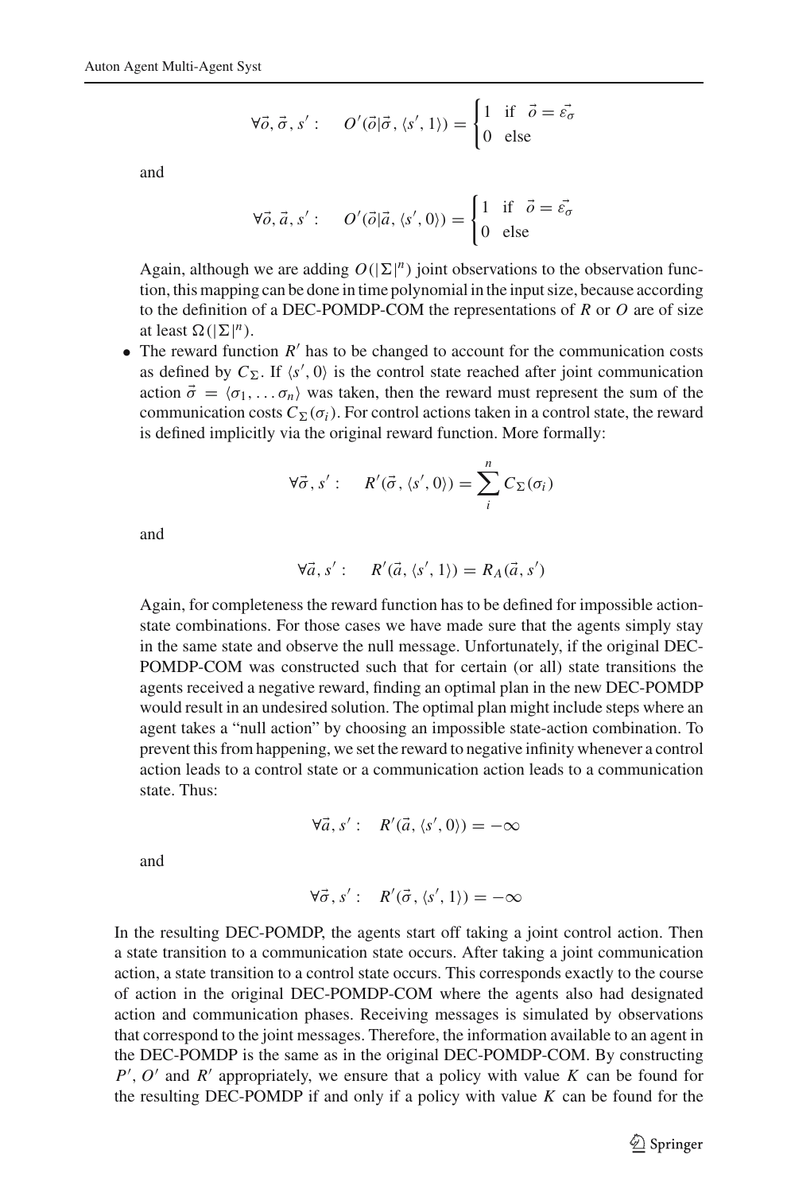$$\forall \vec{o}, \vec{\sigma}, s' : \quad O'(\vec{o}|\vec{\sigma}, \langle s', 1\rangle) = \begin{cases} 1 & \text{if} \quad \vec{o} = \vec{\varepsilon_\sigma} \\ 0 & \text{else} \end{cases}$$

and

$$\forall \vec{o}, \vec{a}, s' : \quad O'(\vec{o}|\vec{a}, \langle s', 0\rangle) = \begin{cases} 1 & \text{if} \quad \vec{o} = \vec{\varepsilon_\sigma} \\ 0 & \text{else} \end{cases}$$

Again, although we are adding $O(|\Sigma|^n)$ joint observations to the observation function, this mapping can be done in time polynomial in the input size, because according to the definition of a DEC-POMDP-COM the representations of $R$ or $O$ are of size at least $\Omega(|\Sigma|^n)$.

- The reward function $R'$ has to be changed to account for the communication costs as defined by $C_\Sigma$. If $\langle s', 0\rangle$ is the control state reached after joint communication action $\vec{\sigma} = \langle \sigma_1, \ldots \sigma_n\rangle$ was taken, then the reward must represent the sum of the communication costs $C_\Sigma(\sigma_i)$. For control actions taken in a control state, the reward is defined implicitly via the original reward function. More formally:

$$\forall \vec{\sigma}, s' : \quad R'(\vec{\sigma}, \langle s', 0\rangle) = \sum_i^n C_\Sigma(\sigma_i)$$

and

$$\forall \vec{a}, s' : \quad R'(\vec{a}, \langle s', 1\rangle) = R_A(\vec{a}, s')$$

Again, for completeness the reward function has to be defined for impossible action-state combinations. For those cases we have made sure that the agents simply stay in the same state and observe the null message. Unfortunately, if the original DEC-POMDP-COM was constructed such that for certain (or all) state transitions the agents received a negative reward, finding an optimal plan in the new DEC-POMDP would result in an undesired solution. The optimal plan might include steps where an agent takes a "null action" by choosing an impossible state-action combination. To prevent this from happening, we set the reward to negative infinity whenever a control action leads to a control state or a communication action leads to a communication state. Thus:

$$\forall \vec{a}, s' : \quad R'(\vec{a}, \langle s', 0\rangle) = -\infty$$

and

$$\forall \vec{\sigma}, s' : \quad R'(\vec{\sigma}, \langle s', 1\rangle) = -\infty$$

In the resulting DEC-POMDP, the agents start off taking a joint control action. Then a state transition to a communication state occurs. After taking a joint communication action, a state transition to a control state occurs. This corresponds exactly to the course of action in the original DEC-POMDP-COM where the agents also had designated action and communication phases. Receiving messages is simulated by observations that correspond to the joint messages. Therefore, the information available to an agent in the DEC-POMDP is the same as in the original DEC-POMDP-COM. By constructing $P'$, $O'$ and $R'$ appropriately, we ensure that a policy with value $K$ can be found for the resulting DEC-POMDP if and only if a policy with value $K$ can be found for the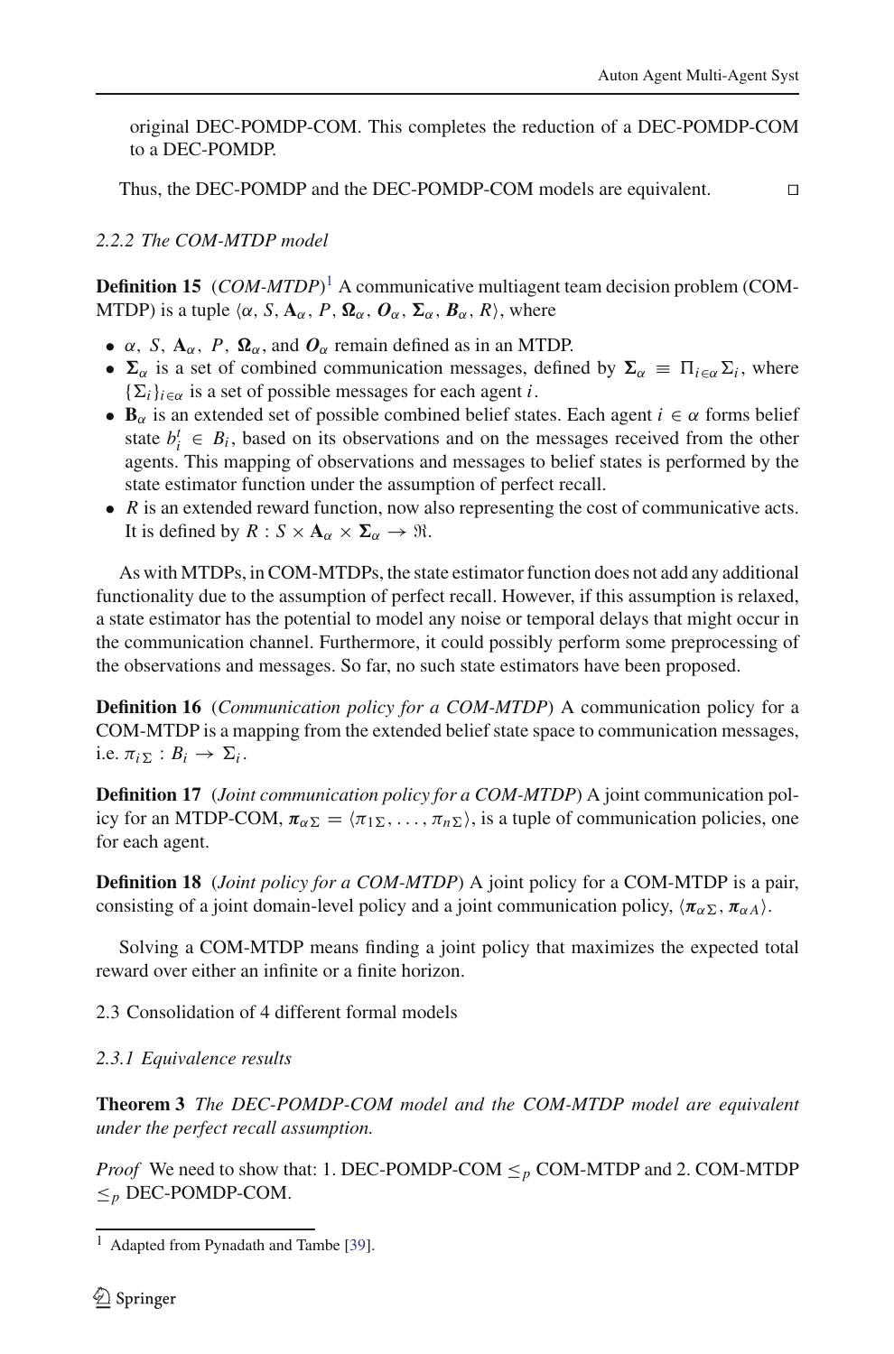original DEC-POMDP-COM. This completes the reduction of a DEC-POMDP-COM to a DEC-POMDP.

Thus, the DEC-POMDP and the DEC-POMDP-COM models are equivalent. □

*2.2.2 The COM-MTDP model*

**Definition 15** (*COM-MTDP*)[1] A communicative multiagent team decision problem (COM-MTDP) is a tuple $\langle \alpha, S, \mathbf{A}_\alpha, P, \mathbf{\Omega}_\alpha, \boldsymbol{O}_\alpha, \mathbf{\Sigma}_\alpha, \boldsymbol{B}_\alpha, R\rangle$, where

- $\alpha$, $S$, $\mathbf{A}_\alpha$, $P$, $\mathbf{\Omega}_\alpha$, and $\boldsymbol{O}_\alpha$ remain defined as in an MTDP.
- $\mathbf{\Sigma}_\alpha$ is a set of combined communication messages, defined by $\mathbf{\Sigma}_\alpha \equiv \Pi_{i\in\alpha}\Sigma_i$, where $\{\Sigma_i\}_{i\in\alpha}$ is a set of possible messages for each agent $i$.
- $\mathbf{B}_\alpha$ is an extended set of possible combined belief states. Each agent $i \in \alpha$ forms belief state $b_i^t \in B_i$, based on its observations and on the messages received from the other agents. This mapping of observations and messages to belief states is performed by the state estimator function under the assumption of perfect recall.
- $R$ is an extended reward function, now also representing the cost of communicative acts. It is defined by $R : S \times \mathbf{A}_\alpha \times \mathbf{\Sigma}_\alpha \rightarrow \Re$.

As with MTDPs, in COM-MTDPs, the state estimator function does not add any additional functionality due to the assumption of perfect recall. However, if this assumption is relaxed, a state estimator has the potential to model any noise or temporal delays that might occur in the communication channel. Furthermore, it could possibly perform some preprocessing of the observations and messages. So far, no such state estimators have been proposed.

**Definition 16** (*Communication policy for a COM-MTDP*) A communication policy for a COM-MTDP is a mapping from the extended belief state space to communication messages, i.e. $\pi_{i\Sigma} : B_i \rightarrow \Sigma_i$.

**Definition 17** (*Joint communication policy for a COM-MTDP*) A joint communication policy for an MTDP-COM, $\boldsymbol{\pi}_{\alpha\Sigma} = \langle \pi_{1\Sigma}, \ldots, \pi_{n\Sigma}\rangle$, is a tuple of communication policies, one for each agent.

**Definition 18** (*Joint policy for a COM-MTDP*) A joint policy for a COM-MTDP is a pair, consisting of a joint domain-level policy and a joint communication policy, $\langle \boldsymbol{\pi}_{\alpha\Sigma}, \boldsymbol{\pi}_{\alpha A}\rangle$.

Solving a COM-MTDP means finding a joint policy that maximizes the expected total reward over either an infinite or a finite horizon.

2.3 Consolidation of 4 different formal models

*2.3.1 Equivalence results*

**Theorem 3** *The DEC-POMDP-COM model and the COM-MTDP model are equivalent under the perfect recall assumption.*

*Proof* We need to show that: 1. DEC-POMDP-COM $\leq_p$ COM-MTDP and 2. COM-MTDP $\leq_p$ DEC-POMDP-COM.

[1] Adapted from Pynadath and Tambe [39].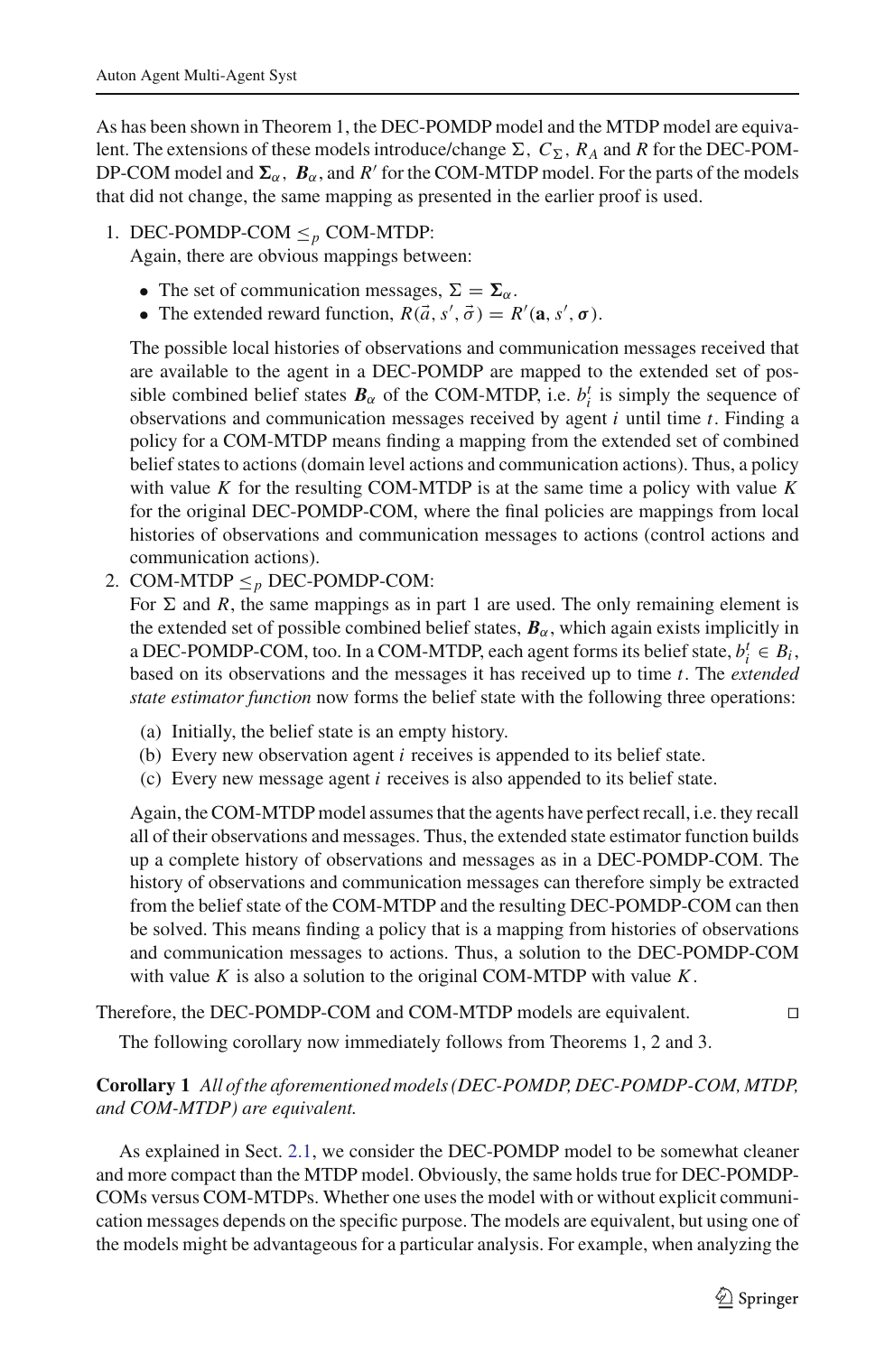As has been shown in Theorem 1, the DEC-POMDP model and the MTDP model are equivalent. The extensions of these models introduce/change $\Sigma$, $C_\Sigma$, $R_A$ and $R$ for the DEC-POMDP-COM model and $\boldsymbol{\Sigma}_\alpha$, $\boldsymbol{B}_\alpha$, and $R'$ for the COM-MTDP model. For the parts of the models that did not change, the same mapping as presented in the earlier proof is used.

1. DEC-POMDP-COM $\leq_p$ COM-MTDP:
   Again, there are obvious mappings between:

   - The set of communication messages, $\Sigma = \boldsymbol{\Sigma}_\alpha$.
   - The extended reward function, $R(\vec{a}, s', \vec{\sigma}) = R'(\mathbf{a}, s', \boldsymbol{\sigma})$.

   The possible local histories of observations and communication messages received that are available to the agent in a DEC-POMDP are mapped to the extended set of possible combined belief states $\boldsymbol{B}_\alpha$ of the COM-MTDP, i.e. $b_i^t$ is simply the sequence of observations and communication messages received by agent $i$ until time $t$. Finding a policy for a COM-MTDP means finding a mapping from the extended set of combined belief states to actions (domain level actions and communication actions). Thus, a policy with value $K$ for the resulting COM-MTDP is at the same time a policy with value $K$ for the original DEC-POMDP-COM, where the final policies are mappings from local histories of observations and communication messages to actions (control actions and communication actions).

2. COM-MTDP $\leq_p$ DEC-POMDP-COM:
   For $\Sigma$ and $R$, the same mappings as in part 1 are used. The only remaining element is the extended set of possible combined belief states, $\boldsymbol{B}_\alpha$, which again exists implicitly in a DEC-POMDP-COM, too. In a COM-MTDP, each agent forms its belief state, $b_i^t \in B_i$, based on its observations and the messages it has received up to time $t$. The *extended state estimator function* now forms the belief state with the following three operations:

   (a) Initially, the belief state is an empty history.
   (b) Every new observation agent $i$ receives is appended to its belief state.
   (c) Every new message agent $i$ receives is also appended to its belief state.

   Again, the COM-MTDP model assumes that the agents have perfect recall, i.e. they recall all of their observations and messages. Thus, the extended state estimator function builds up a complete history of observations and messages as in a DEC-POMDP-COM. The history of observations and communication messages can therefore simply be extracted from the belief state of the COM-MTDP and the resulting DEC-POMDP-COM can then be solved. This means finding a policy that is a mapping from histories of observations and communication messages to actions. Thus, a solution to the DEC-POMDP-COM with value $K$ is also a solution to the original COM-MTDP with value $K$.

Therefore, the DEC-POMDP-COM and COM-MTDP models are equivalent. □

The following corollary now immediately follows from Theorems 1, 2 and 3.

**Corollary 1** *All of the aforementioned models (DEC-POMDP, DEC-POMDP-COM, MTDP, and COM-MTDP) are equivalent.*

As explained in Sect. 2.1, we consider the DEC-POMDP model to be somewhat cleaner and more compact than the MTDP model. Obviously, the same holds true for DEC-POMDP-COMs versus COM-MTDPs. Whether one uses the model with or without explicit communication messages depends on the specific purpose. The models are equivalent, but using one of the models might be advantageous for a particular analysis. For example, when analyzing the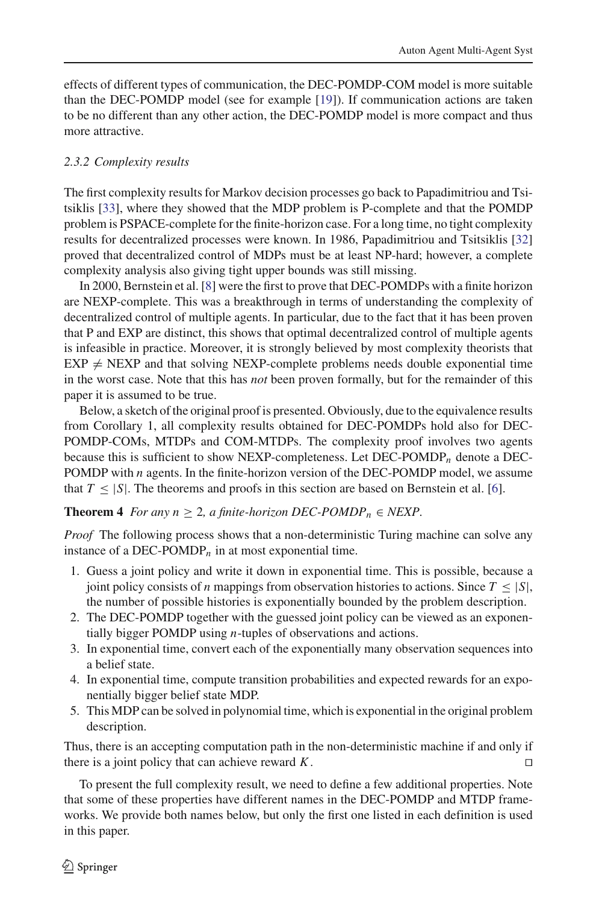effects of different types of communication, the DEC-POMDP-COM model is more suitable than the DEC-POMDP model (see for example [19]). If communication actions are taken to be no different than any other action, the DEC-POMDP model is more compact and thus more attractive.

### 2.3.2 Complexity results

The first complexity results for Markov decision processes go back to Papadimitriou and Tsitsiklis [33], where they showed that the MDP problem is P-complete and that the POMDP problem is PSPACE-complete for the finite-horizon case. For a long time, no tight complexity results for decentralized processes were known. In 1986, Papadimitriou and Tsitsiklis [32] proved that decentralized control of MDPs must be at least NP-hard; however, a complete complexity analysis also giving tight upper bounds was still missing.

In 2000, Bernstein et al. [8] were the first to prove that DEC-POMDPs with a finite horizon are NEXP-complete. This was a breakthrough in terms of understanding the complexity of decentralized control of multiple agents. In particular, due to the fact that it has been proven that P and EXP are distinct, this shows that optimal decentralized control of multiple agents is infeasible in practice. Moreover, it is strongly believed by most complexity theorists that EXP $\neq$ NEXP and that solving NEXP-complete problems needs double exponential time in the worst case. Note that this has *not* been proven formally, but for the remainder of this paper it is assumed to be true.

Below, a sketch of the original proof is presented. Obviously, due to the equivalence results from Corollary 1, all complexity results obtained for DEC-POMDPs hold also for DEC-POMDP-COMs, MTDPs and COM-MTDPs. The complexity proof involves two agents because this is sufficient to show NEXP-completeness. Let DEC-POMDP$_n$ denote a DEC-POMDP with $n$ agents. In the finite-horizon version of the DEC-POMDP model, we assume that $T \leq |S|$. The theorems and proofs in this section are based on Bernstein et al. [6].

**Theorem 4** *For any $n \geq 2$, a finite-horizon DEC-POMDP$_n$ $\in$ NEXP.*

*Proof* The following process shows that a non-deterministic Turing machine can solve any instance of a DEC-POMDP$_n$ in at most exponential time.

1. Guess a joint policy and write it down in exponential time. This is possible, because a joint policy consists of $n$ mappings from observation histories to actions. Since $T \leq |S|$, the number of possible histories is exponentially bounded by the problem description.
2. The DEC-POMDP together with the guessed joint policy can be viewed as an exponentially bigger POMDP using $n$-tuples of observations and actions.
3. In exponential time, convert each of the exponentially many observation sequences into a belief state.
4. In exponential time, compute transition probabilities and expected rewards for an exponentially bigger belief state MDP.
5. This MDP can be solved in polynomial time, which is exponential in the original problem description.

Thus, there is an accepting computation path in the non-deterministic machine if and only if there is a joint policy that can achieve reward $K$. □

To present the full complexity result, we need to define a few additional properties. Note that some of these properties have different names in the DEC-POMDP and MTDP frameworks. We provide both names below, but only the first one listed in each definition is used in this paper.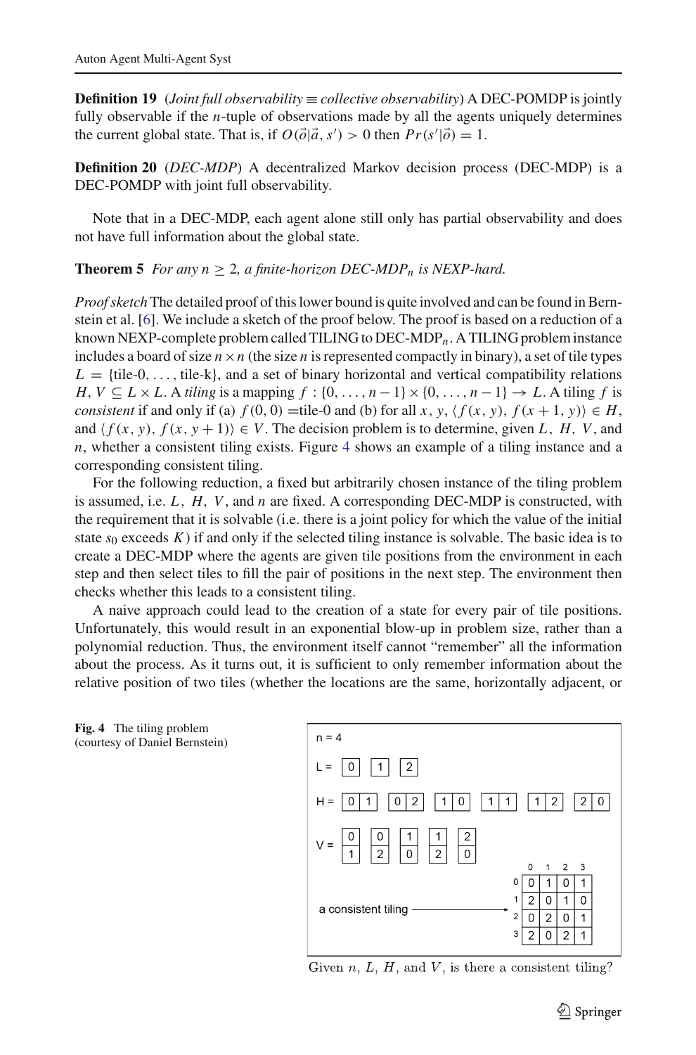**Definition 19** (*Joint full observability* ≡ *collective observability*) A DEC-POMDP is jointly fully observable if the $n$-tuple of observations made by all the agents uniquely determines the current global state. That is, if $O(\vec{o}|\vec{a}, s') > 0$ then $Pr(s'|\vec{o}) = 1$.

**Definition 20** (*DEC-MDP*) A decentralized Markov decision process (DEC-MDP) is a DEC-POMDP with joint full observability.

Note that in a DEC-MDP, each agent alone still only has partial observability and does not have full information about the global state.

**Theorem 5** *For any $n \geq 2$, a finite-horizon DEC-MDP$_n$ is NEXP-hard.*

*Proof sketch* The detailed proof of this lower bound is quite involved and can be found in Bernstein et al. [6]. We include a sketch of the proof below. The proof is based on a reduction of a known NEXP-complete problem called TILING to DEC-MDP$_n$. A TILING problem instance includes a board of size $n \times n$ (the size $n$ is represented compactly in binary), a set of tile types $L = \{\text{tile-0}, \ldots, \text{tile-k}\}$, and a set of binary horizontal and vertical compatibility relations $H, V \subseteq L \times L$. A *tiling* is a mapping $f : \{0, \ldots, n-1\} \times \{0, \ldots, n-1\} \rightarrow L$. A tiling $f$ is *consistent* if and only if (a) $f(0, 0) = $tile-0 and (b) for all $x, y$, $\langle f(x, y), f(x+1, y)\rangle \in H$, and $\langle f(x, y), f(x, y+1)\rangle \in V$. The decision problem is to determine, given $L$, $H$, $V$, and $n$, whether a consistent tiling exists. Figure 4 shows an example of a tiling instance and a corresponding consistent tiling.

For the following reduction, a fixed but arbitrarily chosen instance of the tiling problem is assumed, i.e. $L$, $H$, $V$, and $n$ are fixed. A corresponding DEC-MDP is constructed, with the requirement that it is solvable (i.e. there is a joint policy for which the value of the initial state $s_0$ exceeds $K$) if and only if the selected tiling instance is solvable. The basic idea is to create a DEC-MDP where the agents are given tile positions from the environment in each step and then select tiles to fill the pair of positions in the next step. The environment then checks whether this leads to a consistent tiling.

A naive approach could lead to the creation of a state for every pair of tile positions. Unfortunately, this would result in an exponential blow-up in problem size, rather than a polynomial reduction. Thus, the environment itself cannot "remember" all the information about the process. As it turns out, it is sufficient to only remember information about the relative position of two tiles (whether the locations are the same, horizontally adjacent, or

n = 4

L = 0 1 2

H = 0 1, 0 2, 1 0, 1 1, 1 2, 2 0

V = 0/1, 0/2, 1/0, 1/2, 2/0

a consistent tiling:

| | 0 | 1 | 2 | 3 |
|---|---|---|---|---|
| 0 | 0 | 1 | 0 | 1 |
| 1 | 2 | 0 | 1 | 0 |
| 2 | 0 | 2 | 0 | 1 |
| 3 | 2 | 0 | 2 | 1 |

Given $n$, $L$, $H$, and $V$, is there a consistent tiling?

**Fig. 4** The tiling problem (courtesy of Daniel Bernstein)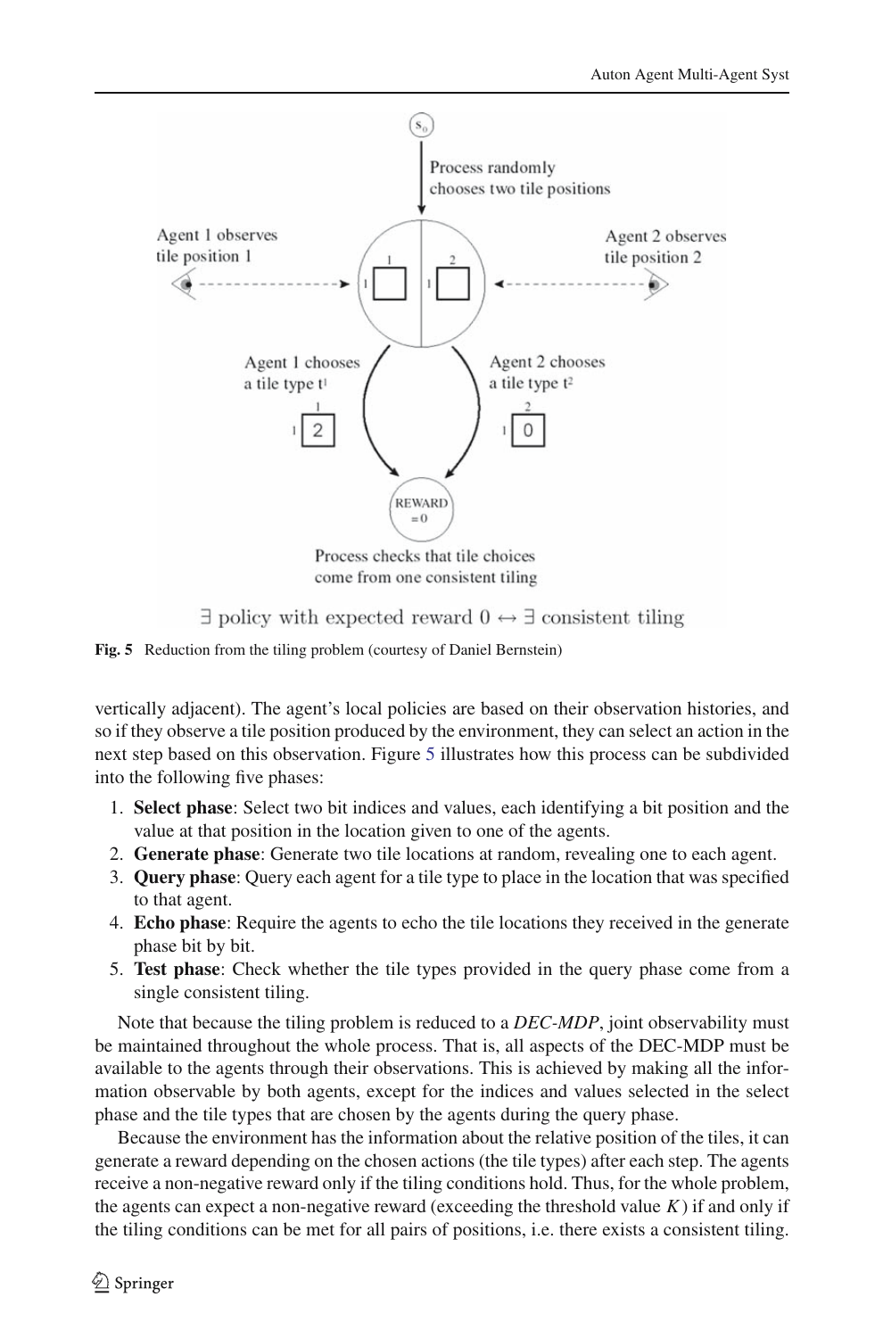**Fig. 5** Reduction from the tiling problem (courtesy of Daniel Bernstein)

vertically adjacent). The agent's local policies are based on their observation histories, and so if they observe a tile position produced by the environment, they can select an action in the next step based on this observation. Figure 5 illustrates how this process can be subdivided into the following five phases:

1. **Select phase**: Select two bit indices and values, each identifying a bit position and the value at that position in the location given to one of the agents.
2. **Generate phase**: Generate two tile locations at random, revealing one to each agent.
3. **Query phase**: Query each agent for a tile type to place in the location that was specified to that agent.
4. **Echo phase**: Require the agents to echo the tile locations they received in the generate phase bit by bit.
5. **Test phase**: Check whether the tile types provided in the query phase come from a single consistent tiling.

Note that because the tiling problem is reduced to a *DEC-MDP*, joint observability must be maintained throughout the whole process. That is, all aspects of the DEC-MDP must be available to the agents through their observations. This is achieved by making all the information observable by both agents, except for the indices and values selected in the select phase and the tile types that are chosen by the agents during the query phase.

Because the environment has the information about the relative position of the tiles, it can generate a reward depending on the chosen actions (the tile types) after each step. The agents receive a non-negative reward only if the tiling conditions hold. Thus, for the whole problem, the agents can expect a non-negative reward (exceeding the threshold value $K$) if and only if the tiling conditions can be met for all pairs of positions, i.e. there exists a consistent tiling.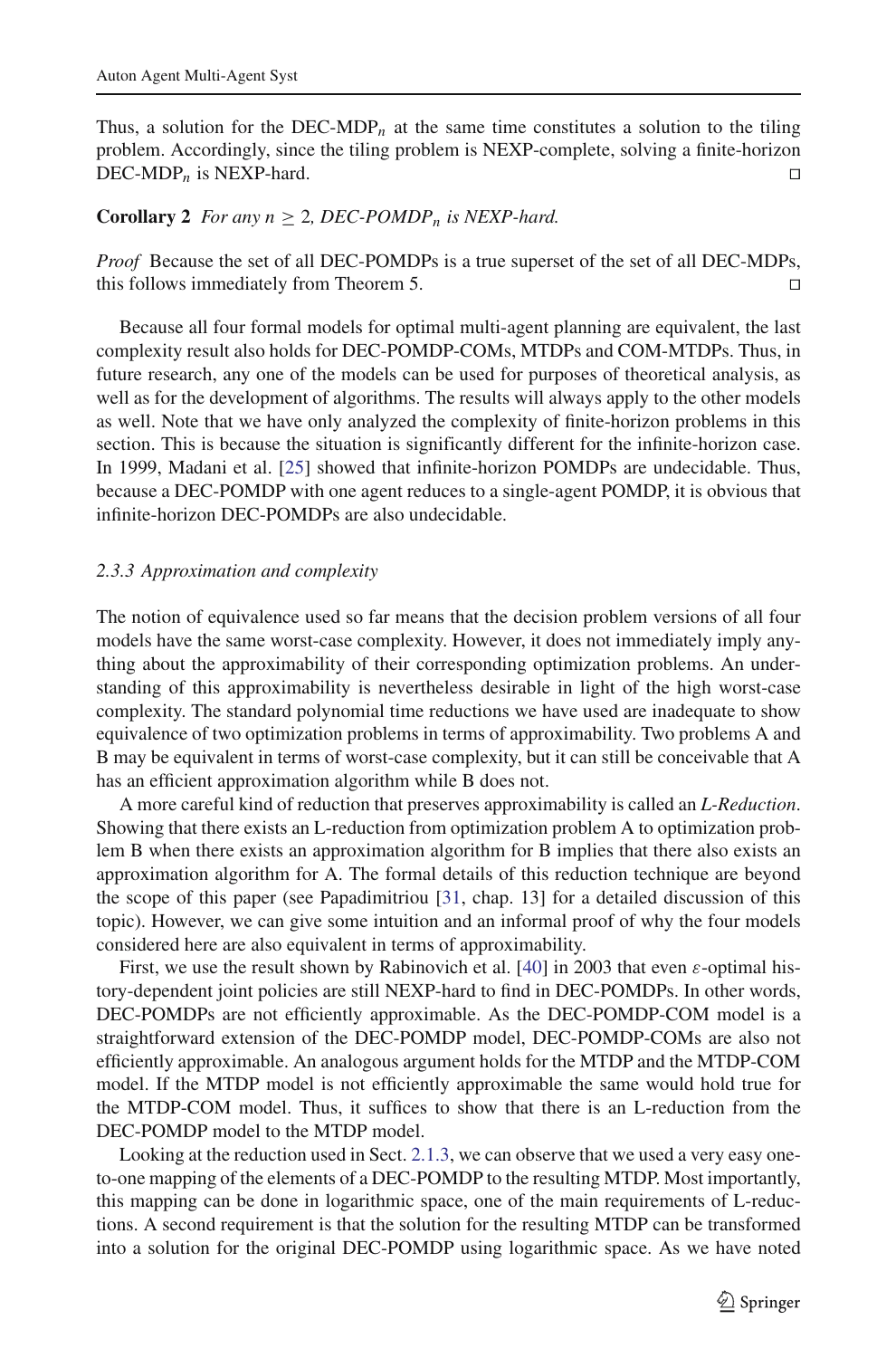Thus, a solution for the DEC-MDP$_n$ at the same time constitutes a solution to the tiling problem. Accordingly, since the tiling problem is NEXP-complete, solving a finite-horizon DEC-MDP$_n$ is NEXP-hard. □

**Corollary 2** *For any $n \geq 2$, DEC-POMDP$_n$ is NEXP-hard.*

*Proof* Because the set of all DEC-POMDPs is a true superset of the set of all DEC-MDPs, this follows immediately from Theorem 5. □

Because all four formal models for optimal multi-agent planning are equivalent, the last complexity result also holds for DEC-POMDP-COMs, MTDPs and COM-MTDPs. Thus, in future research, any one of the models can be used for purposes of theoretical analysis, as well as for the development of algorithms. The results will always apply to the other models as well. Note that we have only analyzed the complexity of finite-horizon problems in this section. This is because the situation is significantly different for the infinite-horizon case. In 1999, Madani et al. [25] showed that infinite-horizon POMDPs are undecidable. Thus, because a DEC-POMDP with one agent reduces to a single-agent POMDP, it is obvious that infinite-horizon DEC-POMDPs are also undecidable.

### 2.3.3 Approximation and complexity

The notion of equivalence used so far means that the decision problem versions of all four models have the same worst-case complexity. However, it does not immediately imply anything about the approximability of their corresponding optimization problems. An understanding of this approximability is nevertheless desirable in light of the high worst-case complexity. The standard polynomial time reductions we have used are inadequate to show equivalence of two optimization problems in terms of approximability. Two problems A and B may be equivalent in terms of worst-case complexity, but it can still be conceivable that A has an efficient approximation algorithm while B does not.

A more careful kind of reduction that preserves approximability is called an *L-Reduction*. Showing that there exists an L-reduction from optimization problem A to optimization problem B when there exists an approximation algorithm for B implies that there also exists an approximation algorithm for A. The formal details of this reduction technique are beyond the scope of this paper (see Papadimitriou [31, chap. 13] for a detailed discussion of this topic). However, we can give some intuition and an informal proof of why the four models considered here are also equivalent in terms of approximability.

First, we use the result shown by Rabinovich et al. [40] in 2003 that even $\varepsilon$-optimal history-dependent joint policies are still NEXP-hard to find in DEC-POMDPs. In other words, DEC-POMDPs are not efficiently approximable. As the DEC-POMDP-COM model is a straightforward extension of the DEC-POMDP model, DEC-POMDP-COMs are also not efficiently approximable. An analogous argument holds for the MTDP and the MTDP-COM model. If the MTDP model is not efficiently approximable the same would hold true for the MTDP-COM model. Thus, it suffices to show that there is an L-reduction from the DEC-POMDP model to the MTDP model.

Looking at the reduction used in Sect. 2.1.3, we can observe that we used a very easy one-to-one mapping of the elements of a DEC-POMDP to the resulting MTDP. Most importantly, this mapping can be done in logarithmic space, one of the main requirements of L-reductions. A second requirement is that the solution for the resulting MTDP can be transformed into a solution for the original DEC-POMDP using logarithmic space. As we have noted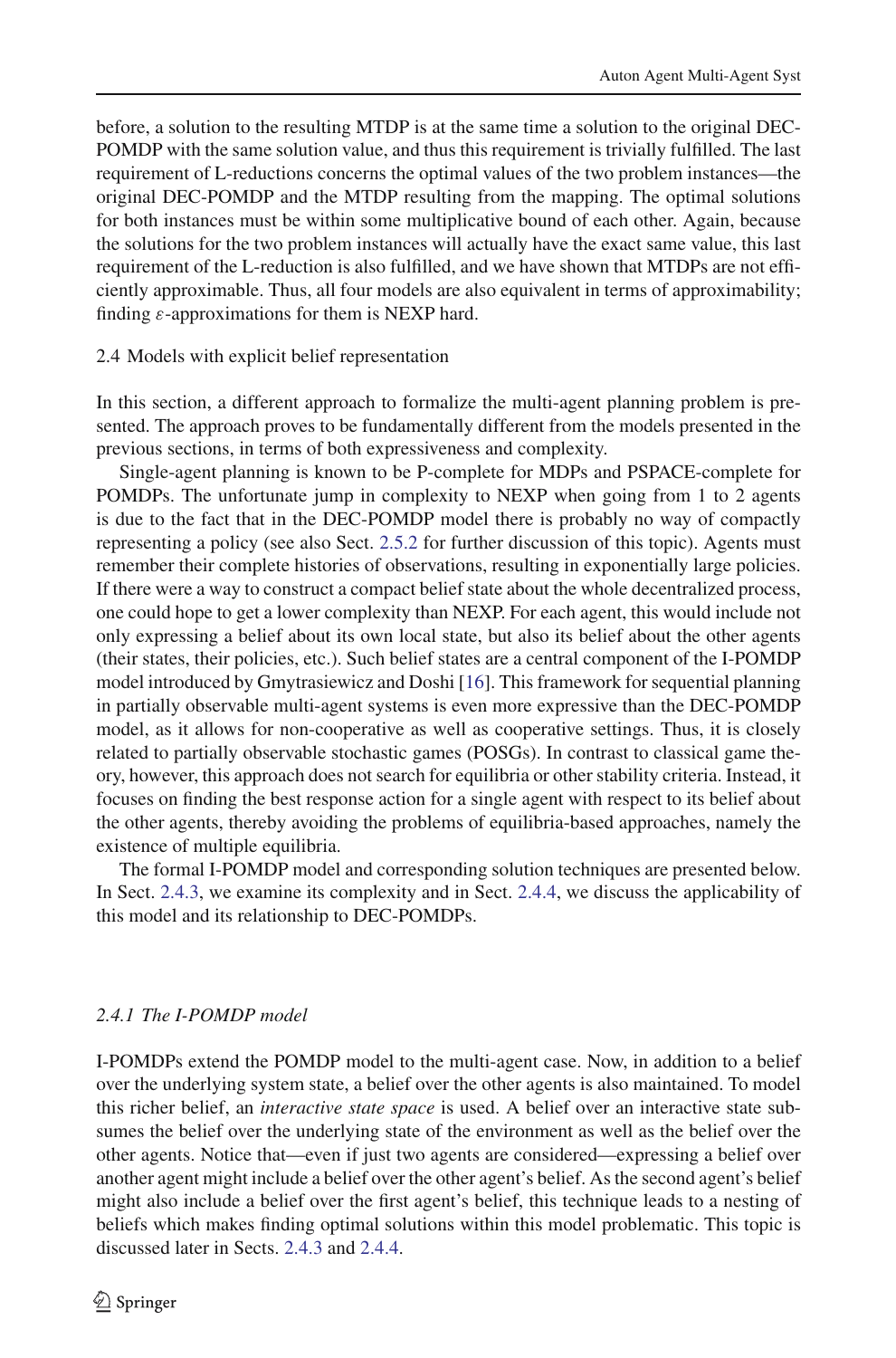before, a solution to the resulting MTDP is at the same time a solution to the original DEC-POMDP with the same solution value, and thus this requirement is trivially fulfilled. The last requirement of L-reductions concerns the optimal values of the two problem instances—the original DEC-POMDP and the MTDP resulting from the mapping. The optimal solutions for both instances must be within some multiplicative bound of each other. Again, because the solutions for the two problem instances will actually have the exact same value, this last requirement of the L-reduction is also fulfilled, and we have shown that MTDPs are not efficiently approximable. Thus, all four models are also equivalent in terms of approximability; finding $\varepsilon$-approximations for them is NEXP hard.

## 2.4 Models with explicit belief representation

In this section, a different approach to formalize the multi-agent planning problem is presented. The approach proves to be fundamentally different from the models presented in the previous sections, in terms of both expressiveness and complexity.

Single-agent planning is known to be P-complete for MDPs and PSPACE-complete for POMDPs. The unfortunate jump in complexity to NEXP when going from 1 to 2 agents is due to the fact that in the DEC-POMDP model there is probably no way of compactly representing a policy (see also Sect. 2.5.2 for further discussion of this topic). Agents must remember their complete histories of observations, resulting in exponentially large policies. If there were a way to construct a compact belief state about the whole decentralized process, one could hope to get a lower complexity than NEXP. For each agent, this would include not only expressing a belief about its own local state, but also its belief about the other agents (their states, their policies, etc.). Such belief states are a central component of the I-POMDP model introduced by Gmytrasiewicz and Doshi [16]. This framework for sequential planning in partially observable multi-agent systems is even more expressive than the DEC-POMDP model, as it allows for non-cooperative as well as cooperative settings. Thus, it is closely related to partially observable stochastic games (POSGs). In contrast to classical game theory, however, this approach does not search for equilibria or other stability criteria. Instead, it focuses on finding the best response action for a single agent with respect to its belief about the other agents, thereby avoiding the problems of equilibria-based approaches, namely the existence of multiple equilibria.

The formal I-POMDP model and corresponding solution techniques are presented below. In Sect. 2.4.3, we examine its complexity and in Sect. 2.4.4, we discuss the applicability of this model and its relationship to DEC-POMDPs.

### *2.4.1 The I-POMDP model*

I-POMDPs extend the POMDP model to the multi-agent case. Now, in addition to a belief over the underlying system state, a belief over the other agents is also maintained. To model this richer belief, an *interactive state space* is used. A belief over an interactive state subsumes the belief over the underlying state of the environment as well as the belief over the other agents. Notice that—even if just two agents are considered—expressing a belief over another agent might include a belief over the other agent's belief. As the second agent's belief might also include a belief over the first agent's belief, this technique leads to a nesting of beliefs which makes finding optimal solutions within this model problematic. This topic is discussed later in Sects. 2.4.3 and 2.4.4.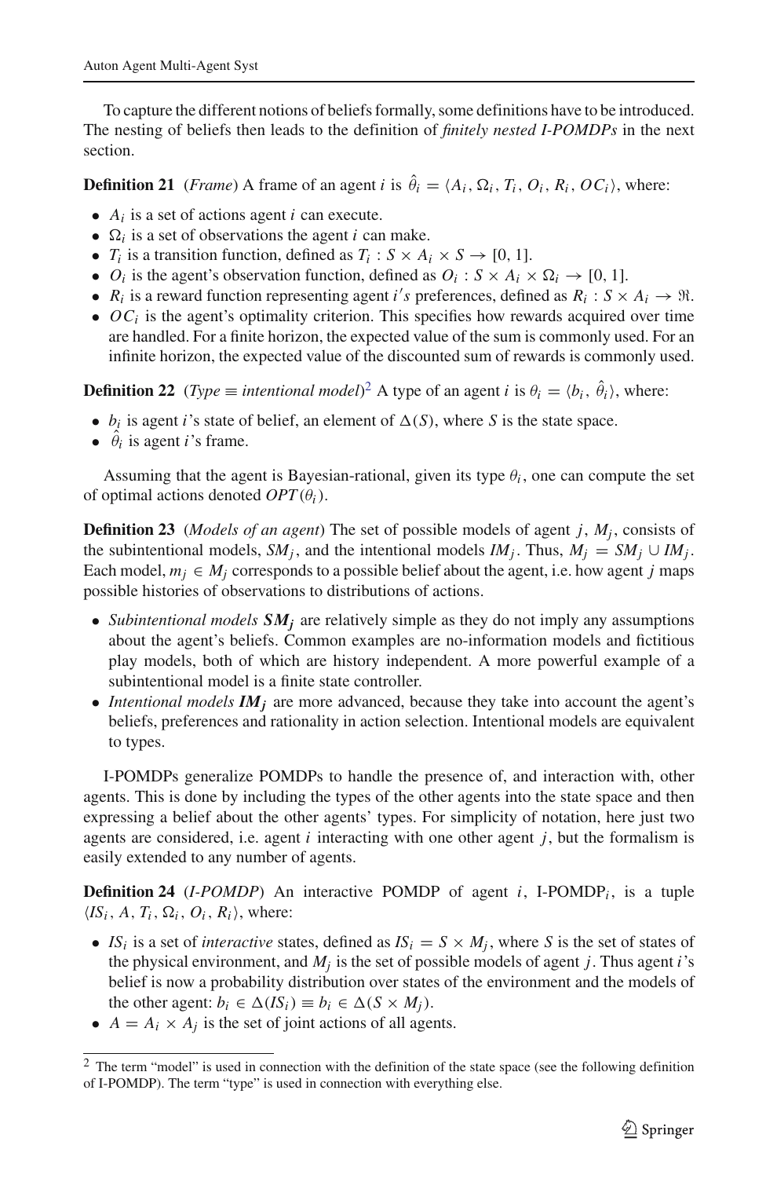To capture the different notions of beliefs formally, some definitions have to be introduced. The nesting of beliefs then leads to the definition of *finitely nested I-POMDPs* in the next section.

**Definition 21** (*Frame*) A frame of an agent $i$ is $\hat{\theta}_i = \langle A_i, \Omega_i, T_i, O_i, R_i, OC_i \rangle$, where:

- $A_i$ is a set of actions agent $i$ can execute.
- $\Omega_i$ is a set of observations the agent $i$ can make.
- $T_i$ is a transition function, defined as $T_i : S \times A_i \times S \rightarrow [0, 1]$.
- $O_i$ is the agent's observation function, defined as $O_i : S \times A_i \times \Omega_i \rightarrow [0, 1]$.
- $R_i$ is a reward function representing agent $i's$ preferences, defined as $R_i : S \times A_i \rightarrow \Re$.
- $OC_i$ is the agent's optimality criterion. This specifies how rewards acquired over time are handled. For a finite horizon, the expected value of the sum is commonly used. For an infinite horizon, the expected value of the discounted sum of rewards is commonly used.

**Definition 22** (*Type* $\equiv$ *intentional model*)[2] A type of an agent $i$ is $\theta_i = \langle b_i, \hat{\theta}_i \rangle$, where:

- $b_i$ is agent $i$'s state of belief, an element of $\Delta(S)$, where $S$ is the state space.
- $\hat{\theta}_i$ is agent $i$'s frame.

Assuming that the agent is Bayesian-rational, given its type $\theta_i$, one can compute the set of optimal actions denoted $OPT(\theta_i)$.

**Definition 23** (*Models of an agent*) The set of possible models of agent $j$, $M_j$, consists of the subintentional models, $SM_j$, and the intentional models $IM_j$. Thus, $M_j = SM_j \cup IM_j$. Each model, $m_j \in M_j$ corresponds to a possible belief about the agent, i.e. how agent $j$ maps possible histories of observations to distributions of actions.

- *Subintentional models* $\boldsymbol{SM_j}$ are relatively simple as they do not imply any assumptions about the agent's beliefs. Common examples are no-information models and fictitious play models, both of which are history independent. A more powerful example of a subintentional model is a finite state controller.
- *Intentional models* $\boldsymbol{IM_j}$ are more advanced, because they take into account the agent's beliefs, preferences and rationality in action selection. Intentional models are equivalent to types.

I-POMDPs generalize POMDPs to handle the presence of, and interaction with, other agents. This is done by including the types of the other agents into the state space and then expressing a belief about the other agents' types. For simplicity of notation, here just two agents are considered, i.e. agent $i$ interacting with one other agent $j$, but the formalism is easily extended to any number of agents.

**Definition 24** (*I-POMDP*) An interactive POMDP of agent $i$, I-POMDP$_i$, is a tuple $\langle IS_i, A, T_i, \Omega_i, O_i, R_i \rangle$, where:

- $IS_i$ is a set of *interactive* states, defined as $IS_i = S \times M_j$, where $S$ is the set of states of the physical environment, and $M_j$ is the set of possible models of agent $j$. Thus agent $i$'s belief is now a probability distribution over states of the environment and the models of the other agent: $b_i \in \Delta(IS_i) \equiv b_i \in \Delta(S \times M_j)$.
- $A = A_i \times A_j$ is the set of joint actions of all agents.

[2] The term "model" is used in connection with the definition of the state space (see the following definition of I-POMDP). The term "type" is used in connection with everything else.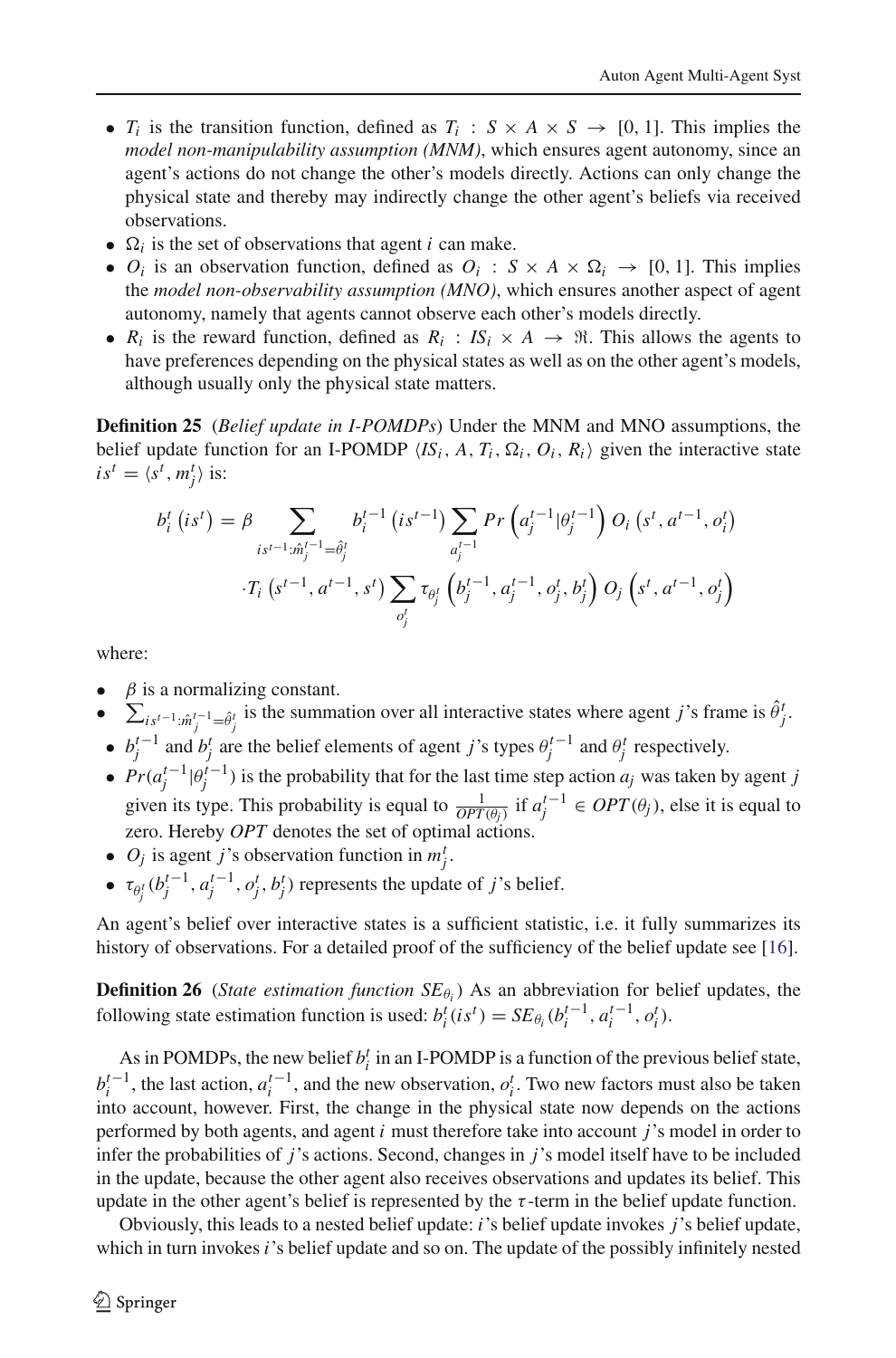- $T_i$ is the transition function, defined as $T_i : S \times A \times S \rightarrow [0, 1]$. This implies the *model non-manipulability assumption (MNM)*, which ensures agent autonomy, since an agent's actions do not change the other's models directly. Actions can only change the physical state and thereby may indirectly change the other agent's beliefs via received observations.
- $\Omega_i$ is the set of observations that agent $i$ can make.
- $O_i$ is an observation function, defined as $O_i : S \times A \times \Omega_i \rightarrow [0, 1]$. This implies the *model non-observability assumption (MNO)*, which ensures another aspect of agent autonomy, namely that agents cannot observe each other's models directly.
- $R_i$ is the reward function, defined as $R_i : IS_i \times A \rightarrow \Re$. This allows the agents to have preferences depending on the physical states as well as on the other agent's models, although usually only the physical state matters.

**Definition 25** (*Belief update in I-POMDPs*) Under the MNM and MNO assumptions, the belief update function for an I-POMDP $\langle IS_i, A, T_i, \Omega_i, O_i, R_i\rangle$ given the interactive state $is^t = \langle s^t, m_j^t\rangle$ is:

$$b_i^t\left(is^t\right) = \beta \sum_{is^{t-1}:\hat{m}_j^{t-1}=\hat{\theta}_j^t} b_i^{t-1}\left(is^{t-1}\right) \sum_{a_j^{t-1}} Pr\left(a_j^{t-1}|\theta_j^{t-1}\right) O_i\left(s^t, a^{t-1}, o_i^t\right)$$
$$\cdot T_i\left(s^{t-1}, a^{t-1}, s^t\right) \sum_{o_j^t} \tau_{\theta_j^t}\left(b_j^{t-1}, a_j^{t-1}, o_j^t, b_j^t\right) O_j\left(s^t, a^{t-1}, o_j^t\right)$$

where:

- $\beta$ is a normalizing constant.
- $\sum_{is^{t-1}:\hat{m}_j^{t-1}=\hat{\theta}_j^t}$ is the summation over all interactive states where agent $j$'s frame is $\hat{\theta}_j^t$.
- $b_j^{t-1}$ and $b_j^t$ are the belief elements of agent $j$'s types $\theta_j^{t-1}$ and $\theta_j^t$ respectively.
- $Pr(a_j^{t-1}|\theta_j^{t-1})$ is the probability that for the last time step action $a_j$ was taken by agent $j$ given its type. This probability is equal to $\frac{1}{OPT(\theta_j)}$ if $a_j^{t-1} \in OPT(\theta_j)$, else it is equal to zero. Hereby $OPT$ denotes the set of optimal actions.
- $O_j$ is agent $j$'s observation function in $m_j^t$.
- $\tau_{\theta_j^t}(b_j^{t-1}, a_j^{t-1}, o_j^t, b_j^t)$ represents the update of $j$'s belief.

An agent's belief over interactive states is a sufficient statistic, i.e. it fully summarizes its history of observations. For a detailed proof of the sufficiency of the belief update see [16].

**Definition 26** (*State estimation function $SE_{\theta_i}$*) As an abbreviation for belief updates, the following state estimation function is used: $b_i^t(is^t) = SE_{\theta_i}(b_i^{t-1}, a_i^{t-1}, o_i^t)$.

As in POMDPs, the new belief $b_i^t$ in an I-POMDP is a function of the previous belief state, $b_i^{t-1}$, the last action, $a_i^{t-1}$, and the new observation, $o_i^t$. Two new factors must also be taken into account, however. First, the change in the physical state now depends on the actions performed by both agents, and agent $i$ must therefore take into account $j$'s model in order to infer the probabilities of $j$'s actions. Second, changes in $j$'s model itself have to be included in the update, because the other agent also receives observations and updates its belief. This update in the other agent's belief is represented by the $\tau$-term in the belief update function.

Obviously, this leads to a nested belief update: $i$'s belief update invokes $j$'s belief update, which in turn invokes $i$'s belief update and so on. The update of the possibly infinitely nested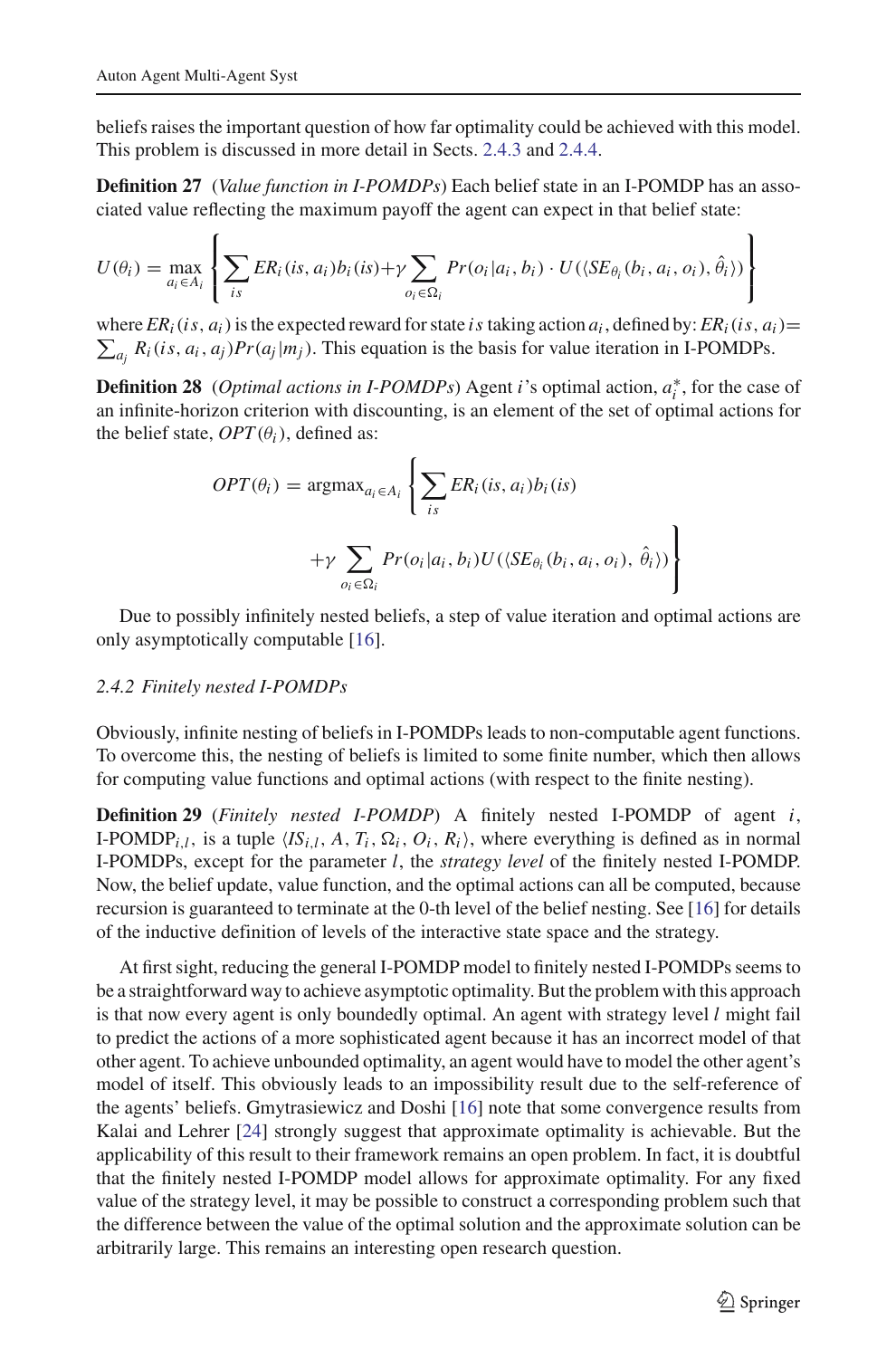beliefs raises the important question of how far optimality could be achieved with this model. This problem is discussed in more detail in Sects. 2.4.3 and 2.4.4.

**Definition 27** (*Value function in I-POMDPs*) Each belief state in an I-POMDP has an associated value reflecting the maximum payoff the agent can expect in that belief state:

$$U(\theta_i) = \max_{a_i \in A_i} \left\{ \sum_{is} ER_i(is, a_i) b_i(is) + \gamma \sum_{o_i \in \Omega_i} Pr(o_i | a_i, b_i) \cdot U(\langle SE_{\theta_i}(b_i, a_i, o_i), \hat{\theta}_i \rangle) \right\}$$

where $ER_i(is, a_i)$ is the expected reward for state $is$ taking action $a_i$, defined by: $ER_i(is, a_i) = \sum_{a_j} R_i(is, a_i, a_j) Pr(a_j | m_j)$. This equation is the basis for value iteration in I-POMDPs.

**Definition 28** (*Optimal actions in I-POMDPs*) Agent $i$'s optimal action, $a_i^*$, for the case of an infinite-horizon criterion with discounting, is an element of the set of optimal actions for the belief state, $OPT(\theta_i)$, defined as:

$$OPT(\theta_i) = \text{argmax}_{a_i \in A_i} \left\{ \sum_{is} ER_i(is, a_i) b_i(is) + \gamma \sum_{o_i \in \Omega_i} Pr(o_i | a_i, b_i) U(\langle SE_{\theta_i}(b_i, a_i, o_i), \hat{\theta}_i \rangle) \right\}$$

Due to possibly infinitely nested beliefs, a step of value iteration and optimal actions are only asymptotically computable [16].

*2.4.2 Finitely nested I-POMDPs*

Obviously, infinite nesting of beliefs in I-POMDPs leads to non-computable agent functions. To overcome this, the nesting of beliefs is limited to some finite number, which then allows for computing value functions and optimal actions (with respect to the finite nesting).

**Definition 29** (*Finitely nested I-POMDP*) A finitely nested I-POMDP of agent $i$, I-POMDP$_{i,l}$, is a tuple $\langle IS_{i,l}, A, T_i, \Omega_i, O_i, R_i \rangle$, where everything is defined as in normal I-POMDPs, except for the parameter $l$, the *strategy level* of the finitely nested I-POMDP. Now, the belief update, value function, and the optimal actions can all be computed, because recursion is guaranteed to terminate at the 0-th level of the belief nesting. See [16] for details of the inductive definition of levels of the interactive state space and the strategy.

At first sight, reducing the general I-POMDP model to finitely nested I-POMDPs seems to be a straightforward way to achieve asymptotic optimality. But the problem with this approach is that now every agent is only boundedly optimal. An agent with strategy level $l$ might fail to predict the actions of a more sophisticated agent because it has an incorrect model of that other agent. To achieve unbounded optimality, an agent would have to model the other agent's model of itself. This obviously leads to an impossibility result due to the self-reference of the agents' beliefs. Gmytrasiewicz and Doshi [16] note that some convergence results from Kalai and Lehrer [24] strongly suggest that approximate optimality is achievable. But the applicability of this result to their framework remains an open problem. In fact, it is doubtful that the finitely nested I-POMDP model allows for approximate optimality. For any fixed value of the strategy level, it may be possible to construct a corresponding problem such that the difference between the value of the optimal solution and the approximate solution can be arbitrarily large. This remains an interesting open research question.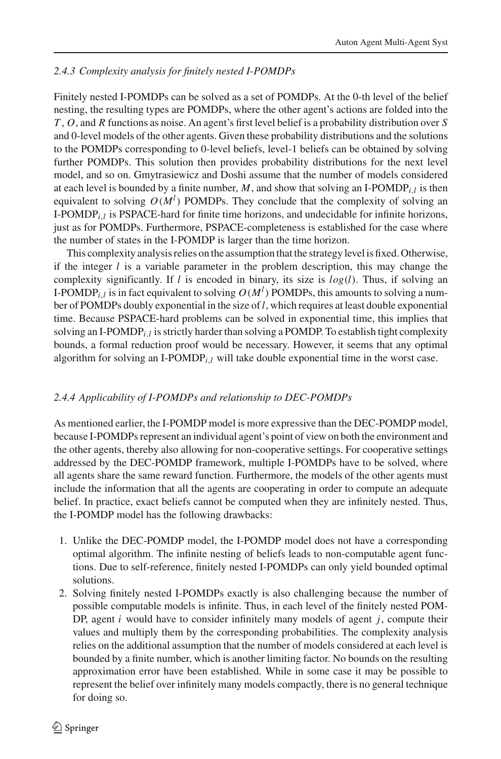### 2.4.3 Complexity analysis for finitely nested I-POMDPs

Finitely nested I-POMDPs can be solved as a set of POMDPs. At the 0-th level of the belief nesting, the resulting types are POMDPs, where the other agent's actions are folded into the $T$, $O$, and $R$ functions as noise. An agent's first level belief is a probability distribution over $S$ and 0-level models of the other agents. Given these probability distributions and the solutions to the POMDPs corresponding to 0-level beliefs, level-1 beliefs can be obtained by solving further POMDPs. This solution then provides probability distributions for the next level model, and so on. Gmytrasiewicz and Doshi assume that the number of models considered at each level is bounded by a finite number, $M$, and show that solving an I-POMDP$_{i,l}$ is then equivalent to solving $O(M^l)$ POMDPs. They conclude that the complexity of solving an I-POMDP$_{i,l}$ is PSPACE-hard for finite time horizons, and undecidable for infinite horizons, just as for POMDPs. Furthermore, PSPACE-completeness is established for the case where the number of states in the I-POMDP is larger than the time horizon.

This complexity analysis relies on the assumption that the strategy level is fixed. Otherwise, if the integer $l$ is a variable parameter in the problem description, this may change the complexity significantly. If $l$ is encoded in binary, its size is $log(l)$. Thus, if solving an I-POMDP$_{i,l}$ is in fact equivalent to solving $O(M^l)$ POMDPs, this amounts to solving a number of POMDPs doubly exponential in the size of $l$, which requires at least double exponential time. Because PSPACE-hard problems can be solved in exponential time, this implies that solving an I-POMDP$_{i,l}$ is strictly harder than solving a POMDP. To establish tight complexity bounds, a formal reduction proof would be necessary. However, it seems that any optimal algorithm for solving an I-POMDP$_{i,l}$ will take double exponential time in the worst case.

### 2.4.4 Applicability of I-POMDPs and relationship to DEC-POMDPs

As mentioned earlier, the I-POMDP model is more expressive than the DEC-POMDP model, because I-POMDPs represent an individual agent's point of view on both the environment and the other agents, thereby also allowing for non-cooperative settings. For cooperative settings addressed by the DEC-POMDP framework, multiple I-POMDPs have to be solved, where all agents share the same reward function. Furthermore, the models of the other agents must include the information that all the agents are cooperating in order to compute an adequate belief. In practice, exact beliefs cannot be computed when they are infinitely nested. Thus, the I-POMDP model has the following drawbacks:

1. Unlike the DEC-POMDP model, the I-POMDP model does not have a corresponding optimal algorithm. The infinite nesting of beliefs leads to non-computable agent functions. Due to self-reference, finitely nested I-POMDPs can only yield bounded optimal solutions.
2. Solving finitely nested I-POMDPs exactly is also challenging because the number of possible computable models is infinite. Thus, in each level of the finitely nested POMDP, agent $i$ would have to consider infinitely many models of agent $j$, compute their values and multiply them by the corresponding probabilities. The complexity analysis relies on the additional assumption that the number of models considered at each level is bounded by a finite number, which is another limiting factor. No bounds on the resulting approximation error have been established. While in some case it may be possible to represent the belief over infinitely many models compactly, there is no general technique for doing so.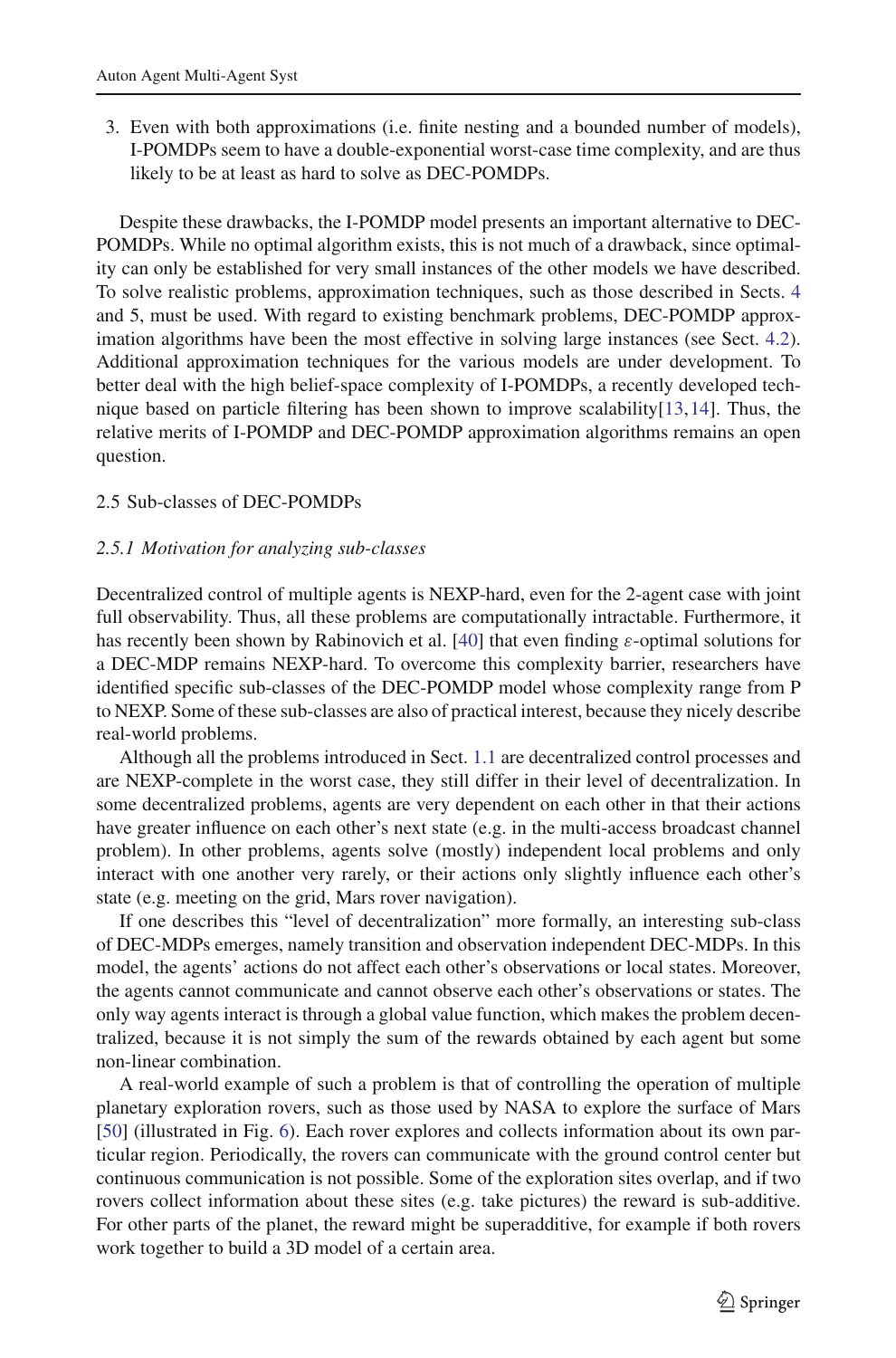3. Even with both approximations (i.e. finite nesting and a bounded number of models), I-POMDPs seem to have a double-exponential worst-case time complexity, and are thus likely to be at least as hard to solve as DEC-POMDPs.

Despite these drawbacks, the I-POMDP model presents an important alternative to DEC-POMDPs. While no optimal algorithm exists, this is not much of a drawback, since optimality can only be established for very small instances of the other models we have described. To solve realistic problems, approximation techniques, such as those described in Sects. 4 and 5, must be used. With regard to existing benchmark problems, DEC-POMDP approximation algorithms have been the most effective in solving large instances (see Sect. 4.2). Additional approximation techniques for the various models are under development. To better deal with the high belief-space complexity of I-POMDPs, a recently developed technique based on particle filtering has been shown to improve scalability[13,14]. Thus, the relative merits of I-POMDP and DEC-POMDP approximation algorithms remains an open question.

## 2.5 Sub-classes of DEC-POMDPs

### *2.5.1 Motivation for analyzing sub-classes*

Decentralized control of multiple agents is NEXP-hard, even for the 2-agent case with joint full observability. Thus, all these problems are computationally intractable. Furthermore, it has recently been shown by Rabinovich et al. [40] that even finding $\varepsilon$-optimal solutions for a DEC-MDP remains NEXP-hard. To overcome this complexity barrier, researchers have identified specific sub-classes of the DEC-POMDP model whose complexity range from P to NEXP. Some of these sub-classes are also of practical interest, because they nicely describe real-world problems.

Although all the problems introduced in Sect. 1.1 are decentralized control processes and are NEXP-complete in the worst case, they still differ in their level of decentralization. In some decentralized problems, agents are very dependent on each other in that their actions have greater influence on each other's next state (e.g. in the multi-access broadcast channel problem). In other problems, agents solve (mostly) independent local problems and only interact with one another very rarely, or their actions only slightly influence each other's state (e.g. meeting on the grid, Mars rover navigation).

If one describes this "level of decentralization" more formally, an interesting sub-class of DEC-MDPs emerges, namely transition and observation independent DEC-MDPs. In this model, the agents' actions do not affect each other's observations or local states. Moreover, the agents cannot communicate and cannot observe each other's observations or states. The only way agents interact is through a global value function, which makes the problem decentralized, because it is not simply the sum of the rewards obtained by each agent but some non-linear combination.

A real-world example of such a problem is that of controlling the operation of multiple planetary exploration rovers, such as those used by NASA to explore the surface of Mars [50] (illustrated in Fig. 6). Each rover explores and collects information about its own particular region. Periodically, the rovers can communicate with the ground control center but continuous communication is not possible. Some of the exploration sites overlap, and if two rovers collect information about these sites (e.g. take pictures) the reward is sub-additive. For other parts of the planet, the reward might be superadditive, for example if both rovers work together to build a 3D model of a certain area.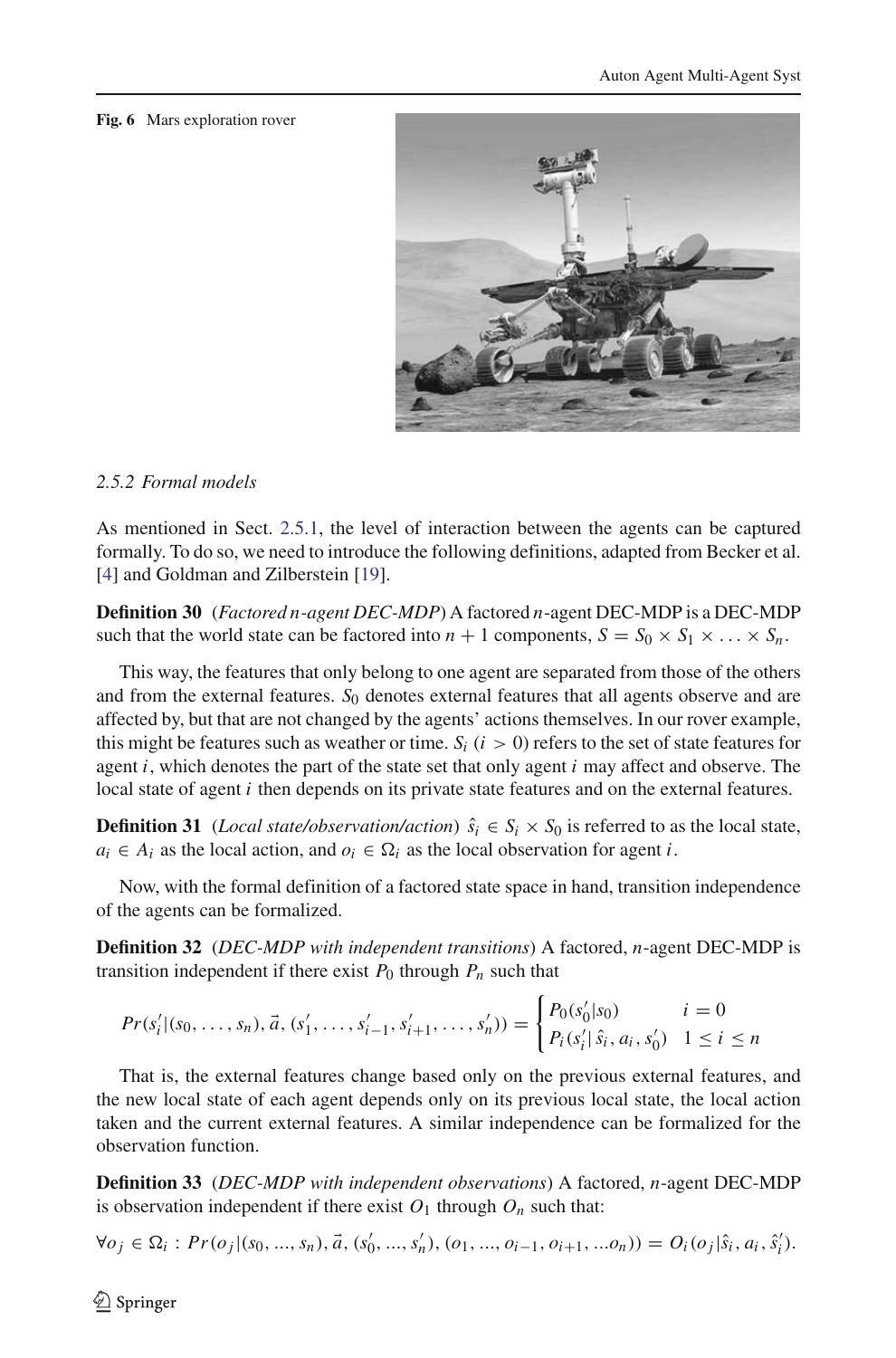Fig. 6 Mars exploration rover

### 2.5.2 Formal models

As mentioned in Sect. 2.5.1, the level of interaction between the agents can be captured formally. To do so, we need to introduce the following definitions, adapted from Becker et al. [4] and Goldman and Zilberstein [19].

**Definition 30** (*Factored n-agent DEC-MDP*) A factored $n$-agent DEC-MDP is a DEC-MDP such that the world state can be factored into $n + 1$ components, $S = S_0 \times S_1 \times \ldots \times S_n$.

This way, the features that only belong to one agent are separated from those of the others and from the external features. $S_0$ denotes external features that all agents observe and are affected by, but that are not changed by the agents' actions themselves. In our rover example, this might be features such as weather or time. $S_i$ $(i > 0)$ refers to the set of state features for agent $i$, which denotes the part of the state set that only agent $i$ may affect and observe. The local state of agent $i$ then depends on its private state features and on the external features.

**Definition 31** (*Local state/observation/action*) $\hat{s}_i \in S_i \times S_0$ is referred to as the local state, $a_i \in A_i$ as the local action, and $o_i \in \Omega_i$ as the local observation for agent $i$.

Now, with the formal definition of a factored state space in hand, transition independence of the agents can be formalized.

**Definition 32** (*DEC-MDP with independent transitions*) A factored, $n$-agent DEC-MDP is transition independent if there exist $P_0$ through $P_n$ such that

$$Pr(s'_i|(s_0, \ldots, s_n), \vec{a}, (s'_1, \ldots, s'_{i-1}, s'_{i+1}, \ldots, s'_n)) = \begin{cases} P_0(s'_0|s_0) & i = 0 \\ P_i(s'_i|\,\hat{s}_i, a_i, s'_0) & 1 \leq i \leq n \end{cases}$$

That is, the external features change based only on the previous external features, and the new local state of each agent depends only on its previous local state, the local action taken and the current external features. A similar independence can be formalized for the observation function.

**Definition 33** (*DEC-MDP with independent observations*) A factored, $n$-agent DEC-MDP is observation independent if there exist $O_1$ through $O_n$ such that:

$$\forall o_j \in \Omega_i : Pr(o_j|(s_0, ..., s_n), \vec{a}, (s'_0, ..., s'_n), (o_1, ..., o_{i-1}, o_{i+1}, ...o_n)) = O_i(o_j|\hat{s}_i, a_i, \hat{s}'_i).$$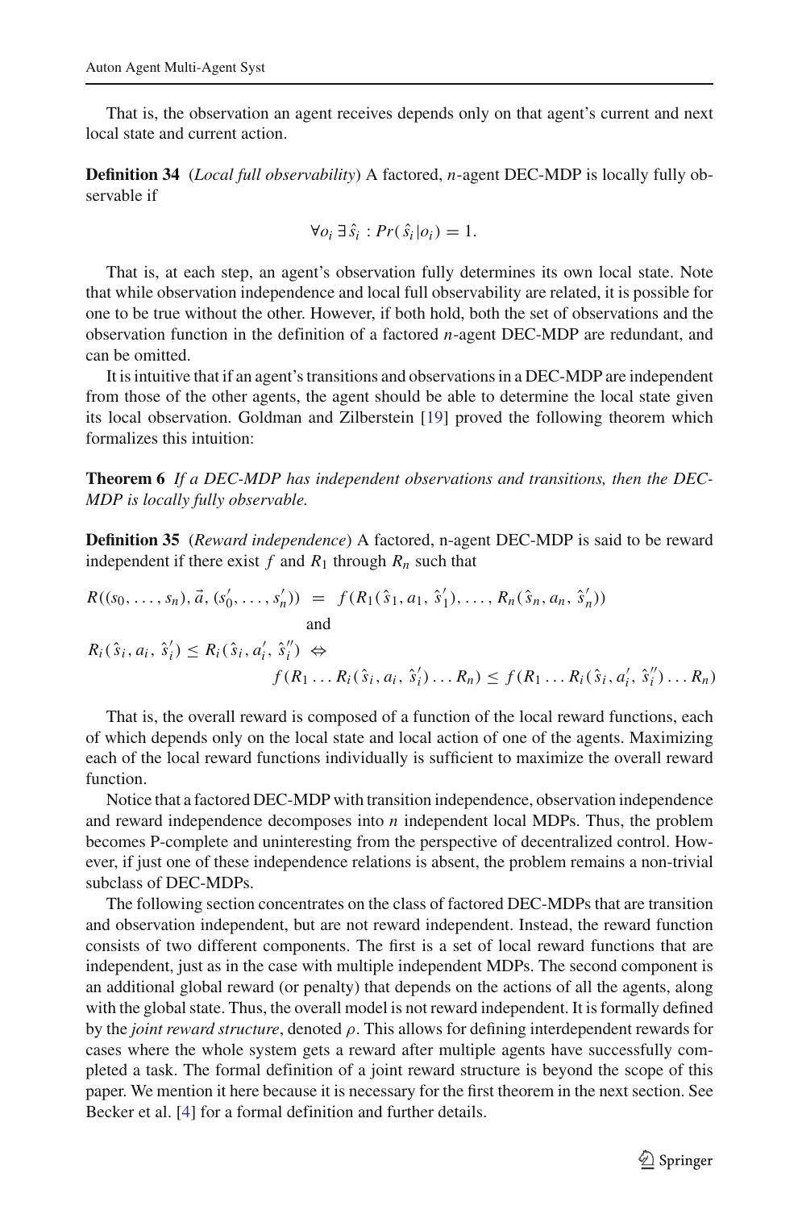That is, the observation an agent receives depends only on that agent's current and next local state and current action.

**Definition 34** (*Local full observability*) A factored, $n$-agent DEC-MDP is locally fully observable if

$$\forall o_i \, \exists \hat{s}_i : Pr(\hat{s}_i | o_i) = 1.$$

That is, at each step, an agent's observation fully determines its own local state. Note that while observation independence and local full observability are related, it is possible for one to be true without the other. However, if both hold, both the set of observations and the observation function in the definition of a factored $n$-agent DEC-MDP are redundant, and can be omitted.

It is intuitive that if an agent's transitions and observations in a DEC-MDP are independent from those of the other agents, the agent should be able to determine the local state given its local observation. Goldman and Zilberstein [19] proved the following theorem which formalizes this intuition:

**Theorem 6** *If a DEC-MDP has independent observations and transitions, then the DEC-MDP is locally fully observable.*

**Definition 35** (*Reward independence*) A factored, n-agent DEC-MDP is said to be reward independent if there exist $f$ and $R_1$ through $R_n$ such that

$$R((s_0, \ldots, s_n), \vec{a}, (s'_0, \ldots, s'_n)) \;=\; f(R_1(\hat{s}_1, a_1, \hat{s}'_1), \ldots, R_n(\hat{s}_n, a_n, \hat{s}'_n))$$

and

$$R_i(\hat{s}_i, a_i, \hat{s}'_i) \leq R_i(\hat{s}_i, a'_i, \hat{s}''_i) \;\Leftrightarrow\; f(R_1 \ldots R_i(\hat{s}_i, a_i, \hat{s}'_i) \ldots R_n) \leq f(R_1 \ldots R_i(\hat{s}_i, a'_i, \hat{s}''_i) \ldots R_n)$$

That is, the overall reward is composed of a function of the local reward functions, each of which depends only on the local state and local action of one of the agents. Maximizing each of the local reward functions individually is sufficient to maximize the overall reward function.

Notice that a factored DEC-MDP with transition independence, observation independence and reward independence decomposes into $n$ independent local MDPs. Thus, the problem becomes P-complete and uninteresting from the perspective of decentralized control. However, if just one of these independence relations is absent, the problem remains a non-trivial subclass of DEC-MDPs.

The following section concentrates on the class of factored DEC-MDPs that are transition and observation independent, but are not reward independent. Instead, the reward function consists of two different components. The first is a set of local reward functions that are independent, just as in the case with multiple independent MDPs. The second component is an additional global reward (or penalty) that depends on the actions of all the agents, along with the global state. Thus, the overall model is not reward independent. It is formally defined by the *joint reward structure*, denoted $\rho$. This allows for defining interdependent rewards for cases where the whole system gets a reward after multiple agents have successfully completed a task. The formal definition of a joint reward structure is beyond the scope of this paper. We mention it here because it is necessary for the first theorem in the next section. See Becker et al. [4] for a formal definition and further details.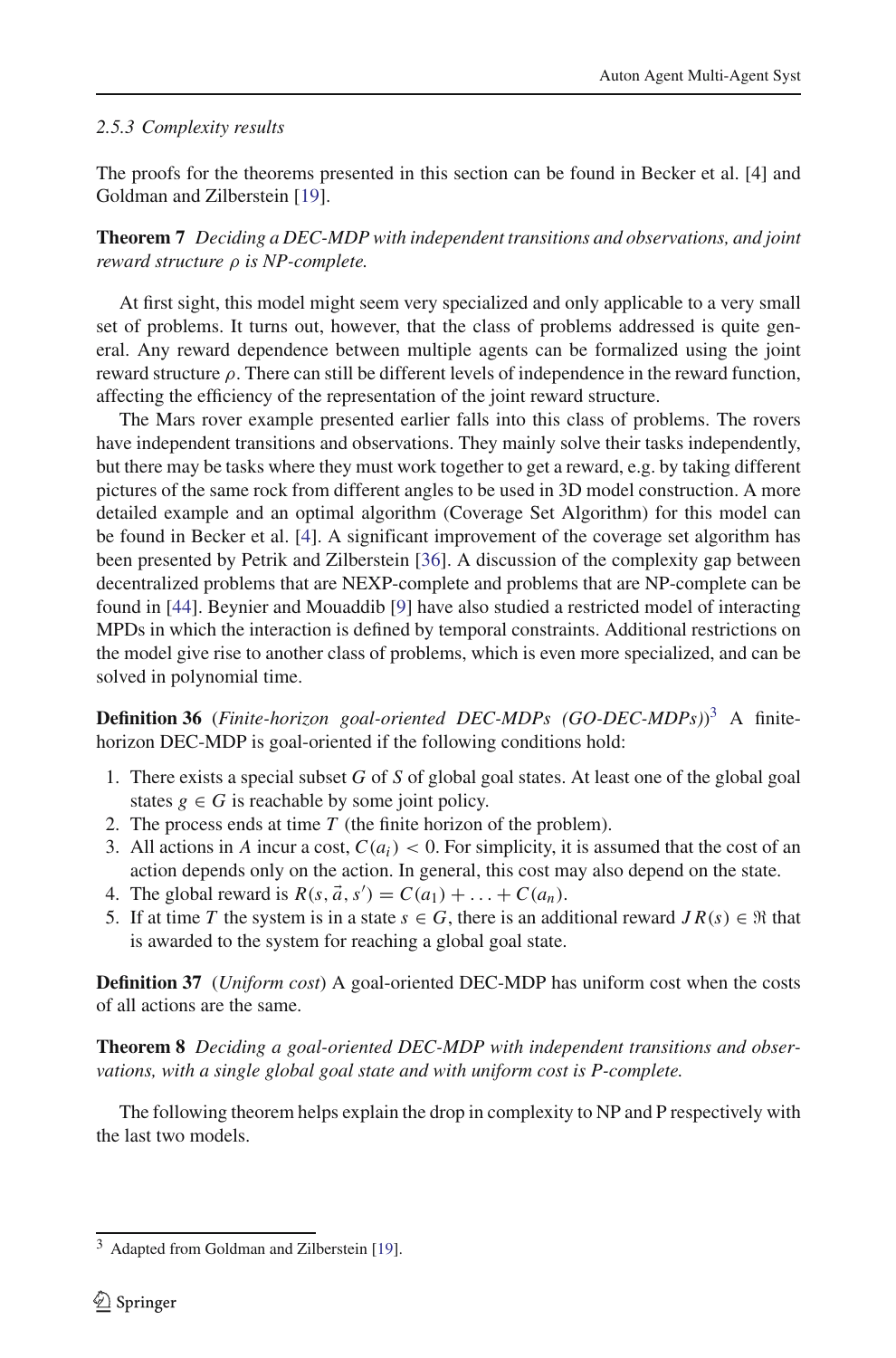#### 2.5.3 Complexity results

The proofs for the theorems presented in this section can be found in Becker et al. [4] and Goldman and Zilberstein [19].

**Theorem 7** *Deciding a DEC-MDP with independent transitions and observations, and joint reward structure $\rho$ is NP-complete.*

At first sight, this model might seem very specialized and only applicable to a very small set of problems. It turns out, however, that the class of problems addressed is quite general. Any reward dependence between multiple agents can be formalized using the joint reward structure $\rho$. There can still be different levels of independence in the reward function, affecting the efficiency of the representation of the joint reward structure.

The Mars rover example presented earlier falls into this class of problems. The rovers have independent transitions and observations. They mainly solve their tasks independently, but there may be tasks where they must work together to get a reward, e.g. by taking different pictures of the same rock from different angles to be used in 3D model construction. A more detailed example and an optimal algorithm (Coverage Set Algorithm) for this model can be found in Becker et al. [4]. A significant improvement of the coverage set algorithm has been presented by Petrik and Zilberstein [36]. A discussion of the complexity gap between decentralized problems that are NEXP-complete and problems that are NP-complete can be found in [44]. Beynier and Mouaddib [9] have also studied a restricted model of interacting MPDs in which the interaction is defined by temporal constraints. Additional restrictions on the model give rise to another class of problems, which is even more specialized, and can be solved in polynomial time.

**Definition 36** (*Finite-horizon goal-oriented DEC-MDPs (GO-DEC-MDPs)*)[3] A finite-horizon DEC-MDP is goal-oriented if the following conditions hold:

1. There exists a special subset $G$ of $S$ of global goal states. At least one of the global goal states $g \in G$ is reachable by some joint policy.
2. The process ends at time $T$ (the finite horizon of the problem).
3. All actions in $A$ incur a cost, $C(a_i) < 0$. For simplicity, it is assumed that the cost of an action depends only on the action. In general, this cost may also depend on the state.
4. The global reward is $R(s, \vec{a}, s') = C(a_1) + \ldots + C(a_n)$.
5. If at time $T$ the system is in a state $s \in G$, there is an additional reward $JR(s) \in \Re$ that is awarded to the system for reaching a global goal state.

**Definition 37** (*Uniform cost*) A goal-oriented DEC-MDP has uniform cost when the costs of all actions are the same.

**Theorem 8** *Deciding a goal-oriented DEC-MDP with independent transitions and observations, with a single global goal state and with uniform cost is P-complete.*

The following theorem helps explain the drop in complexity to NP and P respectively with the last two models.

[3] Adapted from Goldman and Zilberstein [19].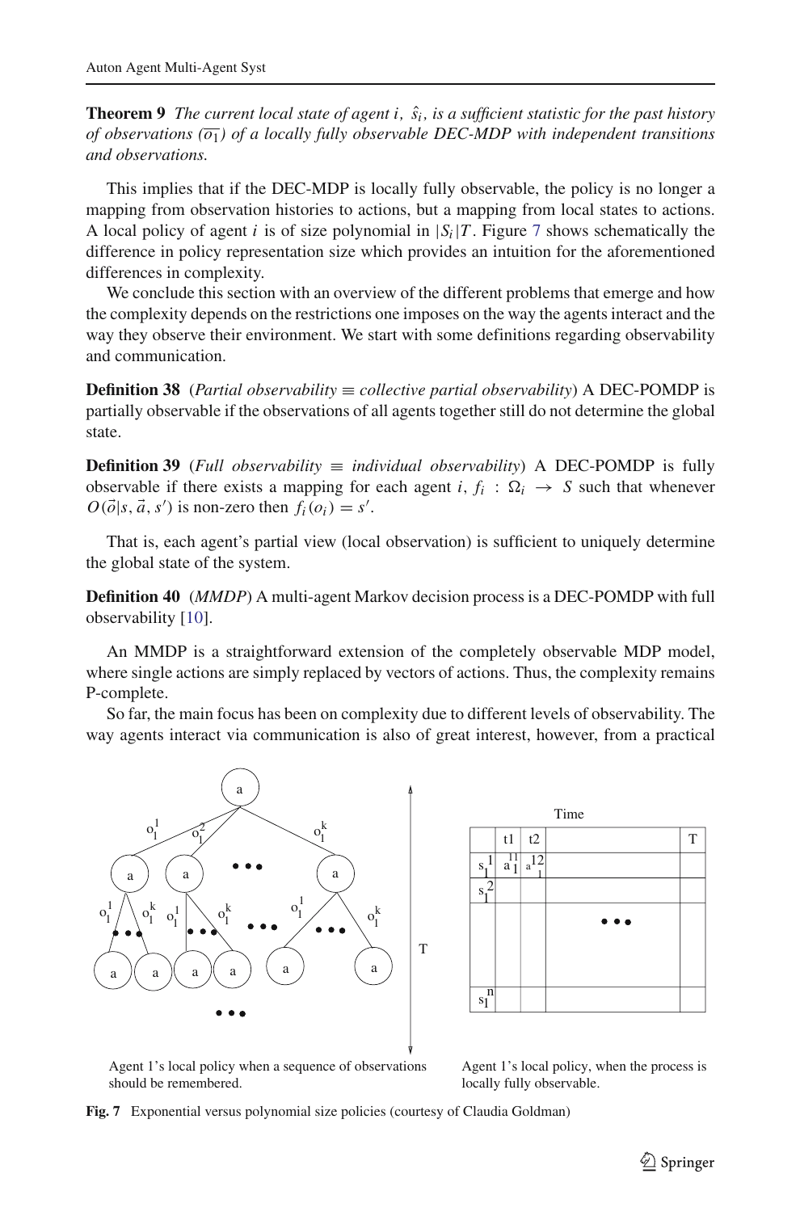**Theorem 9** *The current local state of agent $i$, $\hat{s}_i$, is a sufficient statistic for the past history of observations ($\overline{o_1}$) of a locally fully observable DEC-MDP with independent transitions and observations.*

This implies that if the DEC-MDP is locally fully observable, the policy is no longer a mapping from observation histories to actions, but a mapping from local states to actions. A local policy of agent $i$ is of size polynomial in $|S_i|T$. Figure 7 shows schematically the difference in policy representation size which provides an intuition for the aforementioned differences in complexity.

We conclude this section with an overview of the different problems that emerge and how the complexity depends on the restrictions one imposes on the way the agents interact and the way they observe their environment. We start with some definitions regarding observability and communication.

**Definition 38** (*Partial observability $\equiv$ collective partial observability*) A DEC-POMDP is partially observable if the observations of all agents together still do not determine the global state.

**Definition 39** (*Full observability $\equiv$ individual observability*) A DEC-POMDP is fully observable if there exists a mapping for each agent $i$, $f_i : \Omega_i \rightarrow S$ such that whenever $O(\vec{o}|s, \vec{a}, s')$ is non-zero then $f_i(o_i) = s'$.

That is, each agent's partial view (local observation) is sufficient to uniquely determine the global state of the system.

**Definition 40** (*MMDP*) A multi-agent Markov decision process is a DEC-POMDP with full observability [10].

An MMDP is a straightforward extension of the completely observable MDP model, where single actions are simply replaced by vectors of actions. Thus, the complexity remains P-complete.

So far, the main focus has been on complexity due to different levels of observability. The way agents interact via communication is also of great interest, however, from a practical

Agent 1's local policy when a sequence of observations should be remembered.

| | t1 | t2 | | T |
|---|---|---|---|---|
| $s_1^1$ | $a_1^{11}$ | $a_1^{12}$ | | |
| $s_1^2$ | | | | |
| | | | ... | |
| $s_1^n$ | | | | |

Agent 1's local policy, when the process is locally fully observable.

**Fig. 7** Exponential versus polynomial size policies (courtesy of Claudia Goldman)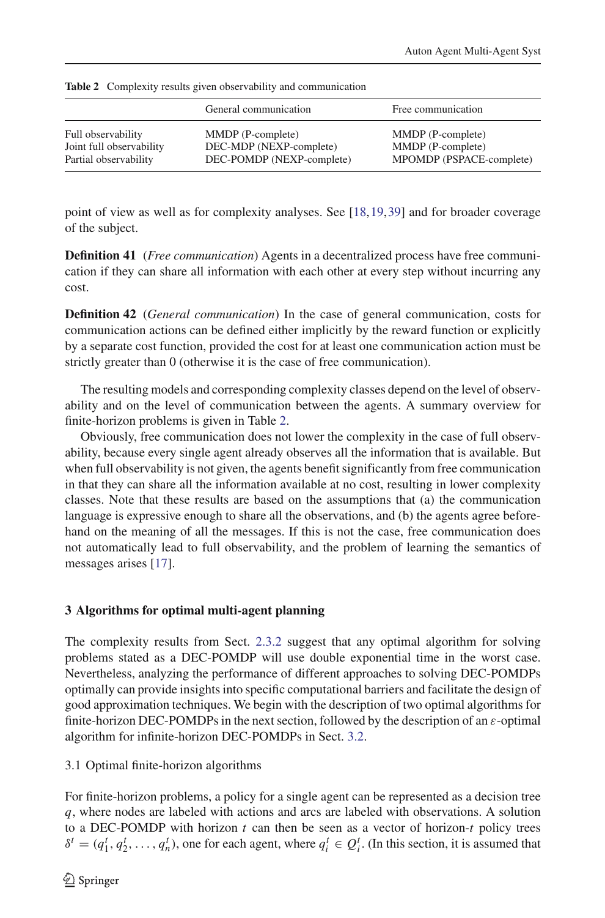**Table 2** Complexity results given observability and communication

| | General communication | Free communication |
|---|---|---|
| Full observability | MMDP (P-complete) | MMDP (P-complete) |
| Joint full observability | DEC-MDP (NEXP-complete) | MMDP (P-complete) |
| Partial observability | DEC-POMDP (NEXP-complete) | MPOMDP (PSPACE-complete) |

point of view as well as for complexity analyses. See [18,19,39] and for broader coverage of the subject.

**Definition 41** (*Free communication*) Agents in a decentralized process have free communication if they can share all information with each other at every step without incurring any cost.

**Definition 42** (*General communication*) In the case of general communication, costs for communication actions can be defined either implicitly by the reward function or explicitly by a separate cost function, provided the cost for at least one communication action must be strictly greater than 0 (otherwise it is the case of free communication).

The resulting models and corresponding complexity classes depend on the level of observability and on the level of communication between the agents. A summary overview for finite-horizon problems is given in Table 2.

Obviously, free communication does not lower the complexity in the case of full observability, because every single agent already observes all the information that is available. But when full observability is not given, the agents benefit significantly from free communication in that they can share all the information available at no cost, resulting in lower complexity classes. Note that these results are based on the assumptions that (a) the communication language is expressive enough to share all the observations, and (b) the agents agree beforehand on the meaning of all the messages. If this is not the case, free communication does not automatically lead to full observability, and the problem of learning the semantics of messages arises [17].

## 3 Algorithms for optimal multi-agent planning

The complexity results from Sect. 2.3.2 suggest that any optimal algorithm for solving problems stated as a DEC-POMDP will use double exponential time in the worst case. Nevertheless, analyzing the performance of different approaches to solving DEC-POMDPs optimally can provide insights into specific computational barriers and facilitate the design of good approximation techniques. We begin with the description of two optimal algorithms for finite-horizon DEC-POMDPs in the next section, followed by the description of an $\varepsilon$-optimal algorithm for infinite-horizon DEC-POMDPs in Sect. 3.2.

### 3.1 Optimal finite-horizon algorithms

For finite-horizon problems, a policy for a single agent can be represented as a decision tree $q$, where nodes are labeled with actions and arcs are labeled with observations. A solution to a DEC-POMDP with horizon $t$ can then be seen as a vector of horizon-$t$ policy trees $\delta^t = (q_1^t, q_2^t, \ldots, q_n^t)$, one for each agent, where $q_i^t \in Q_i^t$. (In this section, it is assumed that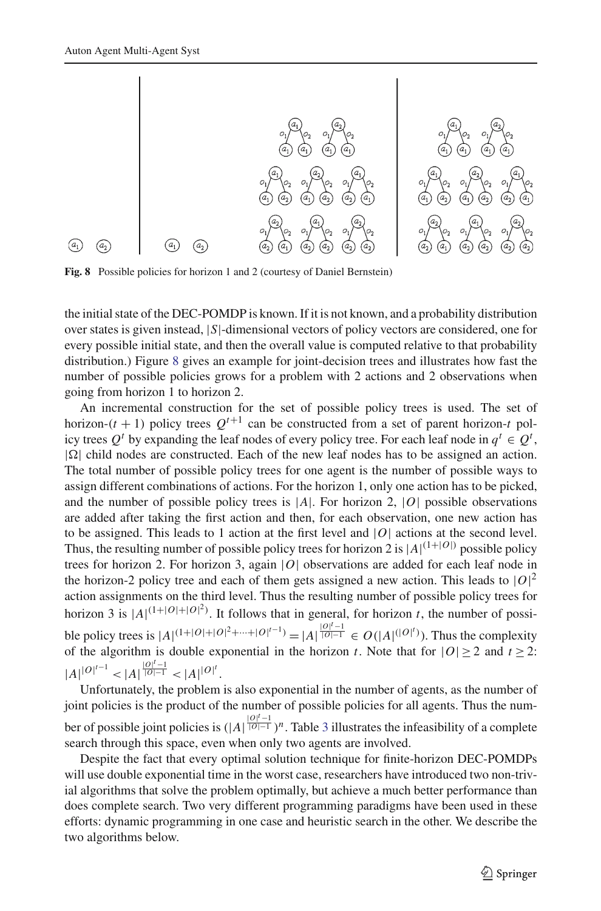**Fig. 8** Possible policies for horizon 1 and 2 (courtesy of Daniel Bernstein)

the initial state of the DEC-POMDP is known. If it is not known, and a probability distribution over states is given instead, $|S|$-dimensional vectors of policy vectors are considered, one for every possible initial state, and then the overall value is computed relative to that probability distribution.) Figure 8 gives an example for joint-decision trees and illustrates how fast the number of possible policies grows for a problem with 2 actions and 2 observations when going from horizon 1 to horizon 2.

An incremental construction for the set of possible policy trees is used. The set of horizon-$(t+1)$ policy trees $Q^{t+1}$ can be constructed from a set of parent horizon-$t$ policy trees $Q^t$ by expanding the leaf nodes of every policy tree. For each leaf node in $q^t \in Q^t$, $|\Omega|$ child nodes are constructed. Each of the new leaf nodes has to be assigned an action. The total number of possible policy trees for one agent is the number of possible ways to assign different combinations of actions. For the horizon 1, only one action has to be picked, and the number of possible policy trees is $|A|$. For horizon 2, $|O|$ possible observations are added after taking the first action and then, for each observation, one new action has to be assigned. This leads to 1 action at the first level and $|O|$ actions at the second level. Thus, the resulting number of possible policy trees for horizon 2 is $|A|^{(1+|O|)}$ possible policy trees for horizon 2. For horizon 3, again $|O|$ observations are added for each leaf node in the horizon-2 policy tree and each of them gets assigned a new action. This leads to $|O|^2$ action assignments on the third level. Thus the resulting number of possible policy trees for horizon 3 is $|A|^{(1+|O|+|O|^2)}$. It follows that in general, for horizon $t$, the number of possible policy trees is $|A|^{(1+|O|+|O|^2+\cdots+|O|^{t-1})} = |A|^{\frac{|O|^t-1}{|O|-1}} \in O(|A|^{(|O|^t)})$. Thus the complexity of the algorithm is double exponential in the horizon $t$. Note that for $|O| \geq 2$ and $t \geq 2$: $|A|^{|O|^{t-1}} < |A|^{\frac{|O|^t-1}{|O|-1}} < |A|^{|O|^t}$.

Unfortunately, the problem is also exponential in the number of agents, as the number of joint policies is the product of the number of possible policies for all agents. Thus the number of possible joint policies is $(|A|^{\frac{|O|^t-1}{|O|-1}})^n$. Table 3 illustrates the infeasibility of a complete search through this space, even when only two agents are involved.

Despite the fact that every optimal solution technique for finite-horizon DEC-POMDPs will use double exponential time in the worst case, researchers have introduced two non-trivial algorithms that solve the problem optimally, but achieve a much better performance than does complete search. Two very different programming paradigms have been used in these efforts: dynamic programming in one case and heuristic search in the other. We describe the two algorithms below.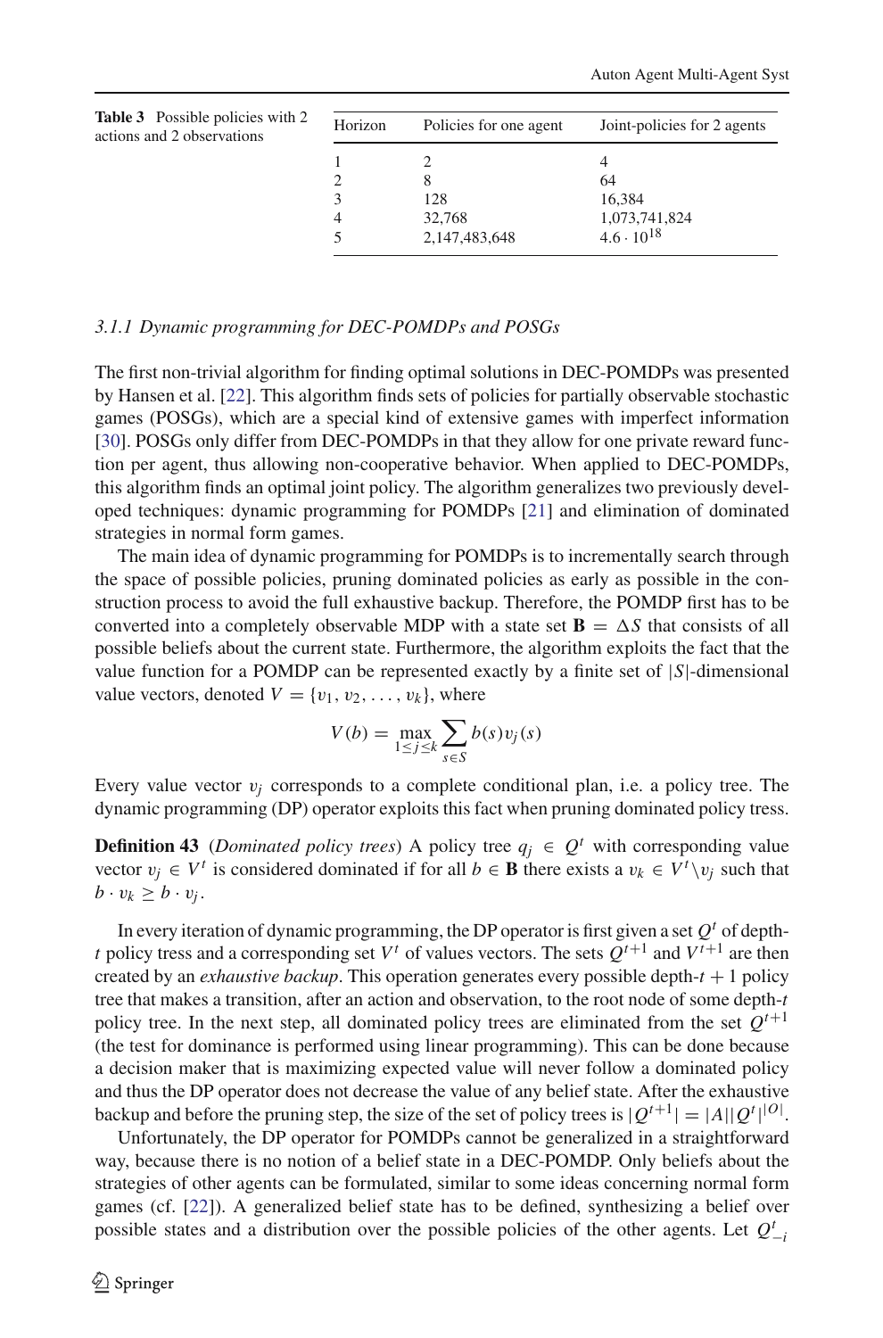**Table 3** Possible policies with 2 actions and 2 observations

| Horizon | Policies for one agent | Joint-policies for 2 agents |
|---|---|---|
| 1 | 2 | 4 |
| 2 | 8 | 64 |
| 3 | 128 | 16,384 |
| 4 | 32,768 | 1,073,741,824 |
| 5 | 2,147,483,648 | $4.6 \cdot 10^{18}$ |

### 3.1.1 Dynamic programming for DEC-POMDPs and POSGs

The first non-trivial algorithm for finding optimal solutions in DEC-POMDPs was presented by Hansen et al. [22]. This algorithm finds sets of policies for partially observable stochastic games (POSGs), which are a special kind of extensive games with imperfect information [30]. POSGs only differ from DEC-POMDPs in that they allow for one private reward function per agent, thus allowing non-cooperative behavior. When applied to DEC-POMDPs, this algorithm finds an optimal joint policy. The algorithm generalizes two previously developed techniques: dynamic programming for POMDPs [21] and elimination of dominated strategies in normal form games.

The main idea of dynamic programming for POMDPs is to incrementally search through the space of possible policies, pruning dominated policies as early as possible in the construction process to avoid the full exhaustive backup. Therefore, the POMDP first has to be converted into a completely observable MDP with a state set $\mathbf{B} = \Delta S$ that consists of all possible beliefs about the current state. Furthermore, the algorithm exploits the fact that the value function for a POMDP can be represented exactly by a finite set of $|S|$-dimensional value vectors, denoted $V = \{v_1, v_2, \ldots, v_k\}$, where

$$V(b) = \max_{1 \leq j \leq k} \sum_{s \in S} b(s) v_j(s)$$

Every value vector $v_j$ corresponds to a complete conditional plan, i.e. a policy tree. The dynamic programming (DP) operator exploits this fact when pruning dominated policy tress.

**Definition 43** (*Dominated policy trees*) A policy tree $q_j \in Q^t$ with corresponding value vector $v_j \in V^t$ is considered dominated if for all $b \in \mathbf{B}$ there exists a $v_k \in V^t \backslash v_j$ such that $b \cdot v_k \geq b \cdot v_j$.

In every iteration of dynamic programming, the DP operator is first given a set $Q^t$ of depth-$t$ policy tress and a corresponding set $V^t$ of values vectors. The sets $Q^{t+1}$ and $V^{t+1}$ are then created by an *exhaustive backup*. This operation generates every possible depth-$t+1$ policy tree that makes a transition, after an action and observation, to the root node of some depth-$t$ policy tree. In the next step, all dominated policy trees are eliminated from the set $Q^{t+1}$ (the test for dominance is performed using linear programming). This can be done because a decision maker that is maximizing expected value will never follow a dominated policy and thus the DP operator does not decrease the value of any belief state. After the exhaustive backup and before the pruning step, the size of the set of policy trees is $|Q^{t+1}| = |A||Q^t|^{|O|}$.

Unfortunately, the DP operator for POMDPs cannot be generalized in a straightforward way, because there is no notion of a belief state in a DEC-POMDP. Only beliefs about the strategies of other agents can be formulated, similar to some ideas concerning normal form games (cf. [22]). A generalized belief state has to be defined, synthesizing a belief over possible states and a distribution over the possible policies of the other agents. Let $Q^t_{-i}$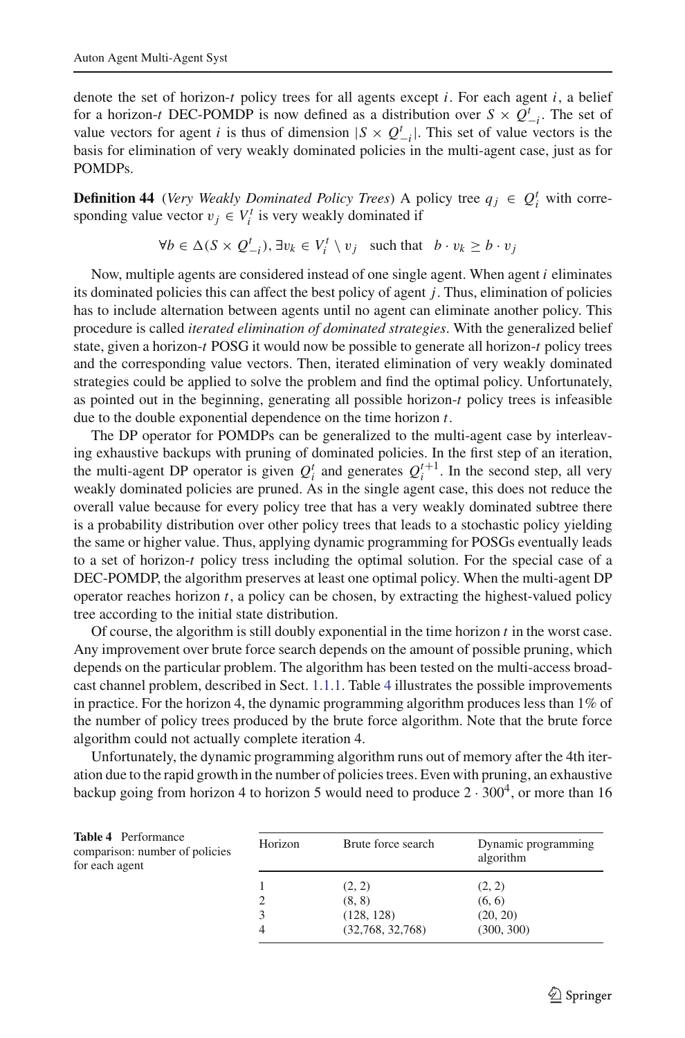denote the set of horizon-$t$ policy trees for all agents except $i$. For each agent $i$, a belief for a horizon-$t$ DEC-POMDP is now defined as a distribution over $S \times Q^t_{-i}$. The set of value vectors for agent $i$ is thus of dimension $|S \times Q^t_{-i}|$. This set of value vectors is the basis for elimination of very weakly dominated policies in the multi-agent case, just as for POMDPs.

**Definition 44** (*Very Weakly Dominated Policy Trees*) A policy tree $q_j \in Q^t_i$ with corresponding value vector $v_j \in V^t_i$ is very weakly dominated if

$$\forall b \in \Delta(S \times Q^t_{-i}), \exists v_k \in V^t_i \setminus v_j \quad \text{such that} \quad b \cdot v_k \geq b \cdot v_j$$

Now, multiple agents are considered instead of one single agent. When agent $i$ eliminates its dominated policies this can affect the best policy of agent $j$. Thus, elimination of policies has to include alternation between agents until no agent can eliminate another policy. This procedure is called *iterated elimination of dominated strategies*. With the generalized belief state, given a horizon-$t$ POSG it would now be possible to generate all horizon-$t$ policy trees and the corresponding value vectors. Then, iterated elimination of very weakly dominated strategies could be applied to solve the problem and find the optimal policy. Unfortunately, as pointed out in the beginning, generating all possible horizon-$t$ policy trees is infeasible due to the double exponential dependence on the time horizon $t$.

The DP operator for POMDPs can be generalized to the multi-agent case by interleaving exhaustive backups with pruning of dominated policies. In the first step of an iteration, the multi-agent DP operator is given $Q^t_i$ and generates $Q^{t+1}_i$. In the second step, all very weakly dominated policies are pruned. As in the single agent case, this does not reduce the overall value because for every policy tree that has a very weakly dominated subtree there is a probability distribution over other policy trees that leads to a stochastic policy yielding the same or higher value. Thus, applying dynamic programming for POSGs eventually leads to a set of horizon-$t$ policy tress including the optimal solution. For the special case of a DEC-POMDP, the algorithm preserves at least one optimal policy. When the multi-agent DP operator reaches horizon $t$, a policy can be chosen, by extracting the highest-valued policy tree according to the initial state distribution.

Of course, the algorithm is still doubly exponential in the time horizon $t$ in the worst case. Any improvement over brute force search depends on the amount of possible pruning, which depends on the particular problem. The algorithm has been tested on the multi-access broadcast channel problem, described in Sect. 1.1.1. Table 4 illustrates the possible improvements in practice. For the horizon 4, the dynamic programming algorithm produces less than 1% of the number of policy trees produced by the brute force algorithm. Note that the brute force algorithm could not actually complete iteration 4.

Unfortunately, the dynamic programming algorithm runs out of memory after the 4th iteration due to the rapid growth in the number of policies trees. Even with pruning, an exhaustive backup going from horizon 4 to horizon 5 would need to produce $2 \cdot 300^4$, or more than 16

**Table 4** Performance comparison: number of policies for each agent

| Horizon | Brute force search | Dynamic programming algorithm |
|---|---|---|
| 1 | (2, 2) | (2, 2) |
| 2 | (8, 8) | (6, 6) |
| 3 | (128, 128) | (20, 20) |
| 4 | (32,768, 32,768) | (300, 300) |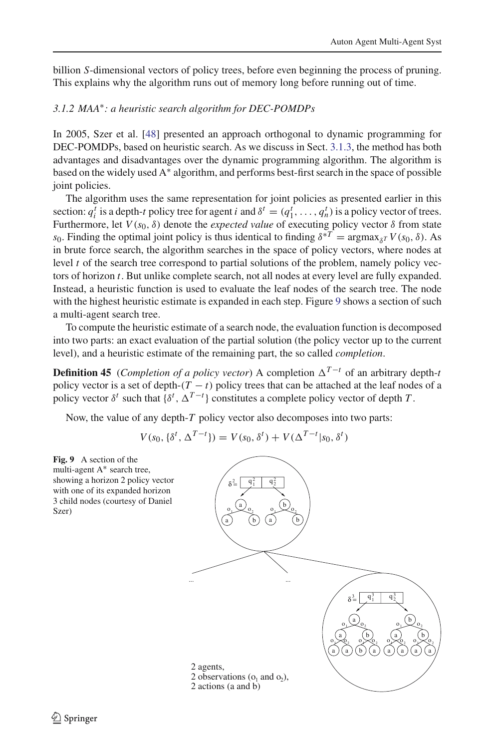billion $S$-dimensional vectors of policy trees, before even beginning the process of pruning. This explains why the algorithm runs out of memory long before running out of time.

### 3.1.2 MAA*: a heuristic search algorithm for DEC-POMDPs

In 2005, Szer et al. [48] presented an approach orthogonal to dynamic programming for DEC-POMDPs, based on heuristic search. As we discuss in Sect. 3.1.3, the method has both advantages and disadvantages over the dynamic programming algorithm. The algorithm is based on the widely used A* algorithm, and performs best-first search in the space of possible joint policies.

The algorithm uses the same representation for joint policies as presented earlier in this section: $q_i^t$ is a depth-$t$ policy tree for agent $i$ and $\delta^t = (q_1^t, \ldots, q_n^t)$ is a policy vector of trees. Furthermore, let $V(s_0, \delta)$ denote the *expected value* of executing policy vector $\delta$ from state $s_0$. Finding the optimal joint policy is thus identical to finding $\delta^{*T} = \text{argmax}_{\delta^T} V(s_0, \delta)$. As in brute force search, the algorithm searches in the space of policy vectors, where nodes at level $t$ of the search tree correspond to partial solutions of the problem, namely policy vectors of horizon $t$. But unlike complete search, not all nodes at every level are fully expanded. Instead, a heuristic function is used to evaluate the leaf nodes of the search tree. The node with the highest heuristic estimate is expanded in each step. Figure 9 shows a section of such a multi-agent search tree.

To compute the heuristic estimate of a search node, the evaluation function is decomposed into two parts: an exact evaluation of the partial solution (the policy vector up to the current level), and a heuristic estimate of the remaining part, the so called *completion*.

**Definition 45** (*Completion of a policy vector*) A completion $\Delta^{T-t}$ of an arbitrary depth-$t$ policy vector is a set of depth-$(T-t)$ policy trees that can be attached at the leaf nodes of a policy vector $\delta^t$ such that $\{\delta^t, \Delta^{T-t}\}$ constitutes a complete policy vector of depth $T$.

Now, the value of any depth-$T$ policy vector also decomposes into two parts:

$$V(s_0, \{\delta^t, \Delta^{T-t}\}) = V(s_0, \delta^t) + V(\Delta^{T-t} | s_0, \delta^t)$$

**Fig. 9** A section of the multi-agent A* search tree, showing a horizon 2 policy vector with one of its expanded horizon 3 child nodes (courtesy of Daniel Szer)

2 agents,
2 observations ($o_1$ and $o_2$),
2 actions (a and b)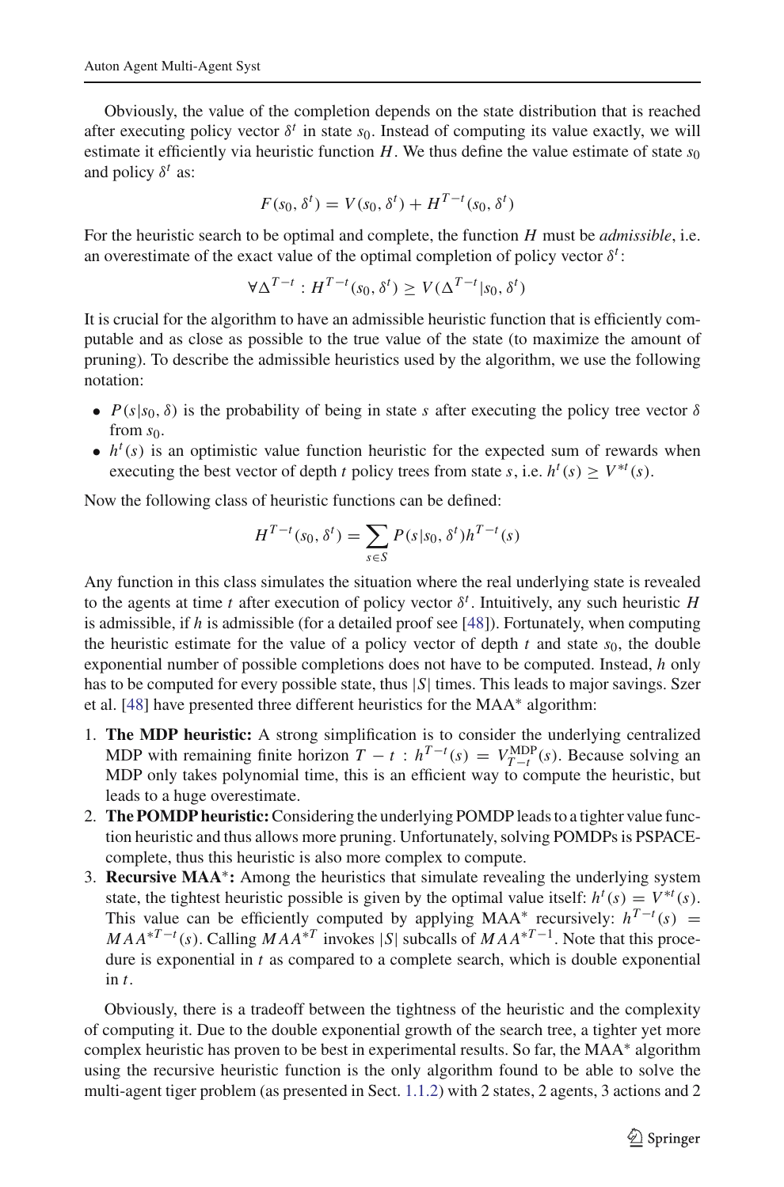Obviously, the value of the completion depends on the state distribution that is reached after executing policy vector $\delta^t$ in state $s_0$. Instead of computing its value exactly, we will estimate it efficiently via heuristic function $H$. We thus define the value estimate of state $s_0$ and policy $\delta^t$ as:

$$F(s_0, \delta^t) = V(s_0, \delta^t) + H^{T-t}(s_0, \delta^t)$$

For the heuristic search to be optimal and complete, the function $H$ must be *admissible*, i.e. an overestimate of the exact value of the optimal completion of policy vector $\delta^t$:

$$\forall \Delta^{T-t} : H^{T-t}(s_0, \delta^t) \geq V(\Delta^{T-t} | s_0, \delta^t)$$

It is crucial for the algorithm to have an admissible heuristic function that is efficiently computable and as close as possible to the true value of the state (to maximize the amount of pruning). To describe the admissible heuristics used by the algorithm, we use the following notation:

- $P(s|s_0, \delta)$ is the probability of being in state $s$ after executing the policy tree vector $\delta$ from $s_0$.
- $h^t(s)$ is an optimistic value function heuristic for the expected sum of rewards when executing the best vector of depth $t$ policy trees from state $s$, i.e. $h^t(s) \geq V^{*t}(s)$.

Now the following class of heuristic functions can be defined:

$$H^{T-t}(s_0, \delta^t) = \sum_{s \in S} P(s|s_0, \delta^t) h^{T-t}(s)$$

Any function in this class simulates the situation where the real underlying state is revealed to the agents at time $t$ after execution of policy vector $\delta^t$. Intuitively, any such heuristic $H$ is admissible, if $h$ is admissible (for a detailed proof see [48]). Fortunately, when computing the heuristic estimate for the value of a policy vector of depth $t$ and state $s_0$, the double exponential number of possible completions does not have to be computed. Instead, $h$ only has to be computed for every possible state, thus $|S|$ times. This leads to major savings. Szer et al. [48] have presented three different heuristics for the MAA* algorithm:

1. **The MDP heuristic:** A strong simplification is to consider the underlying centralized MDP with remaining finite horizon $T - t$ : $h^{T-t}(s) = V^{\text{MDP}}_{T-t}(s)$. Because solving an MDP only takes polynomial time, this is an efficient way to compute the heuristic, but leads to a huge overestimate.
2. **The POMDP heuristic:** Considering the underlying POMDP leads to a tighter value function heuristic and thus allows more pruning. Unfortunately, solving POMDPs is PSPACE-complete, thus this heuristic is also more complex to compute.
3. **Recursive MAA$^*$:** Among the heuristics that simulate revealing the underlying system state, the tightest heuristic possible is given by the optimal value itself: $h^t(s) = V^{*t}(s)$. This value can be efficiently computed by applying MAA$^*$ recursively: $h^{T-t}(s) = MAA^{*T-t}(s)$. Calling $MAA^{*T}$ invokes $|S|$ subcalls of $MAA^{*T-1}$. Note that this procedure is exponential in $t$ as compared to a complete search, which is double exponential in $t$.

Obviously, there is a tradeoff between the tightness of the heuristic and the complexity of computing it. Due to the double exponential growth of the search tree, a tighter yet more complex heuristic has proven to be best in experimental results. So far, the MAA$^*$ algorithm using the recursive heuristic function is the only algorithm found to be able to solve the multi-agent tiger problem (as presented in Sect. 1.1.2) with 2 states, 2 agents, 3 actions and 2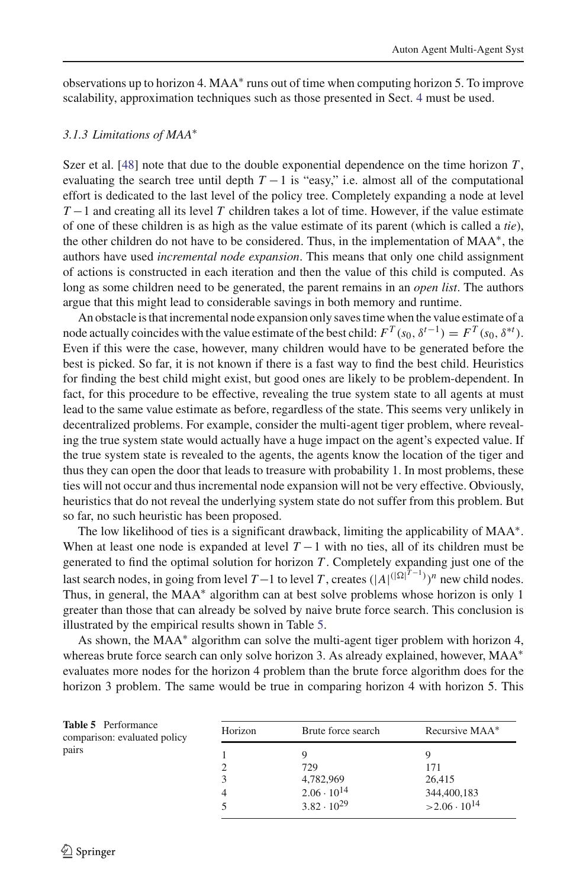observations up to horizon 4. MAA* runs out of time when computing horizon 5. To improve scalability, approximation techniques such as those presented in Sect. 4 must be used.

### 3.1.3 Limitations of MAA*

Szer et al. [48] note that due to the double exponential dependence on the time horizon $T$, evaluating the search tree until depth $T-1$ is "easy," i.e. almost all of the computational effort is dedicated to the last level of the policy tree. Completely expanding a node at level $T-1$ and creating all its level $T$ children takes a lot of time. However, if the value estimate of one of these children is as high as the value estimate of its parent (which is called a *tie*), the other children do not have to be considered. Thus, in the implementation of MAA*, the authors have used *incremental node expansion*. This means that only one child assignment of actions is constructed in each iteration and then the value of this child is computed. As long as some children need to be generated, the parent remains in an *open list*. The authors argue that this might lead to considerable savings in both memory and runtime.

An obstacle is that incremental node expansion only saves time when the value estimate of a node actually coincides with the value estimate of the best child: $F^T(s_0, \delta^{t-1}) = F^T(s_0, \delta^{*t})$. Even if this were the case, however, many children would have to be generated before the best is picked. So far, it is not known if there is a fast way to find the best child. Heuristics for finding the best child might exist, but good ones are likely to be problem-dependent. In fact, for this procedure to be effective, revealing the true system state to all agents at must lead to the same value estimate as before, regardless of the state. This seems very unlikely in decentralized problems. For example, consider the multi-agent tiger problem, where revealing the true system state would actually have a huge impact on the agent's expected value. If the true system state is revealed to the agents, the agents know the location of the tiger and thus they can open the door that leads to treasure with probability 1. In most problems, these ties will not occur and thus incremental node expansion will not be very effective. Obviously, heuristics that do not reveal the underlying system state do not suffer from this problem. But so far, no such heuristic has been proposed.

The low likelihood of ties is a significant drawback, limiting the applicability of MAA*. When at least one node is expanded at level $T-1$ with no ties, all of its children must be generated to find the optimal solution for horizon $T$. Completely expanding just one of the last search nodes, in going from level $T-1$ to level $T$, creates $(|A|^{(|\Omega|^{T-1})})^n$ new child nodes. Thus, in general, the MAA* algorithm can at best solve problems whose horizon is only 1 greater than those that can already be solved by naive brute force search. This conclusion is illustrated by the empirical results shown in Table 5.

As shown, the MAA* algorithm can solve the multi-agent tiger problem with horizon 4, whereas brute force search can only solve horizon 3. As already explained, however, MAA* evaluates more nodes for the horizon 4 problem than the brute force algorithm does for the horizon 3 problem. The same would be true in comparing horizon 4 with horizon 5. This

**Table 5** Performance comparison: evaluated policy pairs

| Horizon | Brute force search | Recursive MAA* |
|---|---|---|
| 1 | 9 | 9 |
| 2 | 729 | 171 |
| 3 | 4,782,969 | 26,415 |
| 4 | $2.06 \cdot 10^{14}$ | 344,400,183 |
| 5 | $3.82 \cdot 10^{29}$ | $>2.06 \cdot 10^{14}$ |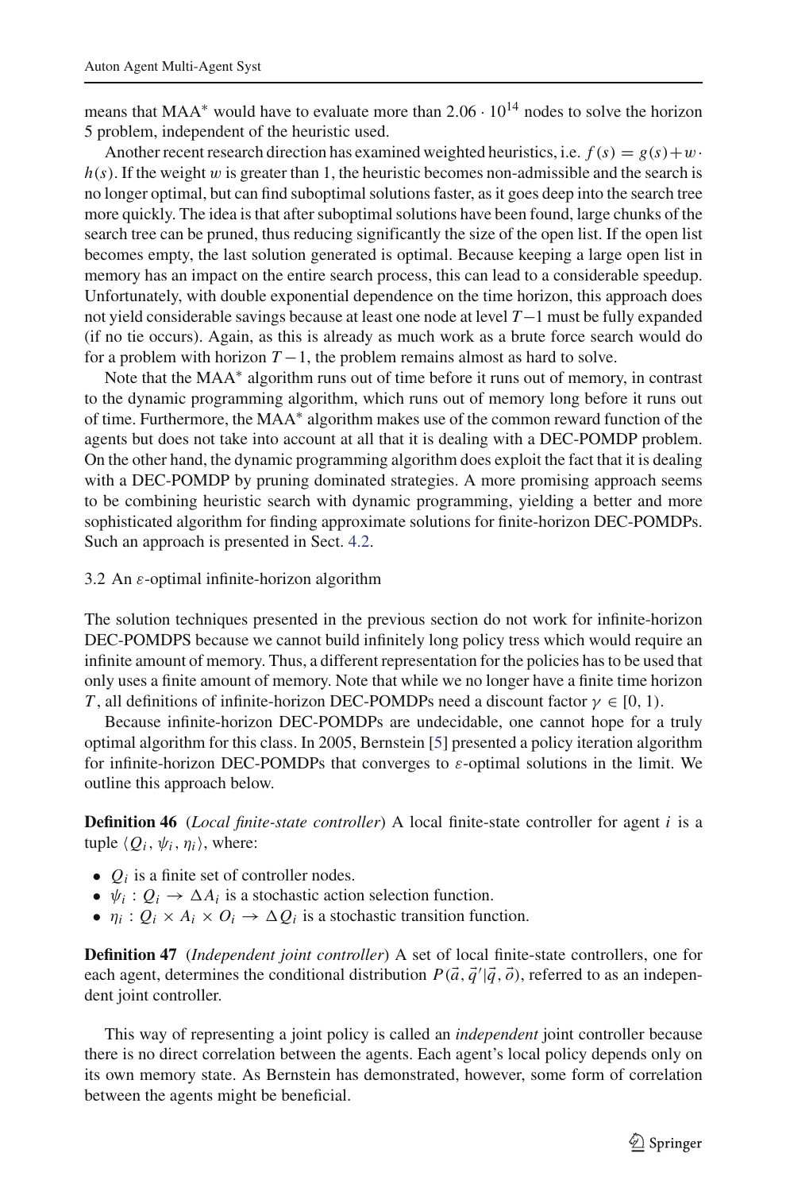means that MAA* would have to evaluate more than $2.06 \cdot 10^{14}$ nodes to solve the horizon 5 problem, independent of the heuristic used.

Another recent research direction has examined weighted heuristics, i.e. $f(s) = g(s) + w \cdot h(s)$. If the weight $w$ is greater than 1, the heuristic becomes non-admissible and the search is no longer optimal, but can find suboptimal solutions faster, as it goes deep into the search tree more quickly. The idea is that after suboptimal solutions have been found, large chunks of the search tree can be pruned, thus reducing significantly the size of the open list. If the open list becomes empty, the last solution generated is optimal. Because keeping a large open list in memory has an impact on the entire search process, this can lead to a considerable speedup. Unfortunately, with double exponential dependence on the time horizon, this approach does not yield considerable savings because at least one node at level $T-1$ must be fully expanded (if no tie occurs). Again, as this is already as much work as a brute force search would do for a problem with horizon $T-1$, the problem remains almost as hard to solve.

Note that the MAA* algorithm runs out of time before it runs out of memory, in contrast to the dynamic programming algorithm, which runs out of memory long before it runs out of time. Furthermore, the MAA* algorithm makes use of the common reward function of the agents but does not take into account at all that it is dealing with a DEC-POMDP problem. On the other hand, the dynamic programming algorithm does exploit the fact that it is dealing with a DEC-POMDP by pruning dominated strategies. A more promising approach seems to be combining heuristic search with dynamic programming, yielding a better and more sophisticated algorithm for finding approximate solutions for finite-horizon DEC-POMDPs. Such an approach is presented in Sect. 4.2.

### 3.2 An $\varepsilon$-optimal infinite-horizon algorithm

The solution techniques presented in the previous section do not work for infinite-horizon DEC-POMDPS because we cannot build infinitely long policy tress which would require an infinite amount of memory. Thus, a different representation for the policies has to be used that only uses a finite amount of memory. Note that while we no longer have a finite time horizon $T$, all definitions of infinite-horizon DEC-POMDPs need a discount factor $\gamma \in [0, 1)$.

Because infinite-horizon DEC-POMDPs are undecidable, one cannot hope for a truly optimal algorithm for this class. In 2005, Bernstein [5] presented a policy iteration algorithm for infinite-horizon DEC-POMDPs that converges to $\varepsilon$-optimal solutions in the limit. We outline this approach below.

**Definition 46** (*Local finite-state controller*) A local finite-state controller for agent $i$ is a tuple $\langle Q_i, \psi_i, \eta_i \rangle$, where:

- $Q_i$ is a finite set of controller nodes.
- $\psi_i : Q_i \rightarrow \Delta A_i$ is a stochastic action selection function.
- $\eta_i : Q_i \times A_i \times O_i \rightarrow \Delta Q_i$ is a stochastic transition function.

**Definition 47** (*Independent joint controller*) A set of local finite-state controllers, one for each agent, determines the conditional distribution $P(\vec{a}, \vec{q}\,'|\vec{q}, \vec{o})$, referred to as an independent joint controller.

This way of representing a joint policy is called an *independent* joint controller because there is no direct correlation between the agents. Each agent's local policy depends only on its own memory state. As Bernstein has demonstrated, however, some form of correlation between the agents might be beneficial.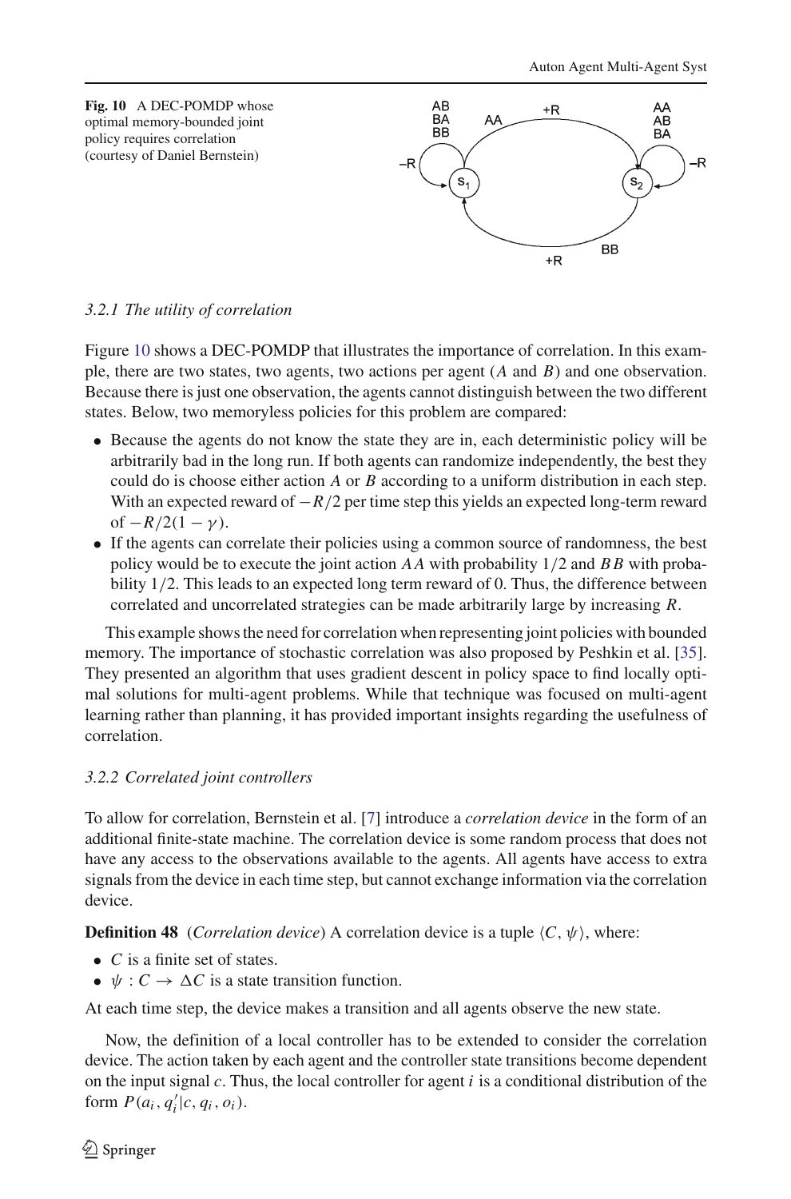**Fig. 10** A DEC-POMDP whose optimal memory-bounded joint policy requires correlation (courtesy of Daniel Bernstein)

### 3.2.1 The utility of correlation

Figure 10 shows a DEC-POMDP that illustrates the importance of correlation. In this example, there are two states, two agents, two actions per agent ($A$ and $B$) and one observation. Because there is just one observation, the agents cannot distinguish between the two different states. Below, two memoryless policies for this problem are compared:

- Because the agents do not know the state they are in, each deterministic policy will be arbitrarily bad in the long run. If both agents can randomize independently, the best they could do is choose either action $A$ or $B$ according to a uniform distribution in each step. With an expected reward of $-R/2$ per time step this yields an expected long-term reward of $-R/2(1-\gamma)$.
- If the agents can correlate their policies using a common source of randomness, the best policy would be to execute the joint action $AA$ with probability $1/2$ and $BB$ with probability $1/2$. This leads to an expected long term reward of 0. Thus, the difference between correlated and uncorrelated strategies can be made arbitrarily large by increasing $R$.

This example shows the need for correlation when representing joint policies with bounded memory. The importance of stochastic correlation was also proposed by Peshkin et al. [35]. They presented an algorithm that uses gradient descent in policy space to find locally optimal solutions for multi-agent problems. While that technique was focused on multi-agent learning rather than planning, it has provided important insights regarding the usefulness of correlation.

### 3.2.2 Correlated joint controllers

To allow for correlation, Bernstein et al. [7] introduce a *correlation device* in the form of an additional finite-state machine. The correlation device is some random process that does not have any access to the observations available to the agents. All agents have access to extra signals from the device in each time step, but cannot exchange information via the correlation device.

**Definition 48** (*Correlation device*) A correlation device is a tuple $\langle C, \psi \rangle$, where:

- $C$ is a finite set of states.
- $\psi : C \rightarrow \Delta C$ is a state transition function.

At each time step, the device makes a transition and all agents observe the new state.

Now, the definition of a local controller has to be extended to consider the correlation device. The action taken by each agent and the controller state transitions become dependent on the input signal $c$. Thus, the local controller for agent $i$ is a conditional distribution of the form $P(a_i, q_i' | c, q_i, o_i)$.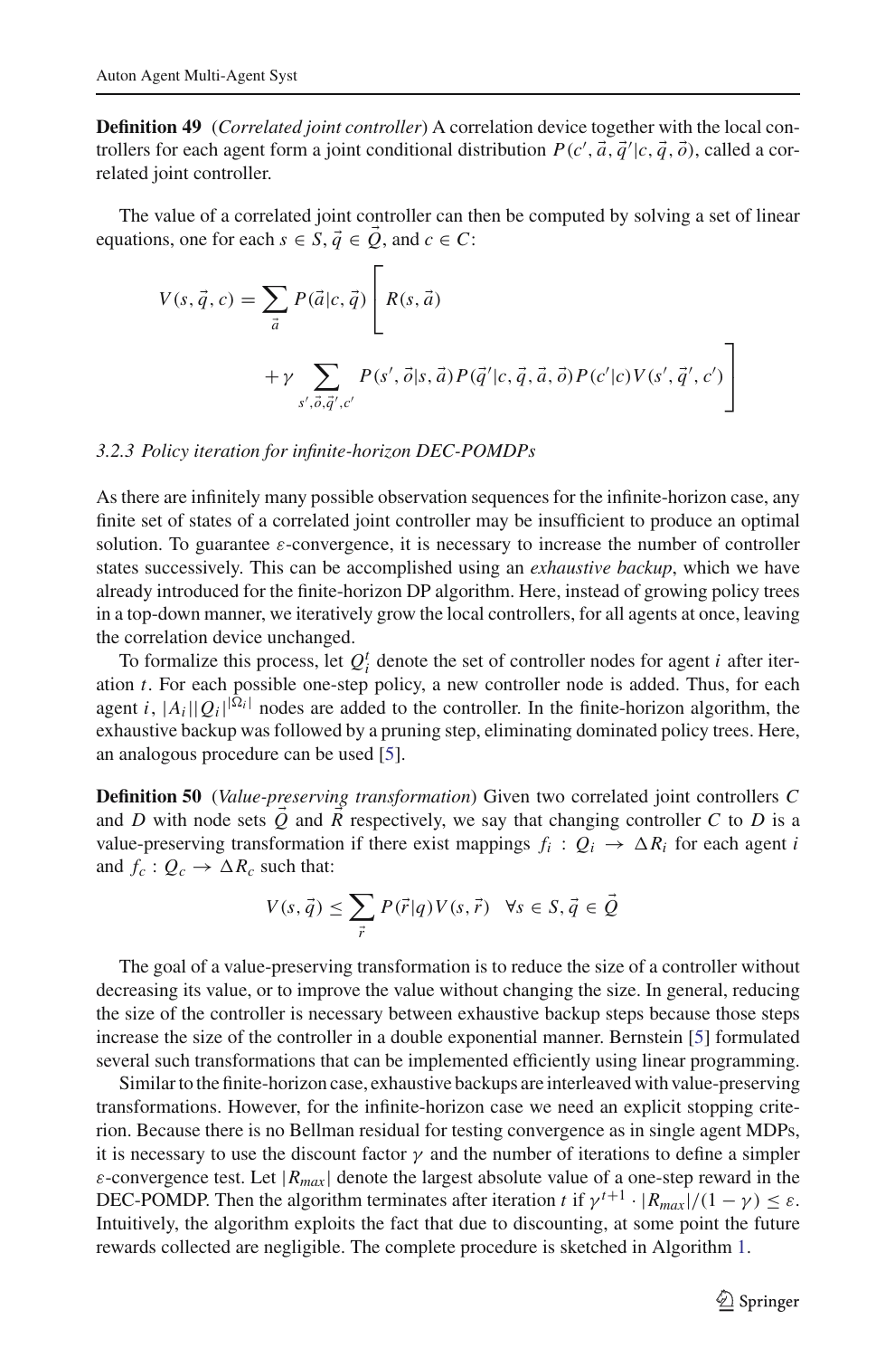**Definition 49** (*Correlated joint controller*) A correlation device together with the local controllers for each agent form a joint conditional distribution $P(c', \vec{a}, \vec{q}'|c, \vec{q}, \vec{o})$, called a correlated joint controller.

The value of a correlated joint controller can then be computed by solving a set of linear equations, one for each $s \in S$, $\vec{q} \in \vec{Q}$, and $c \in C$:

$$V(s, \vec{q}, c) = \sum_{\vec{a}} P(\vec{a}|c, \vec{q}) \Bigg[ R(s, \vec{a}) + \gamma \sum_{s', \vec{o}, \vec{q}', c'} P(s', \vec{o}|s, \vec{a}) P(\vec{q}'|c, \vec{q}, \vec{a}, \vec{o}) P(c'|c) V(s', \vec{q}', c') \Bigg]$$

*3.2.3 Policy iteration for infinite-horizon DEC-POMDPs*

As there are infinitely many possible observation sequences for the infinite-horizon case, any finite set of states of a correlated joint controller may be insufficient to produce an optimal solution. To guarantee $\varepsilon$-convergence, it is necessary to increase the number of controller states successively. This can be accomplished using an *exhaustive backup*, which we have already introduced for the finite-horizon DP algorithm. Here, instead of growing policy trees in a top-down manner, we iteratively grow the local controllers, for all agents at once, leaving the correlation device unchanged.

To formalize this process, let $Q_i^t$ denote the set of controller nodes for agent $i$ after iteration $t$. For each possible one-step policy, a new controller node is added. Thus, for each agent $i$, $|A_i||Q_i|^{|\Omega_i|}$ nodes are added to the controller. In the finite-horizon algorithm, the exhaustive backup was followed by a pruning step, eliminating dominated policy trees. Here, an analogous procedure can be used [5].

**Definition 50** (*Value-preserving transformation*) Given two correlated joint controllers $C$ and $D$ with node sets $\vec{Q}$ and $\vec{R}$ respectively, we say that changing controller $C$ to $D$ is a value-preserving transformation if there exist mappings $f_i : Q_i \rightarrow \Delta R_i$ for each agent $i$ and $f_c : Q_c \rightarrow \Delta R_c$ such that:

$$V(s, \vec{q}) \leq \sum_{\vec{r}} P(\vec{r}|q) V(s, \vec{r}) \quad \forall s \in S, \vec{q} \in \vec{Q}$$

The goal of a value-preserving transformation is to reduce the size of a controller without decreasing its value, or to improve the value without changing the size. In general, reducing the size of the controller is necessary between exhaustive backup steps because those steps increase the size of the controller in a double exponential manner. Bernstein [5] formulated several such transformations that can be implemented efficiently using linear programming.

Similar to the finite-horizon case, exhaustive backups are interleaved with value-preserving transformations. However, for the infinite-horizon case we need an explicit stopping criterion. Because there is no Bellman residual for testing convergence as in single agent MDPs, it is necessary to use the discount factor $\gamma$ and the number of iterations to define a simpler $\varepsilon$-convergence test. Let $|R_{max}|$ denote the largest absolute value of a one-step reward in the DEC-POMDP. Then the algorithm terminates after iteration $t$ if $\gamma^{t+1} \cdot |R_{max}|/(1-\gamma) \leq \varepsilon$. Intuitively, the algorithm exploits the fact that due to discounting, at some point the future rewards collected are negligible. The complete procedure is sketched in Algorithm 1.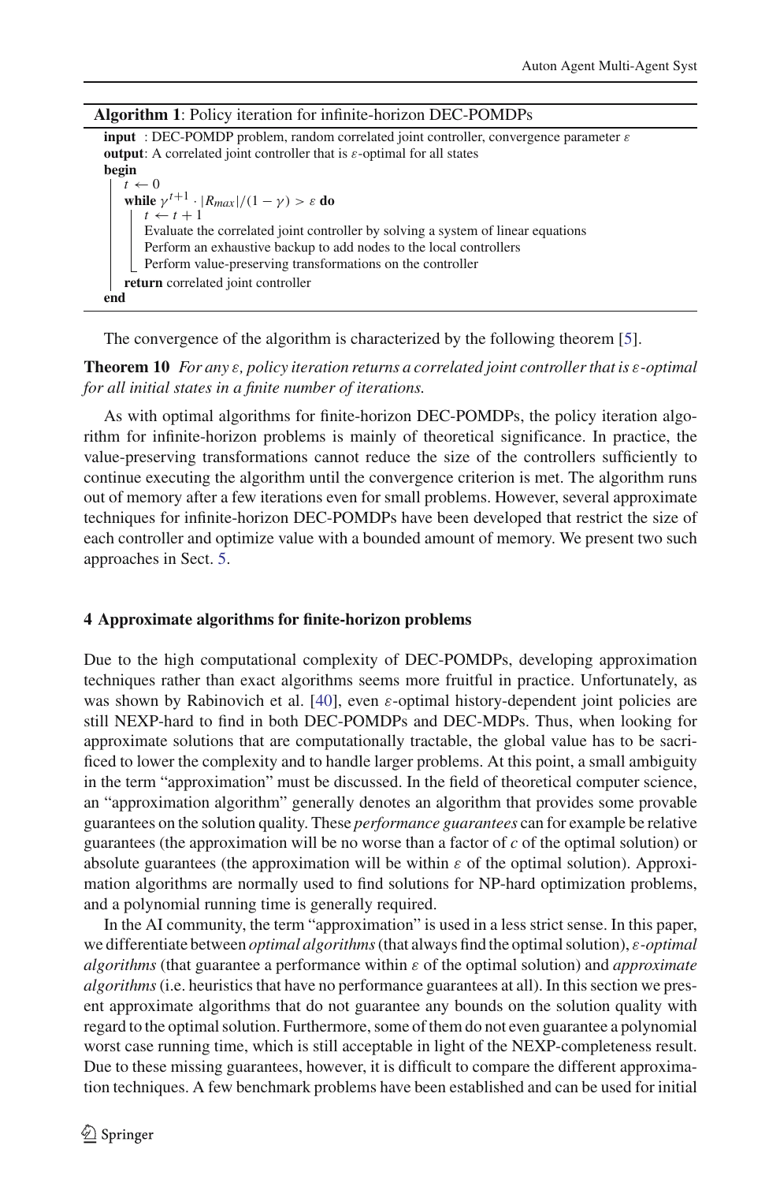**Algorithm 1**: Policy iteration for infinite-horizon DEC-POMDPs

```
input  : DEC-POMDP problem, random correlated joint controller, convergence parameter ε
output : A correlated joint controller that is ε-optimal for all states
begin
    t ← 0
    while γ^(t+1) · |R_max|/(1 − γ) > ε do
        t ← t + 1
        Evaluate the correlated joint controller by solving a system of linear equations
        Perform an exhaustive backup to add nodes to the local controllers
        Perform value-preserving transformations on the controller
    return correlated joint controller
end
```

The convergence of the algorithm is characterized by the following theorem [5].

**Theorem 10** *For any $\varepsilon$, policy iteration returns a correlated joint controller that is $\varepsilon$-optimal for all initial states in a finite number of iterations.*

As with optimal algorithms for finite-horizon DEC-POMDPs, the policy iteration algorithm for infinite-horizon problems is mainly of theoretical significance. In practice, the value-preserving transformations cannot reduce the size of the controllers sufficiently to continue executing the algorithm until the convergence criterion is met. The algorithm runs out of memory after a few iterations even for small problems. However, several approximate techniques for infinite-horizon DEC-POMDPs have been developed that restrict the size of each controller and optimize value with a bounded amount of memory. We present two such approaches in Sect. 5.

## 4 Approximate algorithms for finite-horizon problems

Due to the high computational complexity of DEC-POMDPs, developing approximation techniques rather than exact algorithms seems more fruitful in practice. Unfortunately, as was shown by Rabinovich et al. [40], even $\varepsilon$-optimal history-dependent joint policies are still NEXP-hard to find in both DEC-POMDPs and DEC-MDPs. Thus, when looking for approximate solutions that are computationally tractable, the global value has to be sacrificed to lower the complexity and to handle larger problems. At this point, a small ambiguity in the term "approximation" must be discussed. In the field of theoretical computer science, an "approximation algorithm" generally denotes an algorithm that provides some provable guarantees on the solution quality. These *performance guarantees* can for example be relative guarantees (the approximation will be no worse than a factor of $c$ of the optimal solution) or absolute guarantees (the approximation will be within $\varepsilon$ of the optimal solution). Approximation algorithms are normally used to find solutions for NP-hard optimization problems, and a polynomial running time is generally required.

In the AI community, the term "approximation" is used in a less strict sense. In this paper, we differentiate between *optimal algorithms* (that always find the optimal solution), *$\varepsilon$-optimal algorithms* (that guarantee a performance within $\varepsilon$ of the optimal solution) and *approximate algorithms* (i.e. heuristics that have no performance guarantees at all). In this section we present approximate algorithms that do not guarantee any bounds on the solution quality with regard to the optimal solution. Furthermore, some of them do not even guarantee a polynomial worst case running time, which is still acceptable in light of the NEXP-completeness result. Due to these missing guarantees, however, it is difficult to compare the different approximation techniques. A few benchmark problems have been established and can be used for initial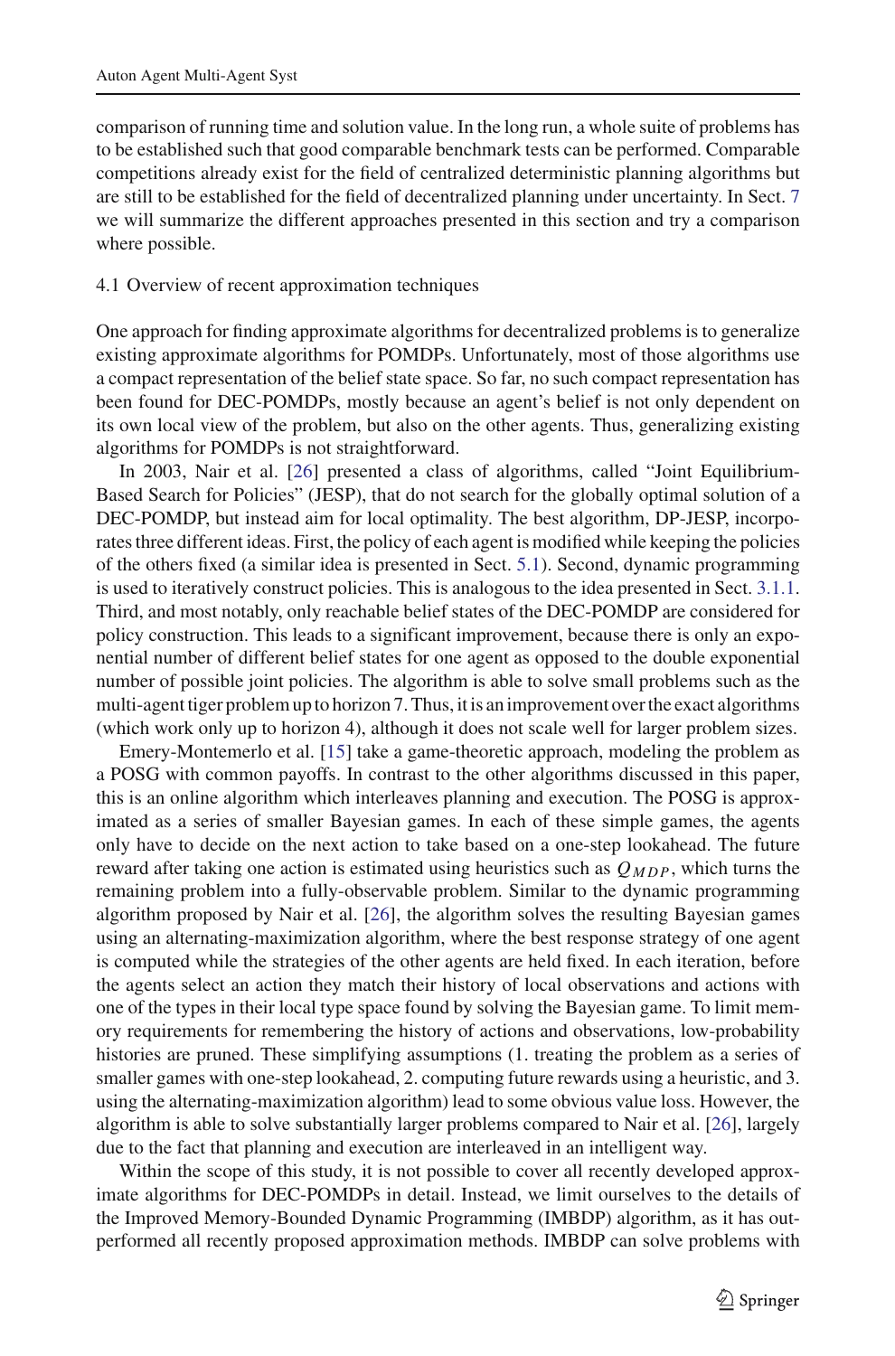comparison of running time and solution value. In the long run, a whole suite of problems has to be established such that good comparable benchmark tests can be performed. Comparable competitions already exist for the field of centralized deterministic planning algorithms but are still to be established for the field of decentralized planning under uncertainty. In Sect. 7 we will summarize the different approaches presented in this section and try a comparison where possible.

### 4.1 Overview of recent approximation techniques

One approach for finding approximate algorithms for decentralized problems is to generalize existing approximate algorithms for POMDPs. Unfortunately, most of those algorithms use a compact representation of the belief state space. So far, no such compact representation has been found for DEC-POMDPs, mostly because an agent's belief is not only dependent on its own local view of the problem, but also on the other agents. Thus, generalizing existing algorithms for POMDPs is not straightforward.

In 2003, Nair et al. [26] presented a class of algorithms, called "Joint Equilibrium-Based Search for Policies" (JESP), that do not search for the globally optimal solution of a DEC-POMDP, but instead aim for local optimality. The best algorithm, DP-JESP, incorporates three different ideas. First, the policy of each agent is modified while keeping the policies of the others fixed (a similar idea is presented in Sect. 5.1). Second, dynamic programming is used to iteratively construct policies. This is analogous to the idea presented in Sect. 3.1.1. Third, and most notably, only reachable belief states of the DEC-POMDP are considered for policy construction. This leads to a significant improvement, because there is only an exponential number of different belief states for one agent as opposed to the double exponential number of possible joint policies. The algorithm is able to solve small problems such as the multi-agent tiger problem up to horizon 7. Thus, it is an improvement over the exact algorithms (which work only up to horizon 4), although it does not scale well for larger problem sizes.

Emery-Montemerlo et al. [15] take a game-theoretic approach, modeling the problem as a POSG with common payoffs. In contrast to the other algorithms discussed in this paper, this is an online algorithm which interleaves planning and execution. The POSG is approximated as a series of smaller Bayesian games. In each of these simple games, the agents only have to decide on the next action to take based on a one-step lookahead. The future reward after taking one action is estimated using heuristics such as $Q_{MDP}$, which turns the remaining problem into a fully-observable problem. Similar to the dynamic programming algorithm proposed by Nair et al. [26], the algorithm solves the resulting Bayesian games using an alternating-maximization algorithm, where the best response strategy of one agent is computed while the strategies of the other agents are held fixed. In each iteration, before the agents select an action they match their history of local observations and actions with one of the types in their local type space found by solving the Bayesian game. To limit memory requirements for remembering the history of actions and observations, low-probability histories are pruned. These simplifying assumptions (1. treating the problem as a series of smaller games with one-step lookahead, 2. computing future rewards using a heuristic, and 3. using the alternating-maximization algorithm) lead to some obvious value loss. However, the algorithm is able to solve substantially larger problems compared to Nair et al. [26], largely due to the fact that planning and execution are interleaved in an intelligent way.

Within the scope of this study, it is not possible to cover all recently developed approximate algorithms for DEC-POMDPs in detail. Instead, we limit ourselves to the details of the Improved Memory-Bounded Dynamic Programming (IMBDP) algorithm, as it has outperformed all recently proposed approximation methods. IMBDP can solve problems with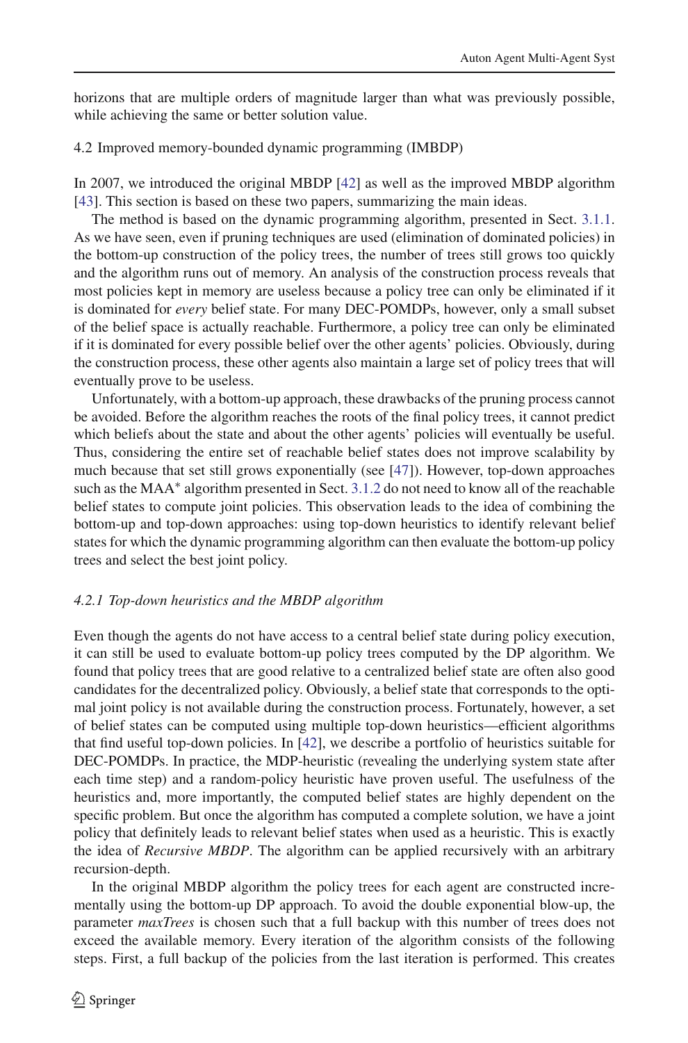horizons that are multiple orders of magnitude larger than what was previously possible, while achieving the same or better solution value.

### 4.2 Improved memory-bounded dynamic programming (IMBDP)

In 2007, we introduced the original MBDP [42] as well as the improved MBDP algorithm [43]. This section is based on these two papers, summarizing the main ideas.

The method is based on the dynamic programming algorithm, presented in Sect. 3.1.1. As we have seen, even if pruning techniques are used (elimination of dominated policies) in the bottom-up construction of the policy trees, the number of trees still grows too quickly and the algorithm runs out of memory. An analysis of the construction process reveals that most policies kept in memory are useless because a policy tree can only be eliminated if it is dominated for *every* belief state. For many DEC-POMDPs, however, only a small subset of the belief space is actually reachable. Furthermore, a policy tree can only be eliminated if it is dominated for every possible belief over the other agents' policies. Obviously, during the construction process, these other agents also maintain a large set of policy trees that will eventually prove to be useless.

Unfortunately, with a bottom-up approach, these drawbacks of the pruning process cannot be avoided. Before the algorithm reaches the roots of the final policy trees, it cannot predict which beliefs about the state and about the other agents' policies will eventually be useful. Thus, considering the entire set of reachable belief states does not improve scalability by much because that set still grows exponentially (see [47]). However, top-down approaches such as the MAA* algorithm presented in Sect. 3.1.2 do not need to know all of the reachable belief states to compute joint policies. This observation leads to the idea of combining the bottom-up and top-down approaches: using top-down heuristics to identify relevant belief states for which the dynamic programming algorithm can then evaluate the bottom-up policy trees and select the best joint policy.

#### *4.2.1 Top-down heuristics and the MBDP algorithm*

Even though the agents do not have access to a central belief state during policy execution, it can still be used to evaluate bottom-up policy trees computed by the DP algorithm. We found that policy trees that are good relative to a centralized belief state are often also good candidates for the decentralized policy. Obviously, a belief state that corresponds to the optimal joint policy is not available during the construction process. Fortunately, however, a set of belief states can be computed using multiple top-down heuristics—efficient algorithms that find useful top-down policies. In [42], we describe a portfolio of heuristics suitable for DEC-POMDPs. In practice, the MDP-heuristic (revealing the underlying system state after each time step) and a random-policy heuristic have proven useful. The usefulness of the heuristics and, more importantly, the computed belief states are highly dependent on the specific problem. But once the algorithm has computed a complete solution, we have a joint policy that definitely leads to relevant belief states when used as a heuristic. This is exactly the idea of *Recursive MBDP*. The algorithm can be applied recursively with an arbitrary recursion-depth.

In the original MBDP algorithm the policy trees for each agent are constructed incrementally using the bottom-up DP approach. To avoid the double exponential blow-up, the parameter *maxTrees* is chosen such that a full backup with this number of trees does not exceed the available memory. Every iteration of the algorithm consists of the following steps. First, a full backup of the policies from the last iteration is performed. This creates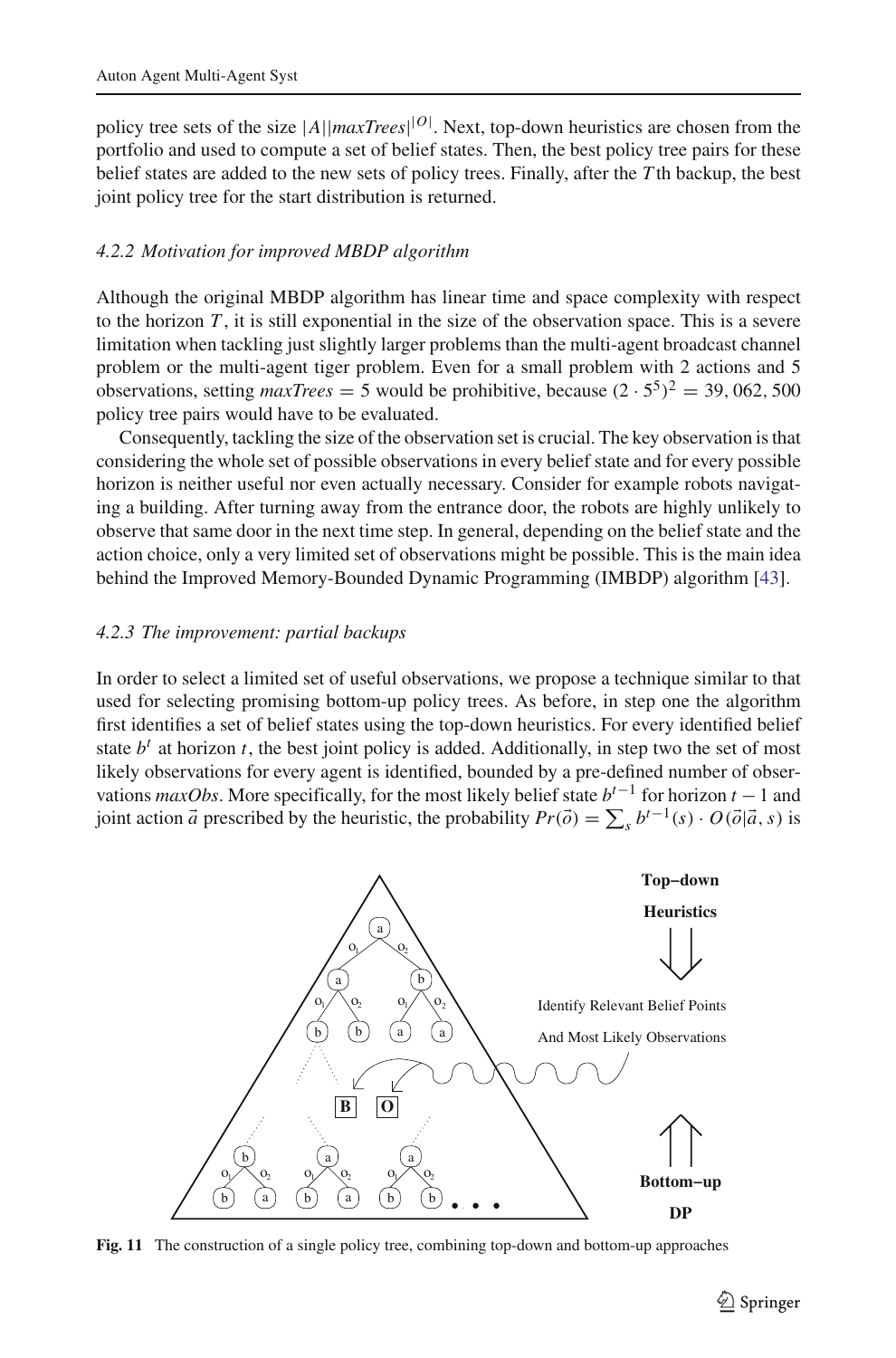policy tree sets of the size $|A||maxTrees|^{|O|}$. Next, top-down heuristics are chosen from the portfolio and used to compute a set of belief states. Then, the best policy tree pairs for these belief states are added to the new sets of policy trees. Finally, after the $T$th backup, the best joint policy tree for the start distribution is returned.

#### 4.2.2 Motivation for improved MBDP algorithm

Although the original MBDP algorithm has linear time and space complexity with respect to the horizon $T$, it is still exponential in the size of the observation space. This is a severe limitation when tackling just slightly larger problems than the multi-agent broadcast channel problem or the multi-agent tiger problem. Even for a small problem with 2 actions and 5 observations, setting $maxTrees = 5$ would be prohibitive, because $(2 \cdot 5^5)^2 = 39,062,500$ policy tree pairs would have to be evaluated.

Consequently, tackling the size of the observation set is crucial. The key observation is that considering the whole set of possible observations in every belief state and for every possible horizon is neither useful nor even actually necessary. Consider for example robots navigating a building. After turning away from the entrance door, the robots are highly unlikely to observe that same door in the next time step. In general, depending on the belief state and the action choice, only a very limited set of observations might be possible. This is the main idea behind the Improved Memory-Bounded Dynamic Programming (IMBDP) algorithm [43].

#### 4.2.3 The improvement: partial backups

In order to select a limited set of useful observations, we propose a technique similar to that used for selecting promising bottom-up policy trees. As before, in step one the algorithm first identifies a set of belief states using the top-down heuristics. For every identified belief state $b^t$ at horizon $t$, the best joint policy is added. Additionally, in step two the set of most likely observations for every agent is identified, bounded by a pre-defined number of observations *maxObs*. More specifically, for the most likely belief state $b^{t-1}$ for horizon $t-1$ and joint action $\vec{a}$ prescribed by the heuristic, the probability $Pr(\vec{o}) = \sum_s b^{t-1}(s) \cdot O(\vec{o}|\vec{a}, s)$ is

**Fig. 11** The construction of a single policy tree, combining top-down and bottom-up approaches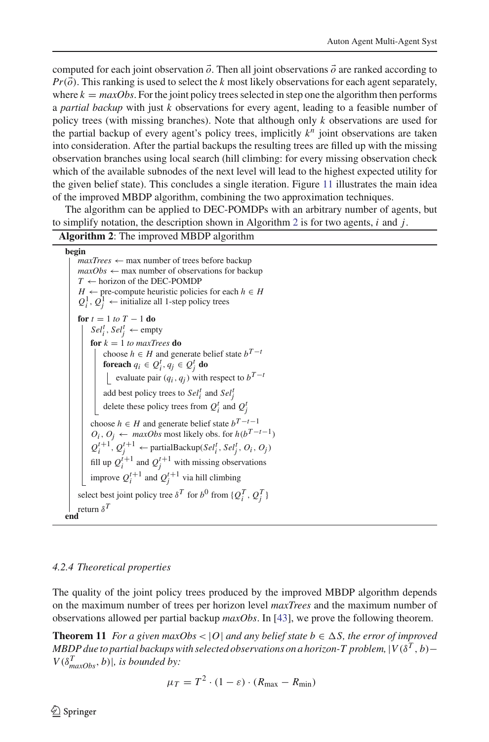computed for each joint observation $\vec{o}$. Then all joint observations $\vec{o}$ are ranked according to $Pr(\vec{o})$. This ranking is used to select the $k$ most likely observations for each agent separately, where $k = maxObs$. For the joint policy trees selected in step one the algorithm then performs a *partial backup* with just $k$ observations for every agent, leading to a feasible number of policy trees (with missing branches). Note that although only $k$ observations are used for the partial backup of every agent's policy trees, implicitly $k^n$ joint observations are taken into consideration. After the partial backups the resulting trees are filled up with the missing observation branches using local search (hill climbing: for every missing observation check which of the available subnodes of the next level will lead to the highest expected utility for the given belief state). This concludes a single iteration. Figure 11 illustrates the main idea of the improved MBDP algorithm, combining the two approximation techniques.

The algorithm can be applied to DEC-POMDPs with an arbitrary number of agents, but to simplify notation, the description shown in Algorithm 2 is for two agents, $i$ and $j$.

**Algorithm 2**: The improved MBDP algorithm

```
begin
    maxTrees ← max number of trees before backup
    maxObs ← max number of observations for backup
    T ← horizon of the DEC-POMDP
    H ← pre-compute heuristic policies for each h ∈ H
    Q_i^1, Q_j^1 ← initialize all 1-step policy trees
    for t = 1 to T − 1 do
        Sel_i^t, Sel_j^t ← empty
        for k = 1 to maxTrees do
            choose h ∈ H and generate belief state b^{T−t}
            foreach q_i ∈ Q_i^t, q_j ∈ Q_j^t do
                evaluate pair (q_i, q_j) with respect to b^{T−t}
            add best policy trees to Sel_i^t and Sel_j^t
            delete these policy trees from Q_i^t and Q_j^t
        choose h ∈ H and generate belief state b^{T−t−1}
        O_i, O_j ← maxObs most likely obs. for h(b^{T−t−1})
        Q_i^{t+1}, Q_j^{t+1} ← partialBackup(Sel_i^t, Sel_j^t, O_i, O_j)
        fill up Q_i^{t+1} and Q_j^{t+1} with missing observations
        improve Q_i^{t+1} and Q_j^{t+1} via hill climbing
    select best joint policy tree δ^T for b^0 from {Q_i^T, Q_j^T}
    return δ^T
end
```

#### 4.2.4 Theoretical properties

The quality of the joint policy trees produced by the improved MBDP algorithm depends on the maximum number of trees per horizon level *maxTrees* and the maximum number of observations allowed per partial backup *maxObs*. In [43], we prove the following theorem.

**Theorem 11** *For a given maxObs* $< |O|$ *and any belief state* $b \in \Delta S$*, the error of improved MBDP due to partial backups with selected observations on a horizon-T problem,* $|V(\delta^T, b) - V(\delta^T_{maxObs}, b)|$*, is bounded by:*

$$\mu_T = T^2 \cdot (1 - \varepsilon) \cdot (R_{\max} - R_{\min})$$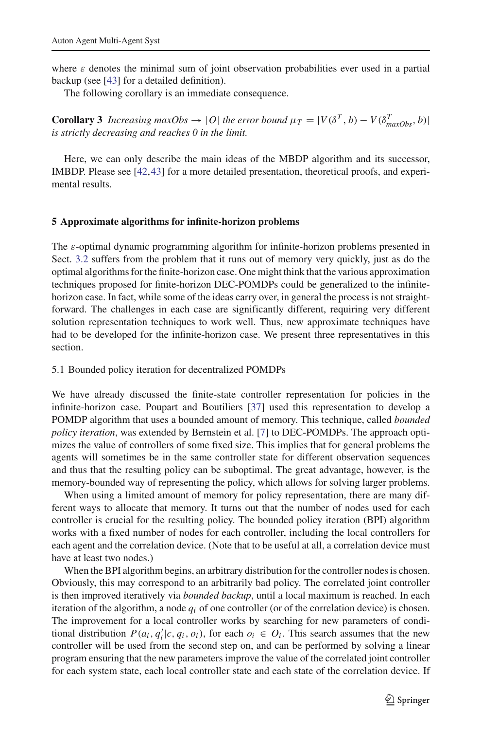where $\varepsilon$ denotes the minimal sum of joint observation probabilities ever used in a partial backup (see [43] for a detailed definition).

The following corollary is an immediate consequence.

**Corollary 3** *Increasing maxObs* $\rightarrow |O|$ *the error bound* $\mu_T = |V(\delta^T, b) - V(\delta^T_{maxObs}, b)|$ *is strictly decreasing and reaches 0 in the limit.*

Here, we can only describe the main ideas of the MBDP algorithm and its successor, IMBDP. Please see [42,43] for a more detailed presentation, theoretical proofs, and experimental results.

## 5 Approximate algorithms for infinite-horizon problems

The $\varepsilon$-optimal dynamic programming algorithm for infinite-horizon problems presented in Sect. 3.2 suffers from the problem that it runs out of memory very quickly, just as do the optimal algorithms for the finite-horizon case. One might think that the various approximation techniques proposed for finite-horizon DEC-POMDPs could be generalized to the infinite-horizon case. In fact, while some of the ideas carry over, in general the process is not straightforward. The challenges in each case are significantly different, requiring very different solution representation techniques to work well. Thus, new approximate techniques have had to be developed for the infinite-horizon case. We present three representatives in this section.

### 5.1 Bounded policy iteration for decentralized POMDPs

We have already discussed the finite-state controller representation for policies in the infinite-horizon case. Poupart and Boutiliers [37] used this representation to develop a POMDP algorithm that uses a bounded amount of memory. This technique, called *bounded policy iteration*, was extended by Bernstein et al. [7] to DEC-POMDPs. The approach optimizes the value of controllers of some fixed size. This implies that for general problems the agents will sometimes be in the same controller state for different observation sequences and thus that the resulting policy can be suboptimal. The great advantage, however, is the memory-bounded way of representing the policy, which allows for solving larger problems.

When using a limited amount of memory for policy representation, there are many different ways to allocate that memory. It turns out that the number of nodes used for each controller is crucial for the resulting policy. The bounded policy iteration (BPI) algorithm works with a fixed number of nodes for each controller, including the local controllers for each agent and the correlation device. (Note that to be useful at all, a correlation device must have at least two nodes.)

When the BPI algorithm begins, an arbitrary distribution for the controller nodes is chosen. Obviously, this may correspond to an arbitrarily bad policy. The correlated joint controller is then improved iteratively via *bounded backup*, until a local maximum is reached. In each iteration of the algorithm, a node $q_i$ of one controller (or of the correlation device) is chosen. The improvement for a local controller works by searching for new parameters of conditional distribution $P(a_i, q'_i|c, q_i, o_i)$, for each $o_i \in O_i$. This search assumes that the new controller will be used from the second step on, and can be performed by solving a linear program ensuring that the new parameters improve the value of the correlated joint controller for each system state, each local controller state and each state of the correlation device. If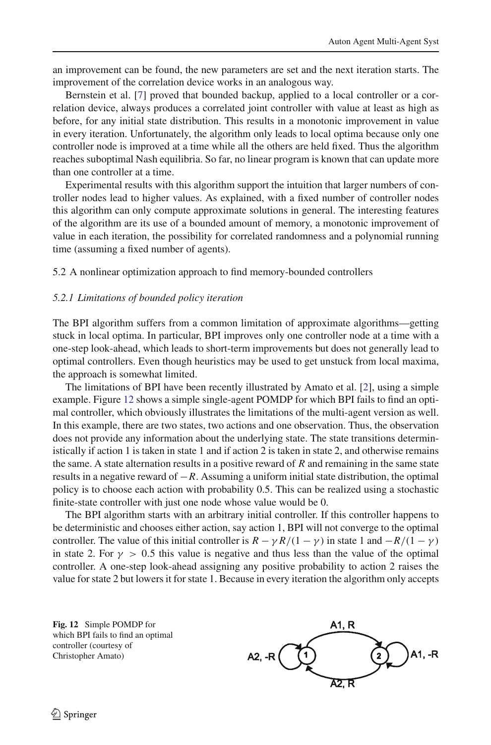an improvement can be found, the new parameters are set and the next iteration starts. The improvement of the correlation device works in an analogous way.

Bernstein et al. [7] proved that bounded backup, applied to a local controller or a correlation device, always produces a correlated joint controller with value at least as high as before, for any initial state distribution. This results in a monotonic improvement in value in every iteration. Unfortunately, the algorithm only leads to local optima because only one controller node is improved at a time while all the others are held fixed. Thus the algorithm reaches suboptimal Nash equilibria. So far, no linear program is known that can update more than one controller at a time.

Experimental results with this algorithm support the intuition that larger numbers of controller nodes lead to higher values. As explained, with a fixed number of controller nodes this algorithm can only compute approximate solutions in general. The interesting features of the algorithm are its use of a bounded amount of memory, a monotonic improvement of value in each iteration, the possibility for correlated randomness and a polynomial running time (assuming a fixed number of agents).

## 5.2 A nonlinear optimization approach to find memory-bounded controllers

### *5.2.1 Limitations of bounded policy iteration*

The BPI algorithm suffers from a common limitation of approximate algorithms—getting stuck in local optima. In particular, BPI improves only one controller node at a time with a one-step look-ahead, which leads to short-term improvements but does not generally lead to optimal controllers. Even though heuristics may be used to get unstuck from local maxima, the approach is somewhat limited.

The limitations of BPI have been recently illustrated by Amato et al. [2], using a simple example. Figure 12 shows a simple single-agent POMDP for which BPI fails to find an optimal controller, which obviously illustrates the limitations of the multi-agent version as well. In this example, there are two states, two actions and one observation. Thus, the observation does not provide any information about the underlying state. The state transitions deterministically if action 1 is taken in state 1 and if action 2 is taken in state 2, and otherwise remains the same. A state alternation results in a positive reward of $R$ and remaining in the same state results in a negative reward of $-R$. Assuming a uniform initial state distribution, the optimal policy is to choose each action with probability 0.5. This can be realized using a stochastic finite-state controller with just one node whose value would be 0.

The BPI algorithm starts with an arbitrary initial controller. If this controller happens to be deterministic and chooses either action, say action 1, BPI will not converge to the optimal controller. The value of this initial controller is $R - \gamma R/(1-\gamma)$ in state 1 and $-R/(1-\gamma)$ in state 2. For $\gamma > 0.5$ this value is negative and thus less than the value of the optimal controller. A one-step look-ahead assigning any positive probability to action 2 raises the value for state 2 but lowers it for state 1. Because in every iteration the algorithm only accepts

A1, R
A2, -R
1
2
A1, -R
A2, R

**Fig. 12** Simple POMDP for which BPI fails to find an optimal controller (courtesy of Christopher Amato)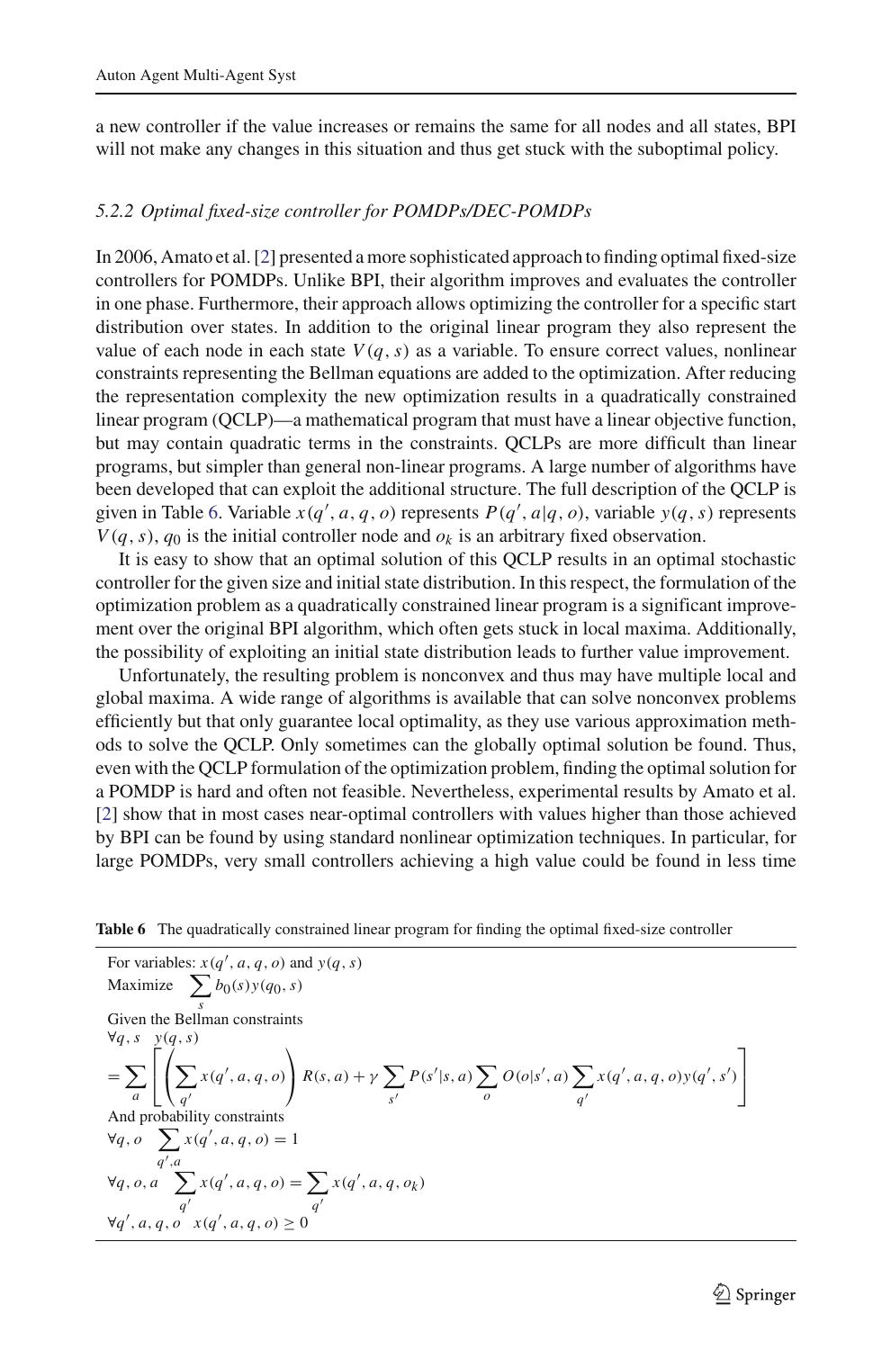a new controller if the value increases or remains the same for all nodes and all states, BPI will not make any changes in this situation and thus get stuck with the suboptimal policy.

#### *5.2.2 Optimal fixed-size controller for POMDPs/DEC-POMDPs*

In 2006, Amato et al. [2] presented a more sophisticated approach to finding optimal fixed-size controllers for POMDPs. Unlike BPI, their algorithm improves and evaluates the controller in one phase. Furthermore, their approach allows optimizing the controller for a specific start distribution over states. In addition to the original linear program they also represent the value of each node in each state $V(q, s)$ as a variable. To ensure correct values, nonlinear constraints representing the Bellman equations are added to the optimization. After reducing the representation complexity the new optimization results in a quadratically constrained linear program (QCLP)—a mathematical program that must have a linear objective function, but may contain quadratic terms in the constraints. QCLPs are more difficult than linear programs, but simpler than general non-linear programs. A large number of algorithms have been developed that can exploit the additional structure. The full description of the QCLP is given in Table 6. Variable $x(q', a, q, o)$ represents $P(q', a|q, o)$, variable $y(q, s)$ represents $V(q, s)$, $q_0$ is the initial controller node and $o_k$ is an arbitrary fixed observation.

It is easy to show that an optimal solution of this QCLP results in an optimal stochastic controller for the given size and initial state distribution. In this respect, the formulation of the optimization problem as a quadratically constrained linear program is a significant improvement over the original BPI algorithm, which often gets stuck in local maxima. Additionally, the possibility of exploiting an initial state distribution leads to further value improvement.

Unfortunately, the resulting problem is nonconvex and thus may have multiple local and global maxima. A wide range of algorithms is available that can solve nonconvex problems efficiently but that only guarantee local optimality, as they use various approximation methods to solve the QCLP. Only sometimes can the globally optimal solution be found. Thus, even with the QCLP formulation of the optimization problem, finding the optimal solution for a POMDP is hard and often not feasible. Nevertheless, experimental results by Amato et al. [2] show that in most cases near-optimal controllers with values higher than those achieved by BPI can be found by using standard nonlinear optimization techniques. In particular, for large POMDPs, very small controllers achieving a high value could be found in less time

**Table 6** The quadratically constrained linear program for finding the optimal fixed-size controller

For variables: $x(q', a, q, o)$ and $y(q, s)$

Maximize $\sum_s b_0(s) y(q_0, s)$

Given the Bellman constraints

$$\forall q, s \quad y(q, s) = \sum_a \left[ \left( \sum_{q'} x(q', a, q, o) \right) R(s, a) + \gamma \sum_{s'} P(s'|s, a) \sum_o O(o|s', a) \sum_{q'} x(q', a, q, o) y(q', s') \right]$$

And probability constraints

$$\forall q, o \quad \sum_{q', a} x(q', a, q, o) = 1$$

$$\forall q, o, a \quad \sum_{q'} x(q', a, q, o) = \sum_{q'} x(q', a, q, o_k)$$

$$\forall q', a, q, o \quad x(q', a, q, o) \geq 0$$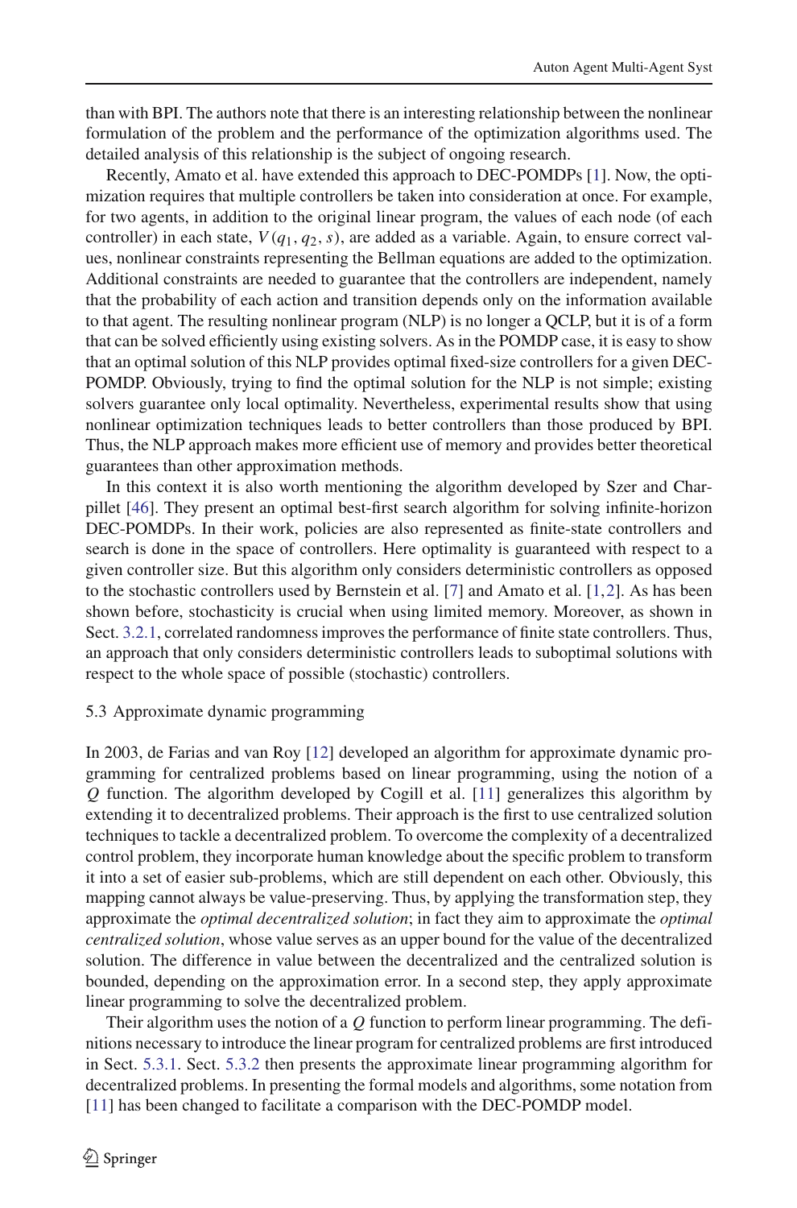than with BPI. The authors note that there is an interesting relationship between the nonlinear formulation of the problem and the performance of the optimization algorithms used. The detailed analysis of this relationship is the subject of ongoing research.

Recently, Amato et al. have extended this approach to DEC-POMDPs [1]. Now, the optimization requires that multiple controllers be taken into consideration at once. For example, for two agents, in addition to the original linear program, the values of each node (of each controller) in each state, $V(q_1, q_2, s)$, are added as a variable. Again, to ensure correct values, nonlinear constraints representing the Bellman equations are added to the optimization. Additional constraints are needed to guarantee that the controllers are independent, namely that the probability of each action and transition depends only on the information available to that agent. The resulting nonlinear program (NLP) is no longer a QCLP, but it is of a form that can be solved efficiently using existing solvers. As in the POMDP case, it is easy to show that an optimal solution of this NLP provides optimal fixed-size controllers for a given DEC-POMDP. Obviously, trying to find the optimal solution for the NLP is not simple; existing solvers guarantee only local optimality. Nevertheless, experimental results show that using nonlinear optimization techniques leads to better controllers than those produced by BPI. Thus, the NLP approach makes more efficient use of memory and provides better theoretical guarantees than other approximation methods.

In this context it is also worth mentioning the algorithm developed by Szer and Charpillet [46]. They present an optimal best-first search algorithm for solving infinite-horizon DEC-POMDPs. In their work, policies are also represented as finite-state controllers and search is done in the space of controllers. Here optimality is guaranteed with respect to a given controller size. But this algorithm only considers deterministic controllers as opposed to the stochastic controllers used by Bernstein et al. [7] and Amato et al. [1,2]. As has been shown before, stochasticity is crucial when using limited memory. Moreover, as shown in Sect. 3.2.1, correlated randomness improves the performance of finite state controllers. Thus, an approach that only considers deterministic controllers leads to suboptimal solutions with respect to the whole space of possible (stochastic) controllers.

## 5.3 Approximate dynamic programming

In 2003, de Farias and van Roy [12] developed an algorithm for approximate dynamic programming for centralized problems based on linear programming, using the notion of a $Q$ function. The algorithm developed by Cogill et al. [11] generalizes this algorithm by extending it to decentralized problems. Their approach is the first to use centralized solution techniques to tackle a decentralized problem. To overcome the complexity of a decentralized control problem, they incorporate human knowledge about the specific problem to transform it into a set of easier sub-problems, which are still dependent on each other. Obviously, this mapping cannot always be value-preserving. Thus, by applying the transformation step, they approximate the *optimal decentralized solution*; in fact they aim to approximate the *optimal centralized solution*, whose value serves as an upper bound for the value of the decentralized solution. The difference in value between the decentralized and the centralized solution is bounded, depending on the approximation error. In a second step, they apply approximate linear programming to solve the decentralized problem.

Their algorithm uses the notion of a $Q$ function to perform linear programming. The definitions necessary to introduce the linear program for centralized problems are first introduced in Sect. 5.3.1. Sect. 5.3.2 then presents the approximate linear programming algorithm for decentralized problems. In presenting the formal models and algorithms, some notation from [11] has been changed to facilitate a comparison with the DEC-POMDP model.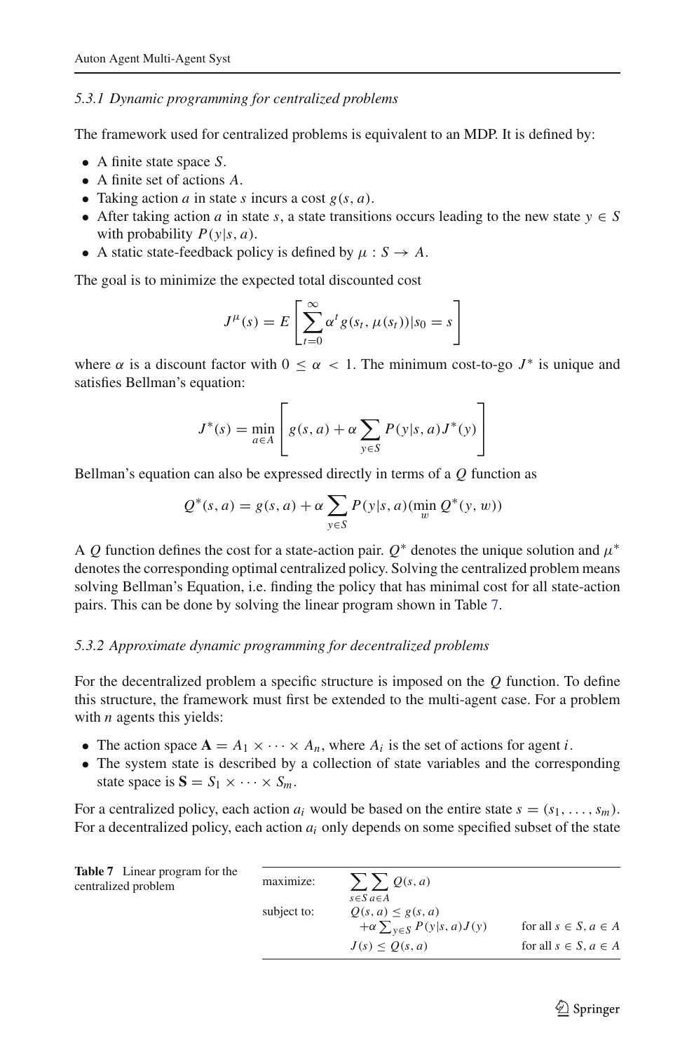### 5.3.1 Dynamic programming for centralized problems

The framework used for centralized problems is equivalent to an MDP. It is defined by:

- A finite state space $S$.
- A finite set of actions $A$.
- Taking action $a$ in state $s$ incurs a cost $g(s, a)$.
- After taking action $a$ in state $s$, a state transitions occurs leading to the new state $y \in S$ with probability $P(y|s, a)$.
- A static state-feedback policy is defined by $\mu : S \to A$.

The goal is to minimize the expected total discounted cost

$$J^{\mu}(s) = E\left[\sum_{t=0}^{\infty} \alpha^t g(s_t, \mu(s_t))|s_0 = s\right]$$

where $\alpha$ is a discount factor with $0 \leq \alpha < 1$. The minimum cost-to-go $J^*$ is unique and satisfies Bellman's equation:

$$J^*(s) = \min_{a \in A}\left[g(s, a) + \alpha \sum_{y \in S} P(y|s, a) J^*(y)\right]$$

Bellman's equation can also be expressed directly in terms of a $Q$ function as

$$Q^*(s, a) = g(s, a) + \alpha \sum_{y \in S} P(y|s, a)(\min_{w} Q^*(y, w))$$

A $Q$ function defines the cost for a state-action pair. $Q^*$ denotes the unique solution and $\mu^*$ denotes the corresponding optimal centralized policy. Solving the centralized problem means solving Bellman's Equation, i.e. finding the policy that has minimal cost for all state-action pairs. This can be done by solving the linear program shown in Table 7.

### 5.3.2 Approximate dynamic programming for decentralized problems

For the decentralized problem a specific structure is imposed on the $Q$ function. To define this structure, the framework must first be extended to the multi-agent case. For a problem with $n$ agents this yields:

- The action space $\mathbf{A} = A_1 \times \cdots \times A_n$, where $A_i$ is the set of actions for agent $i$.
- The system state is described by a collection of state variables and the corresponding state space is $\mathbf{S} = S_1 \times \cdots \times S_m$.

For a centralized policy, each action $a_i$ would be based on the entire state $s = (s_1, \ldots, s_m)$. For a decentralized policy, each action $a_i$ only depends on some specified subset of the state

**Table 7** Linear program for the centralized problem

| | | |
|---|---|---|
| maximize: | $\sum_{s \in S} \sum_{a \in A} Q(s, a)$ | |
| subject to: | $Q(s, a) \leq g(s, a) + \alpha \sum_{y \in S} P(y\|s, a) J(y)$ | for all $s \in S, a \in A$ |
| | $J(s) \leq Q(s, a)$ | for all $s \in S, a \in A$ |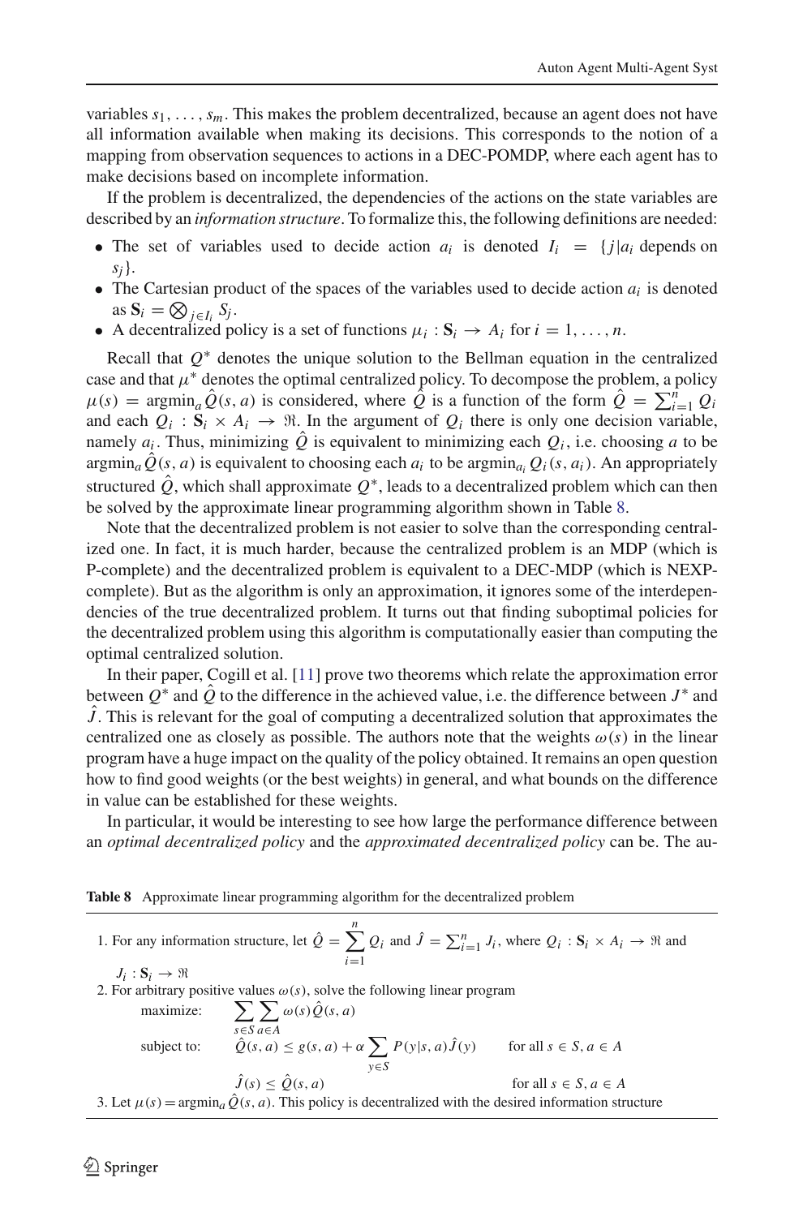variables $s_1, \ldots, s_m$. This makes the problem decentralized, because an agent does not have all information available when making its decisions. This corresponds to the notion of a mapping from observation sequences to actions in a DEC-POMDP, where each agent has to make decisions based on incomplete information.

If the problem is decentralized, the dependencies of the actions on the state variables are described by an *information structure*. To formalize this, the following definitions are needed:

- The set of variables used to decide action $a_i$ is denoted $I_i = \{j | a_i \text{ depends on } s_j\}$.
- The Cartesian product of the spaces of the variables used to decide action $a_i$ is denoted as $\mathbf{S}_i = \bigotimes_{j \in I_i} S_j$.
- A decentralized policy is a set of functions $\mu_i : \mathbf{S}_i \rightarrow A_i$ for $i = 1, \ldots, n$.

Recall that $Q^*$ denotes the unique solution to the Bellman equation in the centralized case and that $\mu^*$ denotes the optimal centralized policy. To decompose the problem, a policy $\mu(s) = \text{argmin}_a \hat{Q}(s, a)$ is considered, where $\hat{Q}$ is a function of the form $\hat{Q} = \sum_{i=1}^{n} Q_i$ and each $Q_i : \mathbf{S}_i \times A_i \rightarrow \Re$. In the argument of $Q_i$ there is only one decision variable, namely $a_i$. Thus, minimizing $\hat{Q}$ is equivalent to minimizing each $Q_i$, i.e. choosing $a$ to be $\text{argmin}_a \hat{Q}(s, a)$ is equivalent to choosing each $a_i$ to be $\text{argmin}_{a_i} Q_i(s, a_i)$. An appropriately structured $\hat{Q}$, which shall approximate $Q^*$, leads to a decentralized problem which can then be solved by the approximate linear programming algorithm shown in Table 8.

Note that the decentralized problem is not easier to solve than the corresponding centralized one. In fact, it is much harder, because the centralized problem is an MDP (which is P-complete) and the decentralized problem is equivalent to a DEC-MDP (which is NEXP-complete). But as the algorithm is only an approximation, it ignores some of the interdependencies of the true decentralized problem. It turns out that finding suboptimal policies for the decentralized problem using this algorithm is computationally easier than computing the optimal centralized solution.

In their paper, Cogill et al. [11] prove two theorems which relate the approximation error between $Q^*$ and $\hat{Q}$ to the difference in the achieved value, i.e. the difference between $J^*$ and $\hat{J}$. This is relevant for the goal of computing a decentralized solution that approximates the centralized one as closely as possible. The authors note that the weights $\omega(s)$ in the linear program have a huge impact on the quality of the policy obtained. It remains an open question how to find good weights (or the best weights) in general, and what bounds on the difference in value can be established for these weights.

In particular, it would be interesting to see how large the performance difference between an *optimal decentralized policy* and the *approximated decentralized policy* can be. The au-

**Table 8** Approximate linear programming algorithm for the decentralized problem

1. For any information structure, let $\hat{Q} = \sum_{i=1}^{n} Q_i$ and $\hat{J} = \sum_{i=1}^{n} J_i$, where $Q_i : \mathbf{S}_i \times A_i \rightarrow \Re$ and $J_i : \mathbf{S}_i \rightarrow \Re$
2. For arbitrary positive values $\omega(s)$, solve the following linear program

$$\begin{aligned}
\text{maximize:} \quad & \sum_{s \in S} \sum_{a \in A} \omega(s) \hat{Q}(s, a) \\
\text{subject to:} \quad & \hat{Q}(s, a) \leq g(s, a) + \alpha \sum_{y \in S} P(y|s, a) \hat{J}(y) \qquad \text{for all } s \in S, a \in A \\
& \hat{J}(s) \leq \hat{Q}(s, a) \qquad \text{for all } s \in S, a \in A
\end{aligned}$$

3. Let $\mu(s) = \text{argmin}_a \hat{Q}(s, a)$. This policy is decentralized with the desired information structure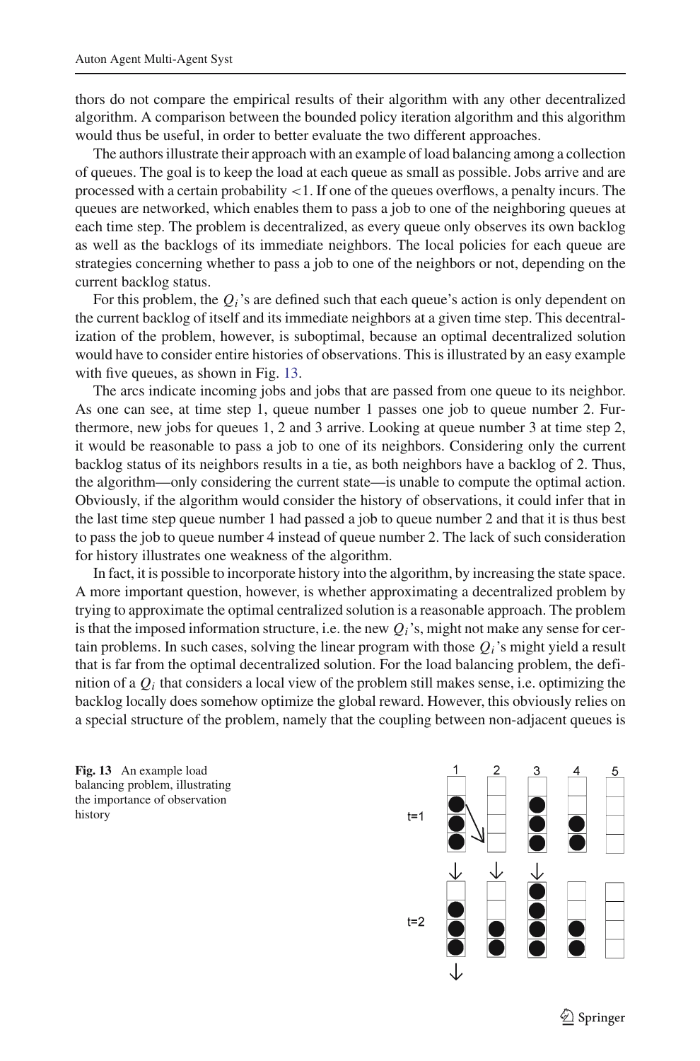thors do not compare the empirical results of their algorithm with any other decentralized algorithm. A comparison between the bounded policy iteration algorithm and this algorithm would thus be useful, in order to better evaluate the two different approaches.

The authors illustrate their approach with an example of load balancing among a collection of queues. The goal is to keep the load at each queue as small as possible. Jobs arrive and are processed with a certain probability $<1$. If one of the queues overflows, a penalty incurs. The queues are networked, which enables them to pass a job to one of the neighboring queues at each time step. The problem is decentralized, as every queue only observes its own backlog as well as the backlogs of its immediate neighbors. The local policies for each queue are strategies concerning whether to pass a job to one of the neighbors or not, depending on the current backlog status.

For this problem, the $Q_i$'s are defined such that each queue's action is only dependent on the current backlog of itself and its immediate neighbors at a given time step. This decentralization of the problem, however, is suboptimal, because an optimal decentralized solution would have to consider entire histories of observations. This is illustrated by an easy example with five queues, as shown in Fig. 13.

The arcs indicate incoming jobs and jobs that are passed from one queue to its neighbor. As one can see, at time step 1, queue number 1 passes one job to queue number 2. Furthermore, new jobs for queues 1, 2 and 3 arrive. Looking at queue number 3 at time step 2, it would be reasonable to pass a job to one of its neighbors. Considering only the current backlog status of its neighbors results in a tie, as both neighbors have a backlog of 2. Thus, the algorithm—only considering the current state—is unable to compute the optimal action. Obviously, if the algorithm would consider the history of observations, it could infer that in the last time step queue number 1 had passed a job to queue number 2 and that it is thus best to pass the job to queue number 4 instead of queue number 2. The lack of such consideration for history illustrates one weakness of the algorithm.

In fact, it is possible to incorporate history into the algorithm, by increasing the state space. A more important question, however, is whether approximating a decentralized problem by trying to approximate the optimal centralized solution is a reasonable approach. The problem is that the imposed information structure, i.e. the new $Q_i$'s, might not make any sense for certain problems. In such cases, solving the linear program with those $Q_i$'s might yield a result that is far from the optimal decentralized solution. For the load balancing problem, the definition of a $Q_i$ that considers a local view of the problem still makes sense, i.e. optimizing the backlog locally does somehow optimize the global reward. However, this obviously relies on a special structure of the problem, namely that the coupling between non-adjacent queues is

**Fig. 13** An example load balancing problem, illustrating the importance of observation history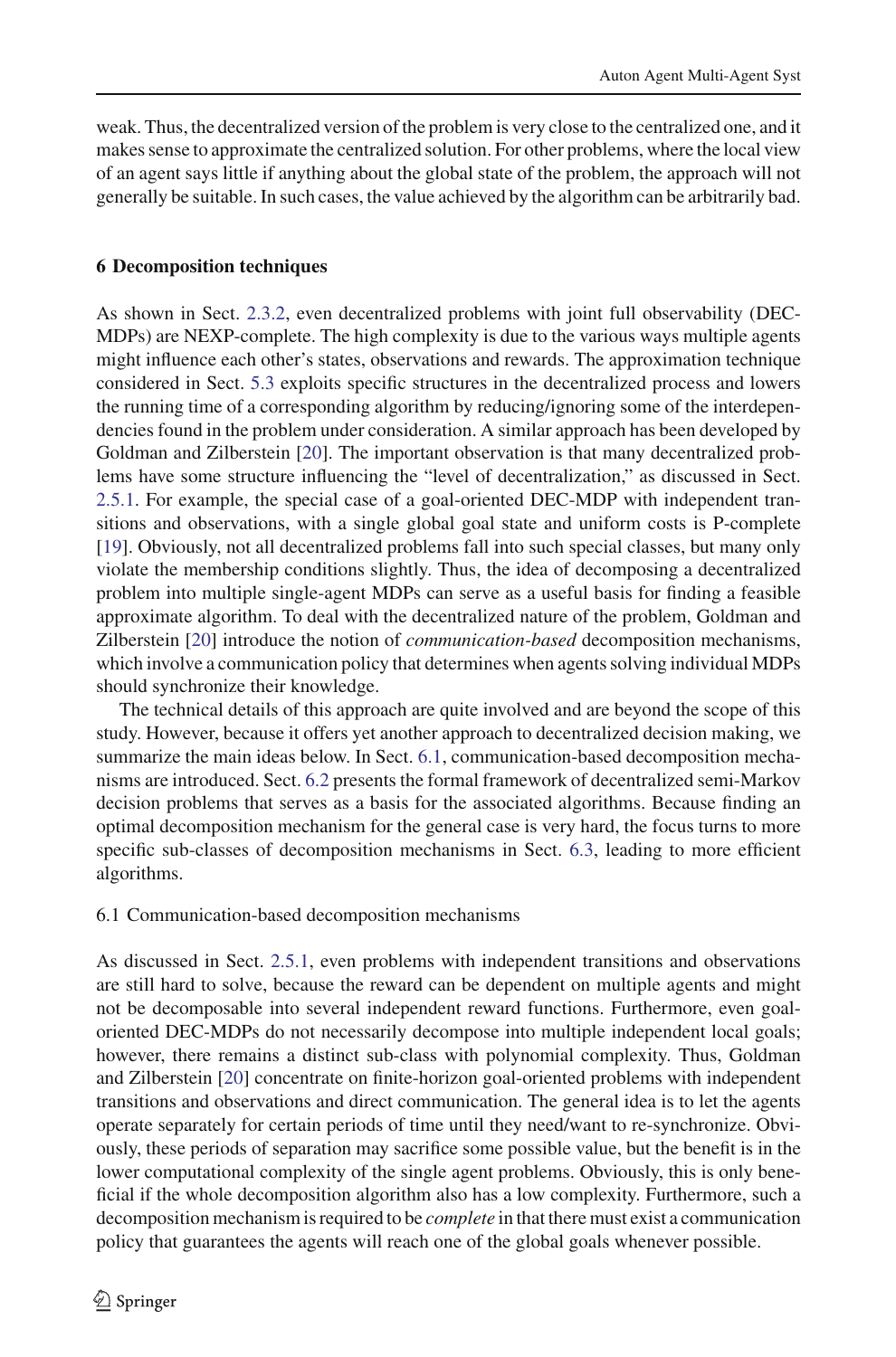weak. Thus, the decentralized version of the problem is very close to the centralized one, and it makes sense to approximate the centralized solution. For other problems, where the local view of an agent says little if anything about the global state of the problem, the approach will not generally be suitable. In such cases, the value achieved by the algorithm can be arbitrarily bad.

## 6 Decomposition techniques

As shown in Sect. 2.3.2, even decentralized problems with joint full observability (DEC-MDPs) are NEXP-complete. The high complexity is due to the various ways multiple agents might influence each other's states, observations and rewards. The approximation technique considered in Sect. 5.3 exploits specific structures in the decentralized process and lowers the running time of a corresponding algorithm by reducing/ignoring some of the interdependencies found in the problem under consideration. A similar approach has been developed by Goldman and Zilberstein [20]. The important observation is that many decentralized problems have some structure influencing the "level of decentralization," as discussed in Sect. 2.5.1. For example, the special case of a goal-oriented DEC-MDP with independent transitions and observations, with a single global goal state and uniform costs is P-complete [19]. Obviously, not all decentralized problems fall into such special classes, but many only violate the membership conditions slightly. Thus, the idea of decomposing a decentralized problem into multiple single-agent MDPs can serve as a useful basis for finding a feasible approximate algorithm. To deal with the decentralized nature of the problem, Goldman and Zilberstein [20] introduce the notion of *communication-based* decomposition mechanisms, which involve a communication policy that determines when agents solving individual MDPs should synchronize their knowledge.

The technical details of this approach are quite involved and are beyond the scope of this study. However, because it offers yet another approach to decentralized decision making, we summarize the main ideas below. In Sect. 6.1, communication-based decomposition mechanisms are introduced. Sect. 6.2 presents the formal framework of decentralized semi-Markov decision problems that serves as a basis for the associated algorithms. Because finding an optimal decomposition mechanism for the general case is very hard, the focus turns to more specific sub-classes of decomposition mechanisms in Sect. 6.3, leading to more efficient algorithms.

### 6.1 Communication-based decomposition mechanisms

As discussed in Sect. 2.5.1, even problems with independent transitions and observations are still hard to solve, because the reward can be dependent on multiple agents and might not be decomposable into several independent reward functions. Furthermore, even goal-oriented DEC-MDPs do not necessarily decompose into multiple independent local goals; however, there remains a distinct sub-class with polynomial complexity. Thus, Goldman and Zilberstein [20] concentrate on finite-horizon goal-oriented problems with independent transitions and observations and direct communication. The general idea is to let the agents operate separately for certain periods of time until they need/want to re-synchronize. Obviously, these periods of separation may sacrifice some possible value, but the benefit is in the lower computational complexity of the single agent problems. Obviously, this is only beneficial if the whole decomposition algorithm also has a low complexity. Furthermore, such a decomposition mechanism is required to be *complete* in that there must exist a communication policy that guarantees the agents will reach one of the global goals whenever possible.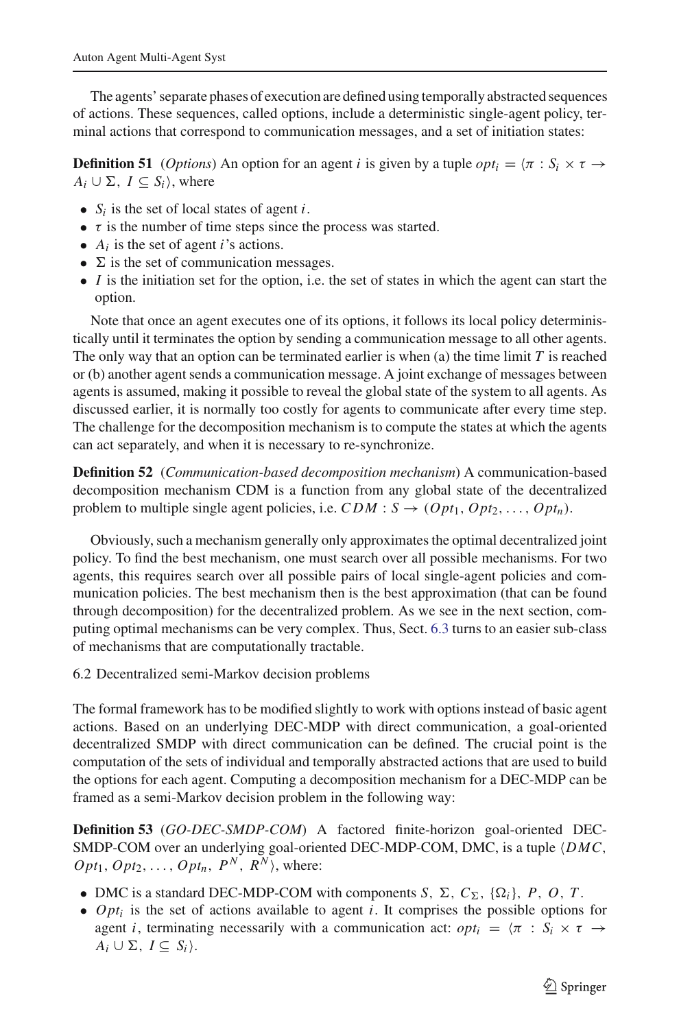The agents' separate phases of execution are defined using temporally abstracted sequences of actions. These sequences, called options, include a deterministic single-agent policy, terminal actions that correspond to communication messages, and a set of initiation states:

**Definition 51** (*Options*) An option for an agent $i$ is given by a tuple $opt_i = \langle \pi : S_i \times \tau \to A_i \cup \Sigma,\ I \subseteq S_i \rangle$, where

- $S_i$ is the set of local states of agent $i$.
- $\tau$ is the number of time steps since the process was started.
- $A_i$ is the set of agent $i$'s actions.
- $\Sigma$ is the set of communication messages.
- $I$ is the initiation set for the option, i.e. the set of states in which the agent can start the option.

Note that once an agent executes one of its options, it follows its local policy deterministically until it terminates the option by sending a communication message to all other agents. The only way that an option can be terminated earlier is when (a) the time limit $T$ is reached or (b) another agent sends a communication message. A joint exchange of messages between agents is assumed, making it possible to reveal the global state of the system to all agents. As discussed earlier, it is normally too costly for agents to communicate after every time step. The challenge for the decomposition mechanism is to compute the states at which the agents can act separately, and when it is necessary to re-synchronize.

**Definition 52** (*Communication-based decomposition mechanism*) A communication-based decomposition mechanism CDM is a function from any global state of the decentralized problem to multiple single agent policies, i.e. $CDM : S \to (Opt_1, Opt_2, \ldots, Opt_n)$.

Obviously, such a mechanism generally only approximates the optimal decentralized joint policy. To find the best mechanism, one must search over all possible mechanisms. For two agents, this requires search over all possible pairs of local single-agent policies and communication policies. The best mechanism then is the best approximation (that can be found through decomposition) for the decentralized problem. As we see in the next section, computing optimal mechanisms can be very complex. Thus, Sect. 6.3 turns to an easier sub-class of mechanisms that are computationally tractable.

### 6.2 Decentralized semi-Markov decision problems

The formal framework has to be modified slightly to work with options instead of basic agent actions. Based on an underlying DEC-MDP with direct communication, a goal-oriented decentralized SMDP with direct communication can be defined. The crucial point is the computation of the sets of individual and temporally abstracted actions that are used to build the options for each agent. Computing a decomposition mechanism for a DEC-MDP can be framed as a semi-Markov decision problem in the following way:

**Definition 53** (*GO-DEC-SMDP-COM*) A factored finite-horizon goal-oriented DEC-SMDP-COM over an underlying goal-oriented DEC-MDP-COM, DMC, is a tuple $\langle DMC, Opt_1, Opt_2, \ldots, Opt_n,\ P^N,\ R^N \rangle$, where:

- DMC is a standard DEC-MDP-COM with components $S,\ \Sigma,\ C_\Sigma,\ \{\Omega_i\},\ P,\ O,\ T$.
- $Opt_i$ is the set of actions available to agent $i$. It comprises the possible options for agent $i$, terminating necessarily with a communication act: $opt_i = \langle \pi : S_i \times \tau \to A_i \cup \Sigma,\ I \subseteq S_i \rangle$.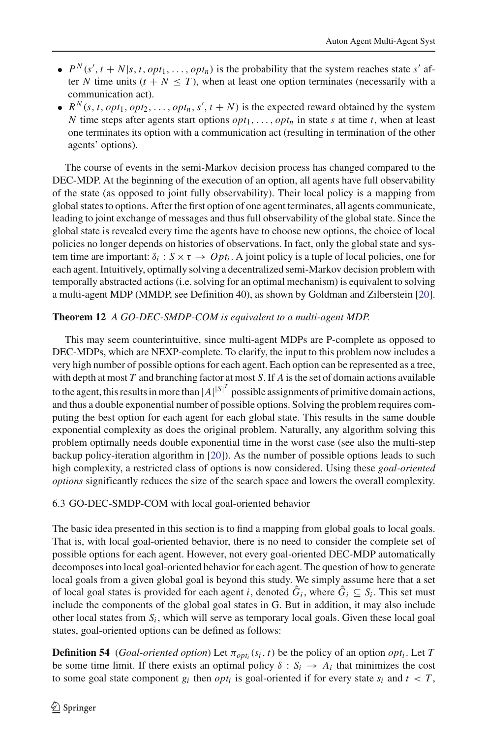- $P^N(s', t+N|s, t, opt_1, \ldots, opt_n)$ is the probability that the system reaches state $s'$ after $N$ time units ($t + N \leq T$), when at least one option terminates (necessarily with a communication act).
- $R^N(s, t, opt_1, opt_2, \ldots, opt_n, s', t+N)$ is the expected reward obtained by the system $N$ time steps after agents start options $opt_1, \ldots, opt_n$ in state $s$ at time $t$, when at least one terminates its option with a communication act (resulting in termination of the other agents' options).

The course of events in the semi-Markov decision process has changed compared to the DEC-MDP. At the beginning of the execution of an option, all agents have full observability of the state (as opposed to joint fully observability). Their local policy is a mapping from global states to options. After the first option of one agent terminates, all agents communicate, leading to joint exchange of messages and thus full observability of the global state. Since the global state is revealed every time the agents have to choose new options, the choice of local policies no longer depends on histories of observations. In fact, only the global state and system time are important: $\delta_i : S \times \tau \to Opt_i$. A joint policy is a tuple of local policies, one for each agent. Intuitively, optimally solving a decentralized semi-Markov decision problem with temporally abstracted actions (i.e. solving for an optimal mechanism) is equivalent to solving a multi-agent MDP (MMDP, see Definition 40), as shown by Goldman and Zilberstein [20].

**Theorem 12** *A GO-DEC-SMDP-COM is equivalent to a multi-agent MDP.*

This may seem counterintuitive, since multi-agent MDPs are P-complete as opposed to DEC-MDPs, which are NEXP-complete. To clarify, the input to this problem now includes a very high number of possible options for each agent. Each option can be represented as a tree, with depth at most $T$ and branching factor at most $S$. If $A$ is the set of domain actions available to the agent, this results in more than $|A|^{|S|^T}$ possible assignments of primitive domain actions, and thus a double exponential number of possible options. Solving the problem requires computing the best option for each agent for each global state. This results in the same double exponential complexity as does the original problem. Naturally, any algorithm solving this problem optimally needs double exponential time in the worst case (see also the multi-step backup policy-iteration algorithm in [20]). As the number of possible options leads to such high complexity, a restricted class of options is now considered. Using these *goal-oriented options* significantly reduces the size of the search space and lowers the overall complexity.

### 6.3 GO-DEC-SMDP-COM with local goal-oriented behavior

The basic idea presented in this section is to find a mapping from global goals to local goals. That is, with local goal-oriented behavior, there is no need to consider the complete set of possible options for each agent. However, not every goal-oriented DEC-MDP automatically decomposes into local goal-oriented behavior for each agent. The question of how to generate local goals from a given global goal is beyond this study. We simply assume here that a set of local goal states is provided for each agent $i$, denoted $\hat{G}_i$, where $\hat{G}_i \subseteq S_i$. This set must include the components of the global goal states in G. But in addition, it may also include other local states from $S_i$, which will serve as temporary local goals. Given these local goal states, goal-oriented options can be defined as follows:

**Definition 54** (*Goal-oriented option*) Let $\pi_{opt_i}(s_i, t)$ be the policy of an option $opt_i$. Let $T$ be some time limit. If there exists an optimal policy $\delta : S_i \to A_i$ that minimizes the cost to some goal state component $g_i$ then $opt_i$ is goal-oriented if for every state $s_i$ and $t < T$,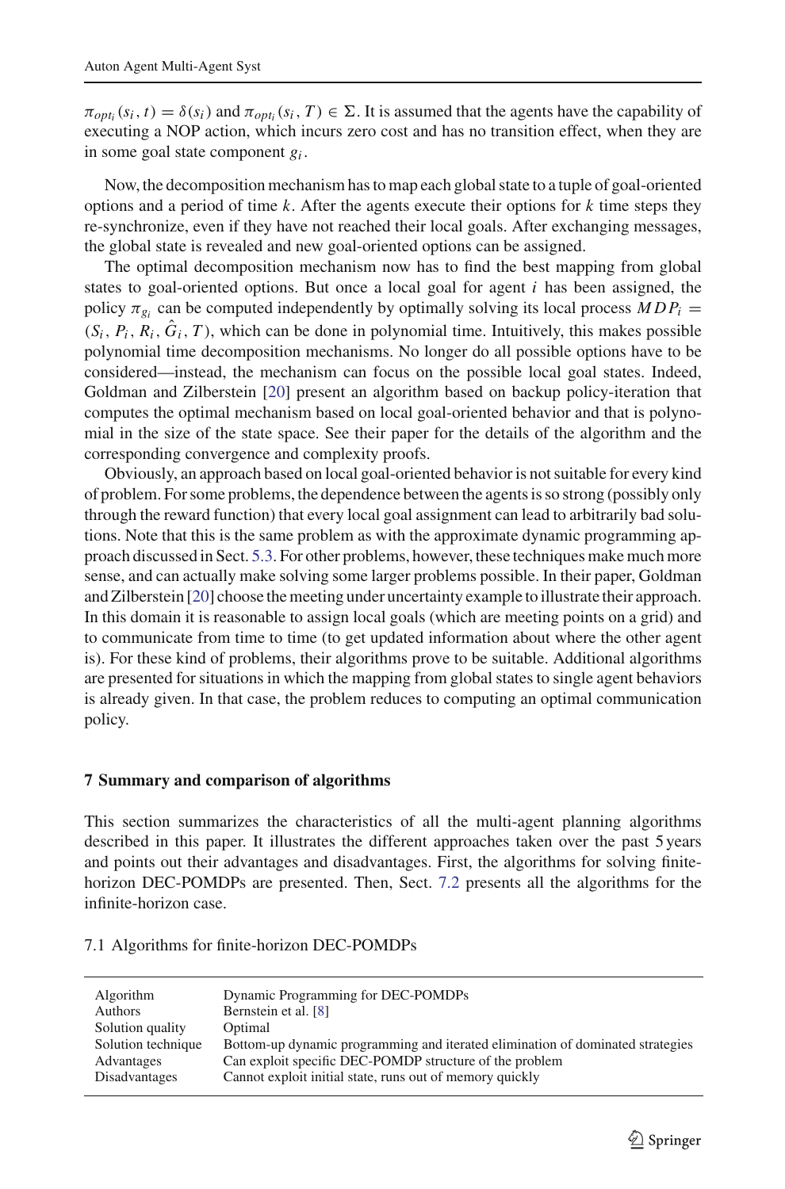$\pi_{opt_i}(s_i, t) = \delta(s_i)$ and $\pi_{opt_i}(s_i, T) \in \Sigma$. It is assumed that the agents have the capability of executing a NOP action, which incurs zero cost and has no transition effect, when they are in some goal state component $g_i$.

Now, the decomposition mechanism has to map each global state to a tuple of goal-oriented options and a period of time $k$. After the agents execute their options for $k$ time steps they re-synchronize, even if they have not reached their local goals. After exchanging messages, the global state is revealed and new goal-oriented options can be assigned.

The optimal decomposition mechanism now has to find the best mapping from global states to goal-oriented options. But once a local goal for agent $i$ has been assigned, the policy $\pi_{g_i}$ can be computed independently by optimally solving its local process $MDP_i = (S_i, P_i, R_i, \hat{G}_i, T)$, which can be done in polynomial time. Intuitively, this makes possible polynomial time decomposition mechanisms. No longer do all possible options have to be considered—instead, the mechanism can focus on the possible local goal states. Indeed, Goldman and Zilberstein [20] present an algorithm based on backup policy-iteration that computes the optimal mechanism based on local goal-oriented behavior and that is polynomial in the size of the state space. See their paper for the details of the algorithm and the corresponding convergence and complexity proofs.

Obviously, an approach based on local goal-oriented behavior is not suitable for every kind of problem. For some problems, the dependence between the agents is so strong (possibly only through the reward function) that every local goal assignment can lead to arbitrarily bad solutions. Note that this is the same problem as with the approximate dynamic programming approach discussed in Sect. 5.3. For other problems, however, these techniques make much more sense, and can actually make solving some larger problems possible. In their paper, Goldman and Zilberstein [20] choose the meeting under uncertainty example to illustrate their approach. In this domain it is reasonable to assign local goals (which are meeting points on a grid) and to communicate from time to time (to get updated information about where the other agent is). For these kind of problems, their algorithms prove to be suitable. Additional algorithms are presented for situations in which the mapping from global states to single agent behaviors is already given. In that case, the problem reduces to computing an optimal communication policy.

## 7 Summary and comparison of algorithms

This section summarizes the characteristics of all the multi-agent planning algorithms described in this paper. It illustrates the different approaches taken over the past 5 years and points out their advantages and disadvantages. First, the algorithms for solving finite-horizon DEC-POMDPs are presented. Then, Sect. 7.2 presents all the algorithms for the infinite-horizon case.

### 7.1 Algorithms for finite-horizon DEC-POMDPs

| | |
|---|---|
| Algorithm | Dynamic Programming for DEC-POMDPs |
| Authors | Bernstein et al. [8] |
| Solution quality | Optimal |
| Solution technique | Bottom-up dynamic programming and iterated elimination of dominated strategies |
| Advantages | Can exploit specific DEC-POMDP structure of the problem |
| Disadvantages | Cannot exploit initial state, runs out of memory quickly |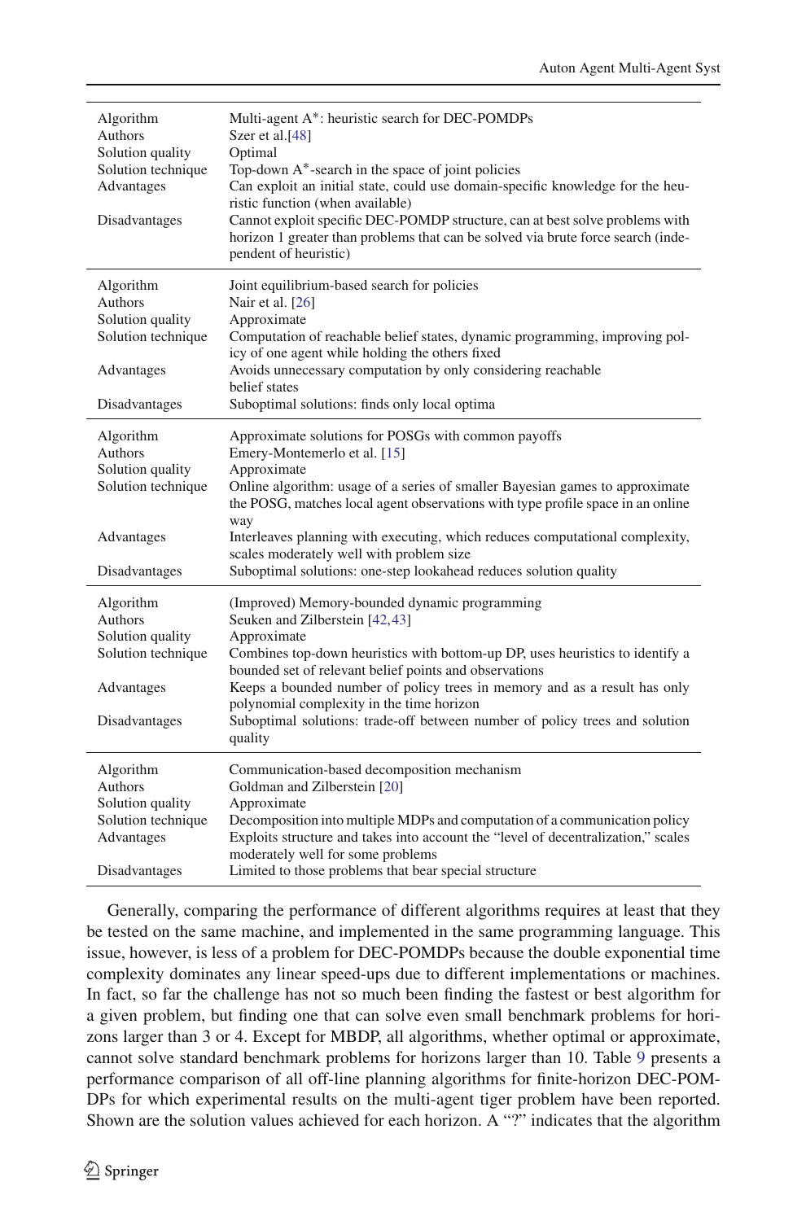| | |
|---|---|
| Algorithm | Multi-agent A*: heuristic search for DEC-POMDPs |
| Authors | Szer et al.[48] |
| Solution quality | Optimal |
| Solution technique | Top-down A*-search in the space of joint policies |
| Advantages | Can exploit an initial state, could use domain-specific knowledge for the heuristic function (when available) |
| Disadvantages | Cannot exploit specific DEC-POMDP structure, can at best solve problems with horizon 1 greater than problems that can be solved via brute force search (independent of heuristic) |
| Algorithm | Joint equilibrium-based search for policies |
| Authors | Nair et al. [26] |
| Solution quality | Approximate |
| Solution technique | Computation of reachable belief states, dynamic programming, improving policy of one agent while holding the others fixed |
| Advantages | Avoids unnecessary computation by only considering reachable belief states |
| Disadvantages | Suboptimal solutions: finds only local optima |
| Algorithm | Approximate solutions for POSGs with common payoffs |
| Authors | Emery-Montemerlo et al. [15] |
| Solution quality | Approximate |
| Solution technique | Online algorithm: usage of a series of smaller Bayesian games to approximate the POSG, matches local agent observations with type profile space in an online way |
| Advantages | Interleaves planning with executing, which reduces computational complexity, scales moderately well with problem size |
| Disadvantages | Suboptimal solutions: one-step lookahead reduces solution quality |
| Algorithm | (Improved) Memory-bounded dynamic programming |
| Authors | Seuken and Zilberstein [42,43] |
| Solution quality | Approximate |
| Solution technique | Combines top-down heuristics with bottom-up DP, uses heuristics to identify a bounded set of relevant belief points and observations |
| Advantages | Keeps a bounded number of policy trees in memory and as a result has only polynomial complexity in the time horizon |
| Disadvantages | Suboptimal solutions: trade-off between number of policy trees and solution quality |
| Algorithm | Communication-based decomposition mechanism |
| Authors | Goldman and Zilberstein [20] |
| Solution quality | Approximate |
| Solution technique | Decomposition into multiple MDPs and computation of a communication policy |
| Advantages | Exploits structure and takes into account the "level of decentralization," scales moderately well for some problems |
| Disadvantages | Limited to those problems that bear special structure |

Generally, comparing the performance of different algorithms requires at least that they be tested on the same machine, and implemented in the same programming language. This issue, however, is less of a problem for DEC-POMDPs because the double exponential time complexity dominates any linear speed-ups due to different implementations or machines. In fact, so far the challenge has not so much been finding the fastest or best algorithm for a given problem, but finding one that can solve even small benchmark problems for horizons larger than 3 or 4. Except for MBDP, all algorithms, whether optimal or approximate, cannot solve standard benchmark problems for horizons larger than 10. Table 9 presents a performance comparison of all off-line planning algorithms for finite-horizon DEC-POMDPs for which experimental results on the multi-agent tiger problem have been reported. Shown are the solution values achieved for each horizon. A "?" indicates that the algorithm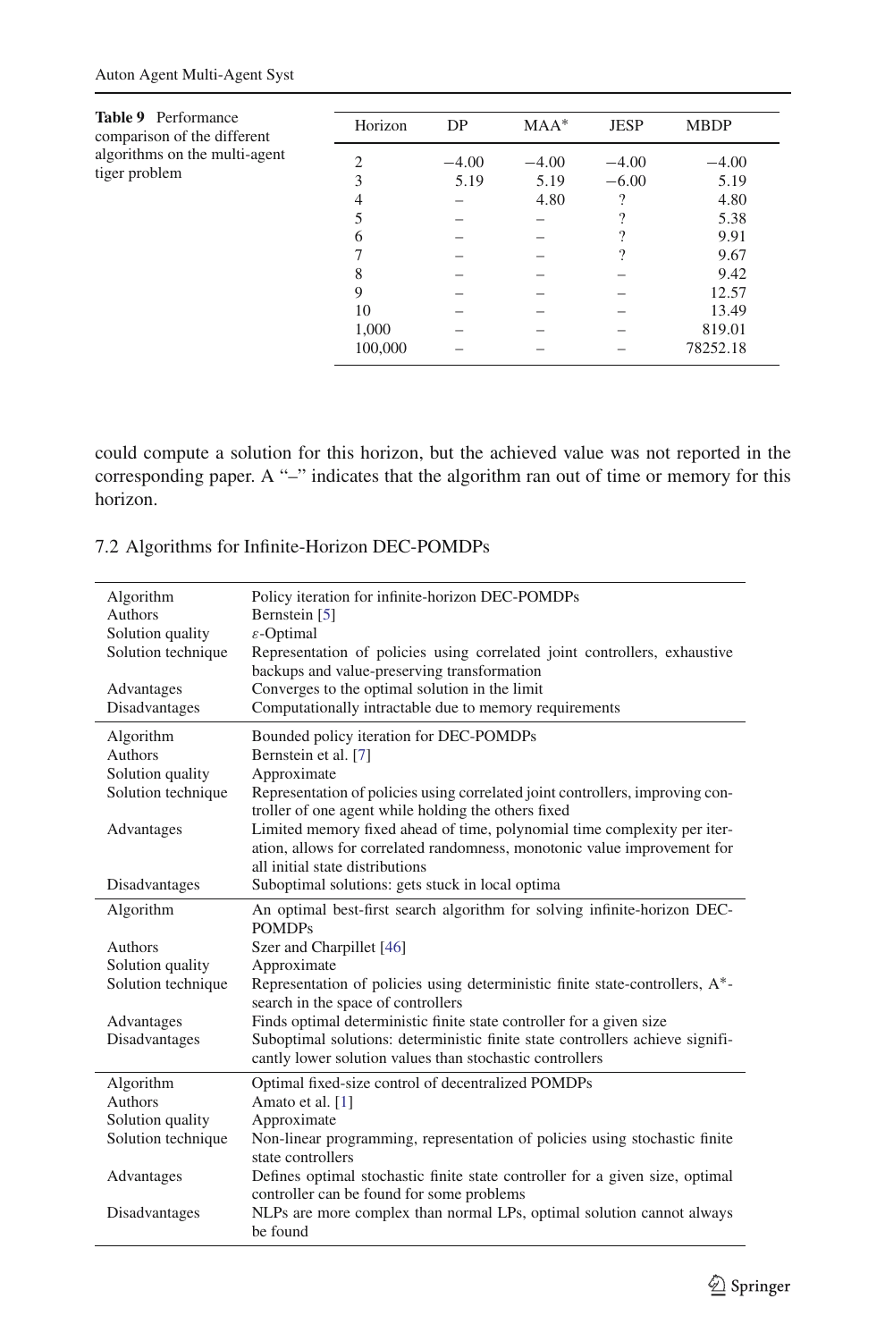**Table 9** Performance comparison of the different algorithms on the multi-agent tiger problem

| Horizon | DP | MAA* | JESP | MBDP |
|---|---|---|---|---|
| 2 | −4.00 | −4.00 | −4.00 | −4.00 |
| 3 | 5.19 | 5.19 | −6.00 | 5.19 |
| 4 | – | 4.80 | ? | 4.80 |
| 5 | – | – | ? | 5.38 |
| 6 | – | – | ? | 9.91 |
| 7 | – | – | ? | 9.67 |
| 8 | – | – | – | 9.42 |
| 9 | – | – | – | 12.57 |
| 10 | – | – | – | 13.49 |
| 1,000 | – | – | – | 819.01 |
| 100,000 | – | – | – | 78252.18 |

could compute a solution for this horizon, but the achieved value was not reported in the corresponding paper. A "–" indicates that the algorithm ran out of time or memory for this horizon.

### 7.2 Algorithms for Infinite-Horizon DEC-POMDPs

| | |
|---|---|
| Algorithm | Policy iteration for infinite-horizon DEC-POMDPs |
| Authors | Bernstein [5] |
| Solution quality | $\varepsilon$-Optimal |
| Solution technique | Representation of policies using correlated joint controllers, exhaustive backups and value-preserving transformation |
| Advantages | Converges to the optimal solution in the limit |
| Disadvantages | Computationally intractable due to memory requirements |

| | |
|---|---|
| Algorithm | Bounded policy iteration for DEC-POMDPs |
| Authors | Bernstein et al. [7] |
| Solution quality | Approximate |
| Solution technique | Representation of policies using correlated joint controllers, improving controller of one agent while holding the others fixed |
| Advantages | Limited memory fixed ahead of time, polynomial time complexity per iteration, allows for correlated randomness, monotonic value improvement for all initial state distributions |
| Disadvantages | Suboptimal solutions: gets stuck in local optima |

| | |
|---|---|
| Algorithm | An optimal best-first search algorithm for solving infinite-horizon DEC-POMDPs |
| Authors | Szer and Charpillet [46] |
| Solution quality | Approximate |
| Solution technique | Representation of policies using deterministic finite state-controllers, A*-search in the space of controllers |
| Advantages | Finds optimal deterministic finite state controller for a given size |
| Disadvantages | Suboptimal solutions: deterministic finite state controllers achieve significantly lower solution values than stochastic controllers |

| | |
|---|---|
| Algorithm | Optimal fixed-size control of decentralized POMDPs |
| Authors | Amato et al. [1] |
| Solution quality | Approximate |
| Solution technique | Non-linear programming, representation of policies using stochastic finite state controllers |
| Advantages | Defines optimal stochastic finite state controller for a given size, optimal controller can be found for some problems |
| Disadvantages | NLPs are more complex than normal LPs, optimal solution cannot always be found |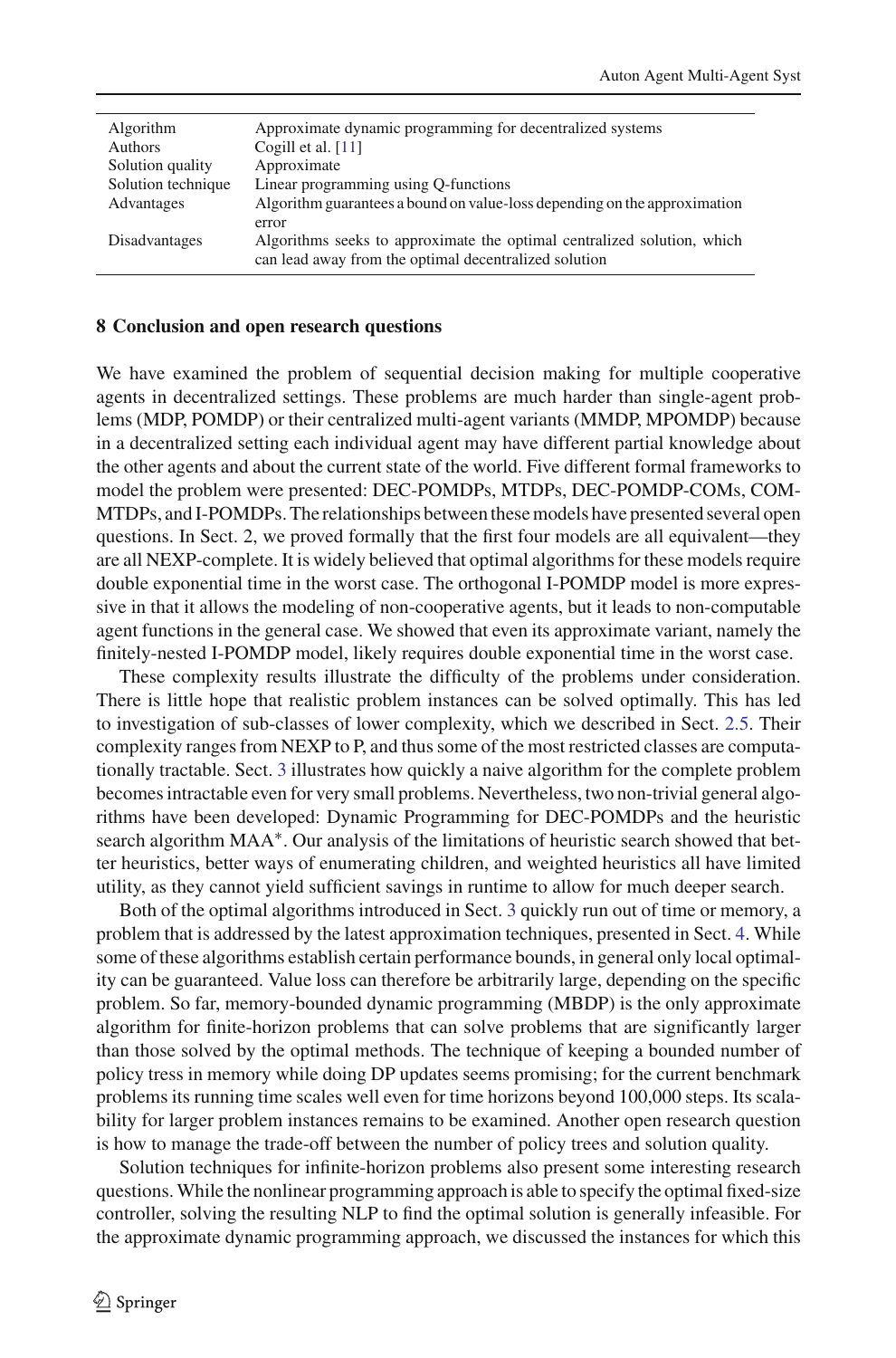| | |
|---|---|
| Algorithm | Approximate dynamic programming for decentralized systems |
| Authors | Cogill et al. [11] |
| Solution quality | Approximate |
| Solution technique | Linear programming using Q-functions |
| Advantages | Algorithm guarantees a bound on value-loss depending on the approximation error |
| Disadvantages | Algorithms seeks to approximate the optimal centralized solution, which can lead away from the optimal decentralized solution |

## 8 Conclusion and open research questions

We have examined the problem of sequential decision making for multiple cooperative agents in decentralized settings. These problems are much harder than single-agent problems (MDP, POMDP) or their centralized multi-agent variants (MMDP, MPOMDP) because in a decentralized setting each individual agent may have different partial knowledge about the other agents and about the current state of the world. Five different formal frameworks to model the problem were presented: DEC-POMDPs, MTDPs, DEC-POMDP-COMs, COM-MTDPs, and I-POMDPs. The relationships between these models have presented several open questions. In Sect. 2, we proved formally that the first four models are all equivalent—they are all NEXP-complete. It is widely believed that optimal algorithms for these models require double exponential time in the worst case. The orthogonal I-POMDP model is more expressive in that it allows the modeling of non-cooperative agents, but it leads to non-computable agent functions in the general case. We showed that even its approximate variant, namely the finitely-nested I-POMDP model, likely requires double exponential time in the worst case.

These complexity results illustrate the difficulty of the problems under consideration. There is little hope that realistic problem instances can be solved optimally. This has led to investigation of sub-classes of lower complexity, which we described in Sect. 2.5. Their complexity ranges from NEXP to P, and thus some of the most restricted classes are computationally tractable. Sect. 3 illustrates how quickly a naive algorithm for the complete problem becomes intractable even for very small problems. Nevertheless, two non-trivial general algorithms have been developed: Dynamic Programming for DEC-POMDPs and the heuristic search algorithm MAA*. Our analysis of the limitations of heuristic search showed that better heuristics, better ways of enumerating children, and weighted heuristics all have limited utility, as they cannot yield sufficient savings in runtime to allow for much deeper search.

Both of the optimal algorithms introduced in Sect. 3 quickly run out of time or memory, a problem that is addressed by the latest approximation techniques, presented in Sect. 4. While some of these algorithms establish certain performance bounds, in general only local optimality can be guaranteed. Value loss can therefore be arbitrarily large, depending on the specific problem. So far, memory-bounded dynamic programming (MBDP) is the only approximate algorithm for finite-horizon problems that can solve problems that are significantly larger than those solved by the optimal methods. The technique of keeping a bounded number of policy tress in memory while doing DP updates seems promising; for the current benchmark problems its running time scales well even for time horizons beyond 100,000 steps. Its scalability for larger problem instances remains to be examined. Another open research question is how to manage the trade-off between the number of policy trees and solution quality.

Solution techniques for infinite-horizon problems also present some interesting research questions. While the nonlinear programming approach is able to specify the optimal fixed-size controller, solving the resulting NLP to find the optimal solution is generally infeasible. For the approximate dynamic programming approach, we discussed the instances for which this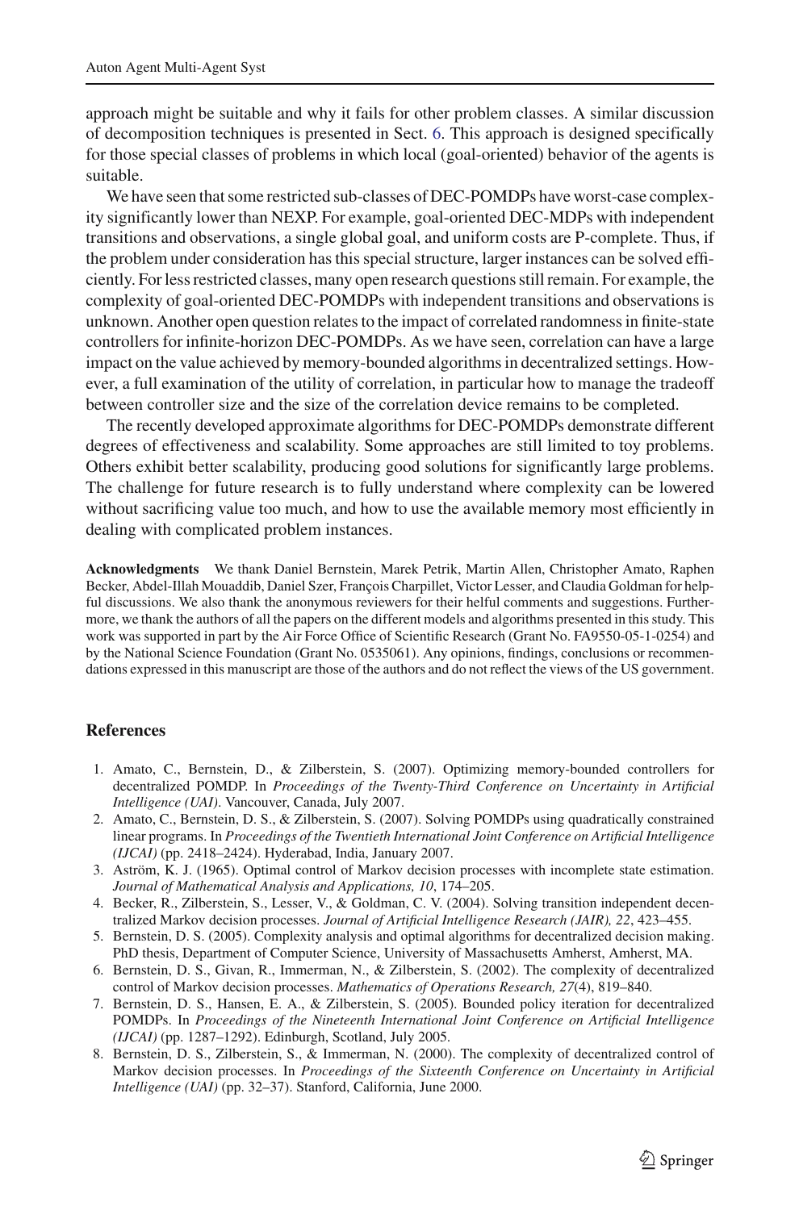approach might be suitable and why it fails for other problem classes. A similar discussion of decomposition techniques is presented in Sect. 6. This approach is designed specifically for those special classes of problems in which local (goal-oriented) behavior of the agents is suitable.

We have seen that some restricted sub-classes of DEC-POMDPs have worst-case complexity significantly lower than NEXP. For example, goal-oriented DEC-MDPs with independent transitions and observations, a single global goal, and uniform costs are P-complete. Thus, if the problem under consideration has this special structure, larger instances can be solved efficiently. For less restricted classes, many open research questions still remain. For example, the complexity of goal-oriented DEC-POMDPs with independent transitions and observations is unknown. Another open question relates to the impact of correlated randomness in finite-state controllers for infinite-horizon DEC-POMDPs. As we have seen, correlation can have a large impact on the value achieved by memory-bounded algorithms in decentralized settings. However, a full examination of the utility of correlation, in particular how to manage the tradeoff between controller size and the size of the correlation device remains to be completed.

The recently developed approximate algorithms for DEC-POMDPs demonstrate different degrees of effectiveness and scalability. Some approaches are still limited to toy problems. Others exhibit better scalability, producing good solutions for significantly large problems. The challenge for future research is to fully understand where complexity can be lowered without sacrificing value too much, and how to use the available memory most efficiently in dealing with complicated problem instances.

**Acknowledgments** We thank Daniel Bernstein, Marek Petrik, Martin Allen, Christopher Amato, Raphen Becker, Abdel-Illah Mouaddib, Daniel Szer, François Charpillet, Victor Lesser, and Claudia Goldman for helpful discussions. We also thank the anonymous reviewers for their helful comments and suggestions. Furthermore, we thank the authors of all the papers on the different models and algorithms presented in this study. This work was supported in part by the Air Force Office of Scientific Research (Grant No. FA9550-05-1-0254) and by the National Science Foundation (Grant No. 0535061). Any opinions, findings, conclusions or recommendations expressed in this manuscript are those of the authors and do not reflect the views of the US government.

## References

1. Amato, C., Bernstein, D., & Zilberstein, S. (2007). Optimizing memory-bounded controllers for decentralized POMDP. In *Proceedings of the Twenty-Third Conference on Uncertainty in Artificial Intelligence (UAI)*. Vancouver, Canada, July 2007.
2. Amato, C., Bernstein, D. S., & Zilberstein, S. (2007). Solving POMDPs using quadratically constrained linear programs. In *Proceedings of the Twentieth International Joint Conference on Artificial Intelligence (IJCAI)* (pp. 2418–2424). Hyderabad, India, January 2007.
3. Aström, K. J. (1965). Optimal control of Markov decision processes with incomplete state estimation. *Journal of Mathematical Analysis and Applications, 10*, 174–205.
4. Becker, R., Zilberstein, S., Lesser, V., & Goldman, C. V. (2004). Solving transition independent decentralized Markov decision processes. *Journal of Artificial Intelligence Research (JAIR), 22*, 423–455.
5. Bernstein, D. S. (2005). Complexity analysis and optimal algorithms for decentralized decision making. PhD thesis, Department of Computer Science, University of Massachusetts Amherst, Amherst, MA.
6. Bernstein, D. S., Givan, R., Immerman, N., & Zilberstein, S. (2002). The complexity of decentralized control of Markov decision processes. *Mathematics of Operations Research, 27*(4), 819–840.
7. Bernstein, D. S., Hansen, E. A., & Zilberstein, S. (2005). Bounded policy iteration for decentralized POMDPs. In *Proceedings of the Nineteenth International Joint Conference on Artificial Intelligence (IJCAI)* (pp. 1287–1292). Edinburgh, Scotland, July 2005.
8. Bernstein, D. S., Zilberstein, S., & Immerman, N. (2000). The complexity of decentralized control of Markov decision processes. In *Proceedings of the Sixteenth Conference on Uncertainty in Artificial Intelligence (UAI)* (pp. 32–37). Stanford, California, June 2000.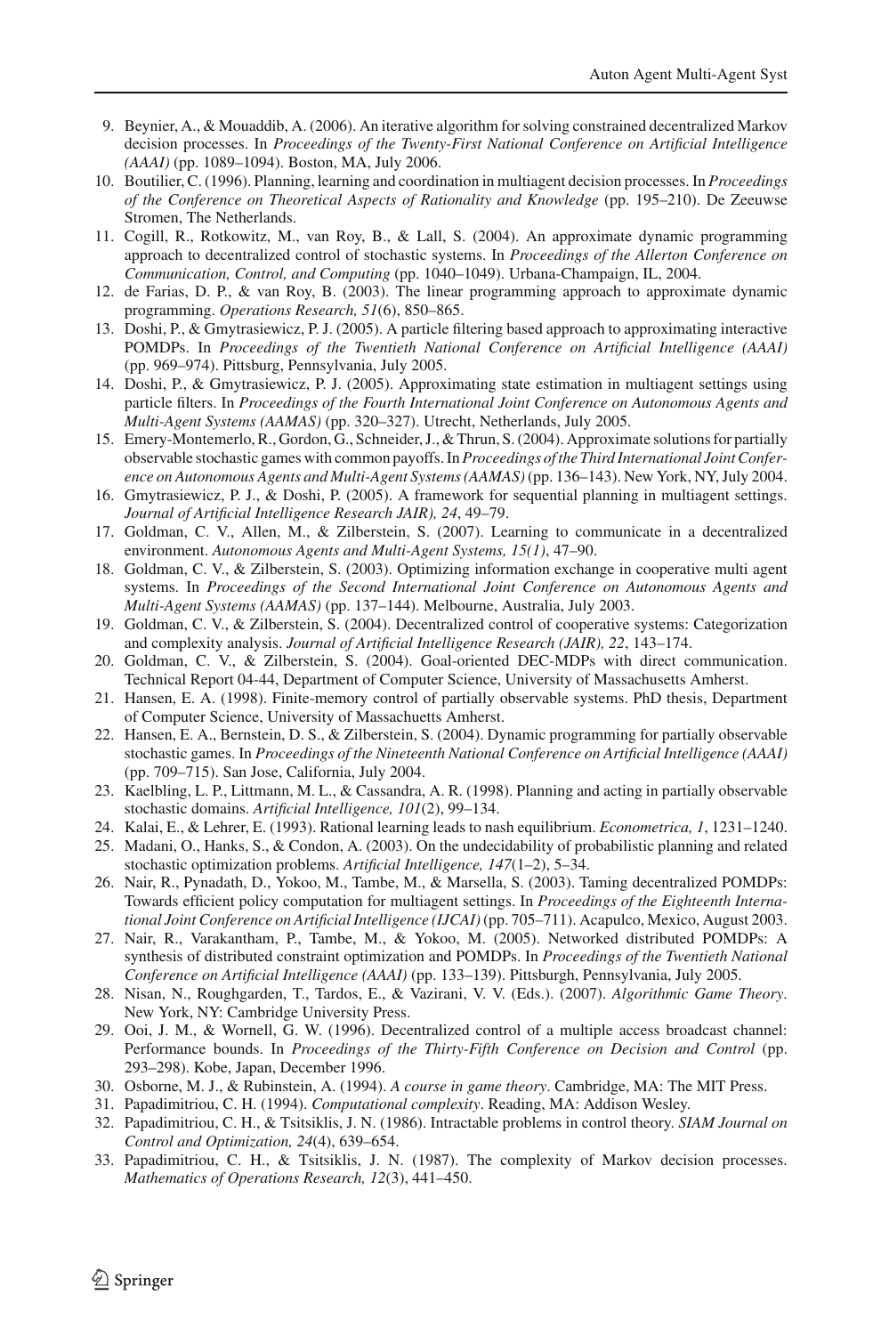9. Beynier, A., & Mouaddib, A. (2006). An iterative algorithm for solving constrained decentralized Markov decision processes. In *Proceedings of the Twenty-First National Conference on Artificial Intelligence (AAAI)* (pp. 1089–1094). Boston, MA, July 2006.
10. Boutilier, C. (1996). Planning, learning and coordination in multiagent decision processes. In *Proceedings of the Conference on Theoretical Aspects of Rationality and Knowledge* (pp. 195–210). De Zeeuwse Stromen, The Netherlands.
11. Cogill, R., Rotkowitz, M., van Roy, B., & Lall, S. (2004). An approximate dynamic programming approach to decentralized control of stochastic systems. In *Proceedings of the Allerton Conference on Communication, Control, and Computing* (pp. 1040–1049). Urbana-Champaign, IL, 2004.
12. de Farias, D. P., & van Roy, B. (2003). The linear programming approach to approximate dynamic programming. *Operations Research, 51*(6), 850–865.
13. Doshi, P., & Gmytrasiewicz, P. J. (2005). A particle filtering based approach to approximating interactive POMDPs. In *Proceedings of the Twentieth National Conference on Artificial Intelligence (AAAI)* (pp. 969–974). Pittsburg, Pennsylvania, July 2005.
14. Doshi, P., & Gmytrasiewicz, P. J. (2005). Approximating state estimation in multiagent settings using particle filters. In *Proceedings of the Fourth International Joint Conference on Autonomous Agents and Multi-Agent Systems (AAMAS)* (pp. 320–327). Utrecht, Netherlands, July 2005.
15. Emery-Montemerlo, R., Gordon, G., Schneider, J., & Thrun, S. (2004). Approximate solutions for partially observable stochastic games with common payoffs. In *Proceedings of the Third International Joint Conference on Autonomous Agents and Multi-Agent Systems (AAMAS)* (pp. 136–143). New York, NY, July 2004.
16. Gmytrasiewicz, P. J., & Doshi, P. (2005). A framework for sequential planning in multiagent settings. *Journal of Artificial Intelligence Research JAIR), 24*, 49–79.
17. Goldman, C. V., Allen, M., & Zilberstein, S. (2007). Learning to communicate in a decentralized environment. *Autonomous Agents and Multi-Agent Systems, 15(1)*, 47–90.
18. Goldman, C. V., & Zilberstein, S. (2003). Optimizing information exchange in cooperative multi agent systems. In *Proceedings of the Second International Joint Conference on Autonomous Agents and Multi-Agent Systems (AAMAS)* (pp. 137–144). Melbourne, Australia, July 2003.
19. Goldman, C. V., & Zilberstein, S. (2004). Decentralized control of cooperative systems: Categorization and complexity analysis. *Journal of Artificial Intelligence Research (JAIR), 22*, 143–174.
20. Goldman, C. V., & Zilberstein, S. (2004). Goal-oriented DEC-MDPs with direct communication. Technical Report 04-44, Department of Computer Science, University of Massachusetts Amherst.
21. Hansen, E. A. (1998). Finite-memory control of partially observable systems. PhD thesis, Department of Computer Science, University of Massachuetts Amherst.
22. Hansen, E. A., Bernstein, D. S., & Zilberstein, S. (2004). Dynamic programming for partially observable stochastic games. In *Proceedings of the Nineteenth National Conference on Artificial Intelligence (AAAI)* (pp. 709–715). San Jose, California, July 2004.
23. Kaelbling, L. P., Littmann, M. L., & Cassandra, A. R. (1998). Planning and acting in partially observable stochastic domains. *Artificial Intelligence, 101*(2), 99–134.
24. Kalai, E., & Lehrer, E. (1993). Rational learning leads to nash equilibrium. *Econometrica, 1*, 1231–1240.
25. Madani, O., Hanks, S., & Condon, A. (2003). On the undecidability of probabilistic planning and related stochastic optimization problems. *Artificial Intelligence, 147*(1–2), 5–34.
26. Nair, R., Pynadath, D., Yokoo, M., Tambe, M., & Marsella, S. (2003). Taming decentralized POMDPs: Towards efficient policy computation for multiagent settings. In *Proceedings of the Eighteenth International Joint Conference on Artificial Intelligence (IJCAI)* (pp. 705–711). Acapulco, Mexico, August 2003.
27. Nair, R., Varakantham, P., Tambe, M., & Yokoo, M. (2005). Networked distributed POMDPs: A synthesis of distributed constraint optimization and POMDPs. In *Proceedings of the Twentieth National Conference on Artificial Intelligence (AAAI)* (pp. 133–139). Pittsburgh, Pennsylvania, July 2005.
28. Nisan, N., Roughgarden, T., Tardos, E., & Vazirani, V. V. (Eds.). (2007). *Algorithmic Game Theory*. New York, NY: Cambridge University Press.
29. Ooi, J. M., & Wornell, G. W. (1996). Decentralized control of a multiple access broadcast channel: Performance bounds. In *Proceedings of the Thirty-Fifth Conference on Decision and Control* (pp. 293–298). Kobe, Japan, December 1996.
30. Osborne, M. J., & Rubinstein, A. (1994). *A course in game theory*. Cambridge, MA: The MIT Press.
31. Papadimitriou, C. H. (1994). *Computational complexity*. Reading, MA: Addison Wesley.
32. Papadimitriou, C. H., & Tsitsiklis, J. N. (1986). Intractable problems in control theory. *SIAM Journal on Control and Optimization, 24*(4), 639–654.
33. Papadimitriou, C. H., & Tsitsiklis, J. N. (1987). The complexity of Markov decision processes. *Mathematics of Operations Research, 12*(3), 441–450.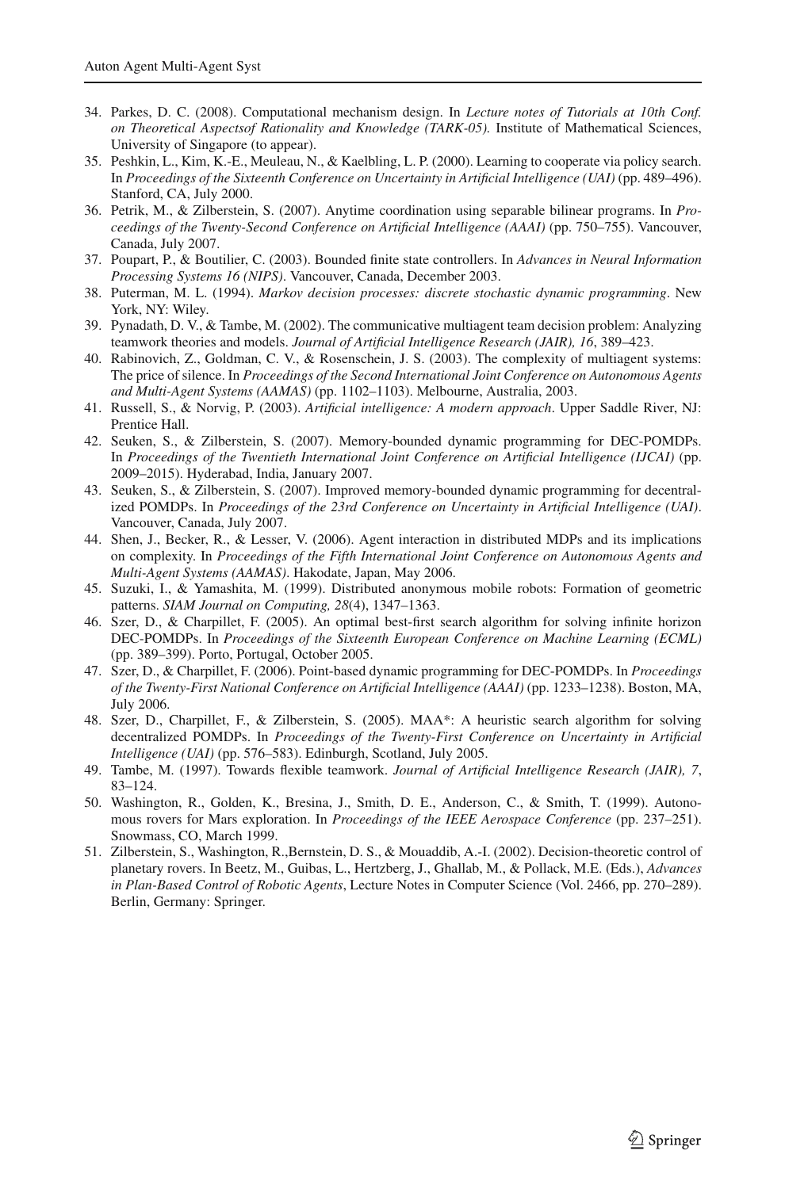34. Parkes, D. C. (2008). Computational mechanism design. In *Lecture notes of Tutorials at 10th Conf. on Theoretical Aspectsof Rationality and Knowledge (TARK-05)*. Institute of Mathematical Sciences, University of Singapore (to appear).
35. Peshkin, L., Kim, K.-E., Meuleau, N., & Kaelbling, L. P. (2000). Learning to cooperate via policy search. In *Proceedings of the Sixteenth Conference on Uncertainty in Artificial Intelligence (UAI)* (pp. 489–496). Stanford, CA, July 2000.
36. Petrik, M., & Zilberstein, S. (2007). Anytime coordination using separable bilinear programs. In *Proceedings of the Twenty-Second Conference on Artificial Intelligence (AAAI)* (pp. 750–755). Vancouver, Canada, July 2007.
37. Poupart, P., & Boutilier, C. (2003). Bounded finite state controllers. In *Advances in Neural Information Processing Systems 16 (NIPS)*. Vancouver, Canada, December 2003.
38. Puterman, M. L. (1994). *Markov decision processes: discrete stochastic dynamic programming*. New York, NY: Wiley.
39. Pynadath, D. V., & Tambe, M. (2002). The communicative multiagent team decision problem: Analyzing teamwork theories and models. *Journal of Artificial Intelligence Research (JAIR), 16*, 389–423.
40. Rabinovich, Z., Goldman, C. V., & Rosenschein, J. S. (2003). The complexity of multiagent systems: The price of silence. In *Proceedings of the Second International Joint Conference on Autonomous Agents and Multi-Agent Systems (AAMAS)* (pp. 1102–1103). Melbourne, Australia, 2003.
41. Russell, S., & Norvig, P. (2003). *Artificial intelligence: A modern approach*. Upper Saddle River, NJ: Prentice Hall.
42. Seuken, S., & Zilberstein, S. (2007). Memory-bounded dynamic programming for DEC-POMDPs. In *Proceedings of the Twentieth International Joint Conference on Artificial Intelligence (IJCAI)* (pp. 2009–2015). Hyderabad, India, January 2007.
43. Seuken, S., & Zilberstein, S. (2007). Improved memory-bounded dynamic programming for decentralized POMDPs. In *Proceedings of the 23rd Conference on Uncertainty in Artificial Intelligence (UAI)*. Vancouver, Canada, July 2007.
44. Shen, J., Becker, R., & Lesser, V. (2006). Agent interaction in distributed MDPs and its implications on complexity. In *Proceedings of the Fifth International Joint Conference on Autonomous Agents and Multi-Agent Systems (AAMAS)*. Hakodate, Japan, May 2006.
45. Suzuki, I., & Yamashita, M. (1999). Distributed anonymous mobile robots: Formation of geometric patterns. *SIAM Journal on Computing, 28*(4), 1347–1363.
46. Szer, D., & Charpillet, F. (2005). An optimal best-first search algorithm for solving infinite horizon DEC-POMDPs. In *Proceedings of the Sixteenth European Conference on Machine Learning (ECML)* (pp. 389–399). Porto, Portugal, October 2005.
47. Szer, D., & Charpillet, F. (2006). Point-based dynamic programming for DEC-POMDPs. In *Proceedings of the Twenty-First National Conference on Artificial Intelligence (AAAI)* (pp. 1233–1238). Boston, MA, July 2006.
48. Szer, D., Charpillet, F., & Zilberstein, S. (2005). MAA*: A heuristic search algorithm for solving decentralized POMDPs. In *Proceedings of the Twenty-First Conference on Uncertainty in Artificial Intelligence (UAI)* (pp. 576–583). Edinburgh, Scotland, July 2005.
49. Tambe, M. (1997). Towards flexible teamwork. *Journal of Artificial Intelligence Research (JAIR), 7*, 83–124.
50. Washington, R., Golden, K., Bresina, J., Smith, D. E., Anderson, C., & Smith, T. (1999). Autonomous rovers for Mars exploration. In *Proceedings of the IEEE Aerospace Conference* (pp. 237–251). Snowmass, CO, March 1999.
51. Zilberstein, S., Washington, R.,Bernstein, D. S., & Mouaddib, A.-I. (2002). Decision-theoretic control of planetary rovers. In Beetz, M., Guibas, L., Hertzberg, J., Ghallab, M., & Pollack, M.E. (Eds.), *Advances in Plan-Based Control of Robotic Agents*, Lecture Notes in Computer Science (Vol. 2466, pp. 270–289). Berlin, Germany: Springer.